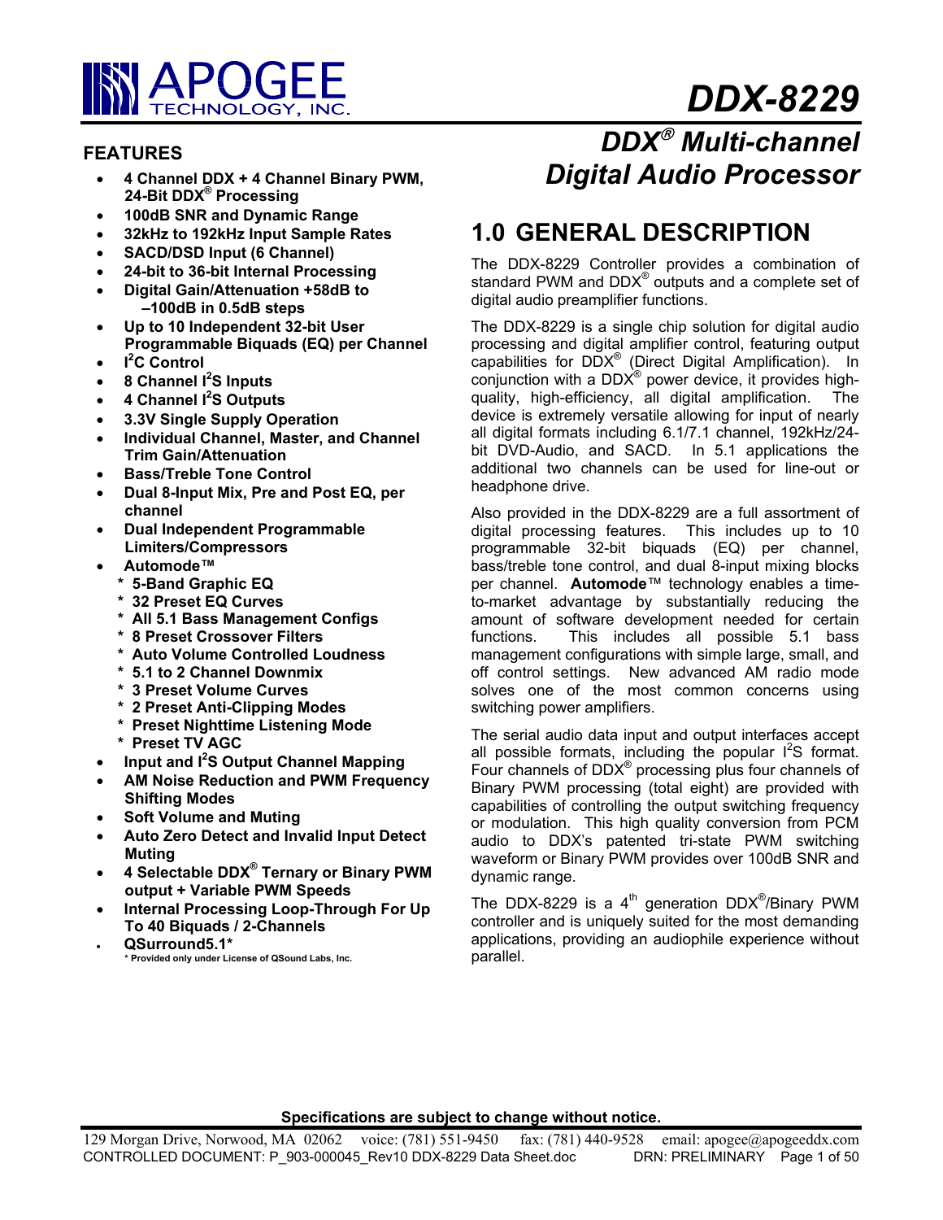# APOGEE TECHNOLOGY, INC.

# DDX-8229

## DDX® Multi-channel Digital Audio Processor

### FEATURES

- **4 Channel DDX + 4 Channel Binary PWM, 24-Bit DDX® Processing**
- **100dB SNR and Dynamic Range**
- **32kHz to 192kHz Input Sample Rates**
- **SACD/DSD Input (6 Channel)**
- **24-bit to 36-bit Internal Processing**
- **Digital Gain/Attenuation +58dB to –100dB in 0.5dB steps**
- **Up to 10 Independent 32-bit User Programmable Biquads (EQ) per Channel**
- **I²C Control**
- **8 Channel I²S Inputs**
- **4 Channel I²S Outputs**
- **3.3V Single Supply Operation**
- **Individual Channel, Master, and Channel Trim Gain/Attenuation**
- **Bass/Treble Tone Control**
- **Dual 8-Input Mix, Pre and Post EQ, per channel**
- **Dual Independent Programmable Limiters/Compressors**
- **Automode™**
  - **5-Band Graphic EQ**
  - **32 Preset EQ Curves**
  - **All 5.1 Bass Management Configs**
  - **8 Preset Crossover Filters**
  - **Auto Volume Controlled Loudness**
  - **5.1 to 2 Channel Downmix**
  - **3 Preset Volume Curves**
  - **2 Preset Anti-Clipping Modes**
  - **Preset Nighttime Listening Mode**
  - **Preset TV AGC**
- **Input and I²S Output Channel Mapping**
- **AM Noise Reduction and PWM Frequency Shifting Modes**
- **Soft Volume and Muting**
- **Auto Zero Detect and Invalid Input Detect Muting**
- **4 Selectable DDX® Ternary or Binary PWM output + Variable PWM Speeds**
- **Internal Processing Loop-Through For Up To 40 Biquads / 2-Channels**
- **QSurround5.1***

**\* Provided only under License of QSound Labs, Inc.**

## 1.0 GENERAL DESCRIPTION

The DDX-8229 Controller provides a combination of standard PWM and DDX® outputs and a complete set of digital audio preamplifier functions.

The DDX-8229 is a single chip solution for digital audio processing and digital amplifier control, featuring output capabilities for DDX® (Direct Digital Amplification). In conjunction with a DDX® power device, it provides high-quality, high-efficiency, all digital amplification. The device is extremely versatile allowing for input of nearly all digital formats including 6.1/7.1 channel, 192kHz/24-bit DVD-Audio, and SACD. In 5.1 applications the additional two channels can be used for line-out or headphone drive.

Also provided in the DDX-8229 are a full assortment of digital processing features. This includes up to 10 programmable 32-bit biquads (EQ) per channel, bass/treble tone control, and dual 8-input mixing blocks per channel. **Automode**™ technology enables a time-to-market advantage by substantially reducing the amount of software development needed for certain functions. This includes all possible 5.1 bass management configurations with simple large, small, and off control settings. New advanced AM radio mode solves one of the most common concerns using switching power amplifiers.

The serial audio data input and output interfaces accept all possible formats, including the popular I²S format. Four channels of DDX® processing plus four channels of Binary PWM processing (total eight) are provided with capabilities of controlling the output switching frequency or modulation. This high quality conversion from PCM audio to DDX's patented tri-state PWM switching waveform or Binary PWM provides over 100dB SNR and dynamic range.

The DDX-8229 is a 4th generation DDX®/Binary PWM controller and is uniquely suited for the most demanding applications, providing an audiophile experience without parallel.

**Specifications are subject to change without notice.**

129 Morgan Drive, Norwood, MA 02062 voice: (781) 551-9450 fax: (781) 440-9528 email: apogee@apogeeddx.com
CONTROLLED DOCUMENT: P_903-000045_Rev10 DDX-8229 Data Sheet.doc DRN: PRELIMINARY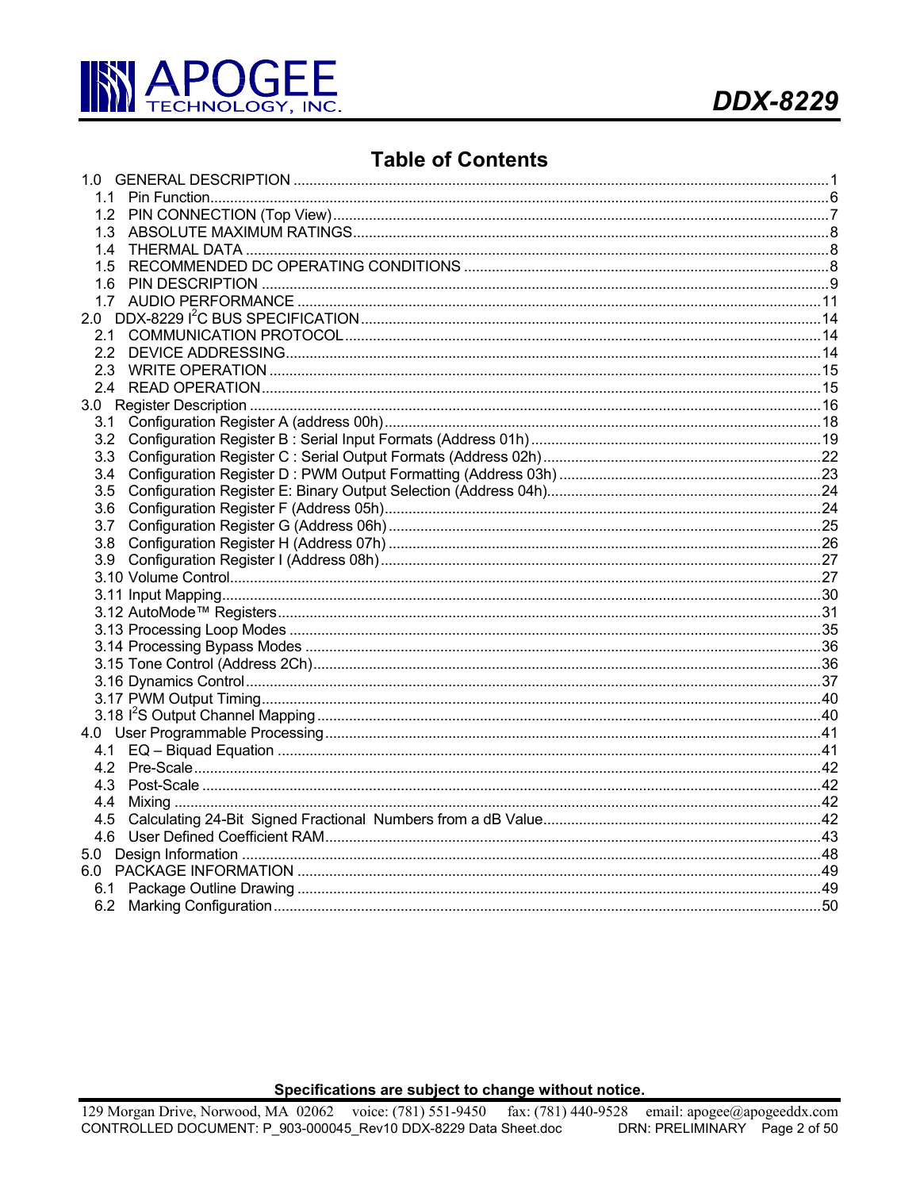# Table of Contents

1.0 GENERAL DESCRIPTION ..... 1
  1.1 Pin Function ..... 6
  1.2 PIN CONNECTION (Top View) ..... 7
  1.3 ABSOLUTE MAXIMUM RATINGS ..... 8
  1.4 THERMAL DATA ..... 8
  1.5 RECOMMENDED DC OPERATING CONDITIONS ..... 8
  1.6 PIN DESCRIPTION ..... 9
  1.7 AUDIO PERFORMANCE ..... 11
2.0 DDX-8229 I$^2$C BUS SPECIFICATION ..... 14
  2.1 COMMUNICATION PROTOCOL ..... 14
  2.2 DEVICE ADDRESSING ..... 14
  2.3 WRITE OPERATION ..... 15
  2.4 READ OPERATION ..... 15
3.0 Register Description ..... 16
  3.1 Configuration Register A (address 00h) ..... 18
  3.2 Configuration Register B : Serial Input Formats (Address 01h) ..... 19
  3.3 Configuration Register C : Serial Output Formats (Address 02h) ..... 22
  3.4 Configuration Register D : PWM Output Formatting (Address 03h) ..... 23
  3.5 Configuration Register E: Binary Output Selection (Address 04h) ..... 24
  3.6 Configuration Register F (Address 05h) ..... 24
  3.7 Configuration Register G (Address 06h) ..... 25
  3.8 Configuration Register H (Address 07h) ..... 26
  3.9 Configuration Register I (Address 08h) ..... 27
  3.10 Volume Control ..... 27
  3.11 Input Mapping ..... 30
  3.12 AutoMode™ Registers ..... 31
  3.13 Processing Loop Modes ..... 35
  3.14 Processing Bypass Modes ..... 36
  3.15 Tone Control (Address 2Ch) ..... 36
  3.16 Dynamics Control ..... 37
  3.17 PWM Output Timing ..... 40
  3.18 I$^2$S Output Channel Mapping ..... 40
4.0 User Programmable Processing ..... 41
  4.1 EQ – Biquad Equation ..... 41
  4.2 Pre-Scale ..... 42
  4.3 Post-Scale ..... 42
  4.4 Mixing ..... 42
  4.5 Calculating 24-Bit Signed Fractional Numbers from a dB Value ..... 42
  4.6 User Defined Coefficient RAM ..... 43
5.0 Design Information ..... 48
6.0 PACKAGE INFORMATION ..... 49
  6.1 Package Outline Drawing ..... 49
  6.2 Marking Configuration ..... 50

Specifications are subject to change without notice.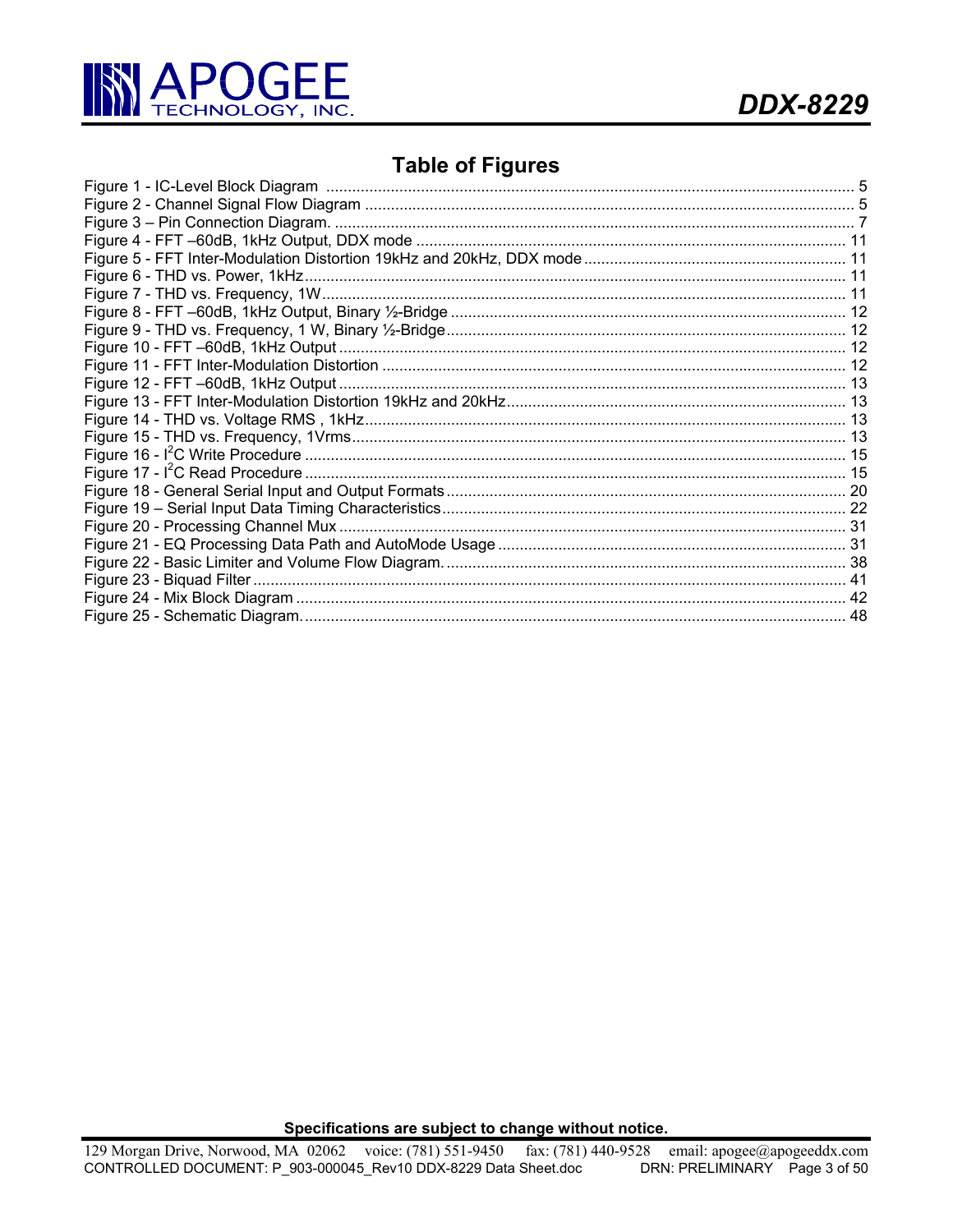# Table of Figures

Figure 1 - IC-Level Block Diagram ..... 5
Figure 2 - Channel Signal Flow Diagram ..... 5
Figure 3 – Pin Connection Diagram. ..... 7
Figure 4 - FFT –60dB, 1kHz Output, DDX mode ..... 11
Figure 5 - FFT Inter-Modulation Distortion 19kHz and 20kHz, DDX mode ..... 11
Figure 6 - THD vs. Power, 1kHz ..... 11
Figure 7 - THD vs. Frequency, 1W ..... 11
Figure 8 - FFT –60dB, 1kHz Output, Binary ½-Bridge ..... 12
Figure 9 - THD vs. Frequency, 1 W, Binary ½-Bridge ..... 12
Figure 10 - FFT –60dB, 1kHz Output ..... 12
Figure 11 - FFT Inter-Modulation Distortion ..... 12
Figure 12 - FFT –60dB, 1kHz Output ..... 13
Figure 13 - FFT Inter-Modulation Distortion 19kHz and 20kHz ..... 13
Figure 14 - THD vs. Voltage RMS , 1kHz ..... 13
Figure 15 - THD vs. Frequency, 1Vrms ..... 13
Figure 16 - $I^2C$ Write Procedure ..... 15
Figure 17 - $I^2C$ Read Procedure ..... 15
Figure 18 - General Serial Input and Output Formats ..... 20
Figure 19 – Serial Input Data Timing Characteristics ..... 22
Figure 20 - Processing Channel Mux ..... 31
Figure 21 - EQ Processing Data Path and AutoMode Usage ..... 31
Figure 22 - Basic Limiter and Volume Flow Diagram. ..... 38
Figure 23 - Biquad Filter ..... 41
Figure 24 - Mix Block Diagram ..... 42
Figure 25 - Schematic Diagram. ..... 48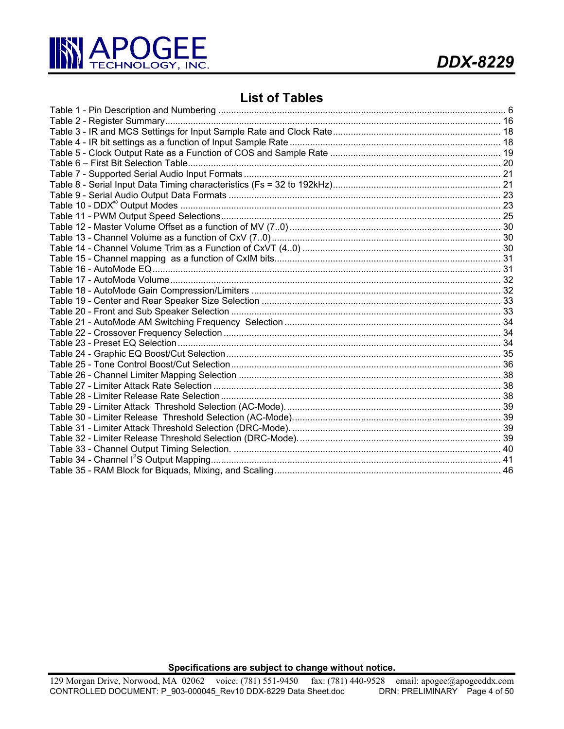## List of Tables

Table 1 - Pin Description and Numbering ........................................ 6
Table 2 - Register Summary ........................................ 16
Table 3 - IR and MCS Settings for Input Sample Rate and Clock Rate ........................................ 18
Table 4 - IR bit settings as a function of Input Sample Rate ........................................ 18
Table 5 - Clock Output Rate as a Function of COS and Sample Rate ........................................ 19
Table 6 – First Bit Selection Table ........................................ 20
Table 7 - Supported Serial Audio Input Formats ........................................ 21
Table 8 - Serial Input Data Timing characteristics (Fs = 32 to 192kHz) ........................................ 21
Table 9 - Serial Audio Output Data Formats ........................................ 23
Table 10 - DDX® Output Modes ........................................ 23
Table 11 - PWM Output Speed Selections ........................................ 25
Table 12 - Master Volume Offset as a function of MV (7..0) ........................................ 30
Table 13 - Channel Volume as a function of CxV (7..0) ........................................ 30
Table 14 - Channel Volume Trim as a Function of CxVT (4..0) ........................................ 30
Table 15 - Channel mapping as a function of CxIM bits ........................................ 31
Table 16 - AutoMode EQ ........................................ 31
Table 17 - AutoMode Volume ........................................ 32
Table 18 - AutoMode Gain Compression/Limiters ........................................ 32
Table 19 - Center and Rear Speaker Size Selection ........................................ 33
Table 20 - Front and Sub Speaker Selection ........................................ 33
Table 21 - AutoMode AM Switching Frequency Selection ........................................ 34
Table 22 - Crossover Frequency Selection ........................................ 34
Table 23 - Preset EQ Selection ........................................ 34
Table 24 - Graphic EQ Boost/Cut Selection ........................................ 35
Table 25 - Tone Control Boost/Cut Selection ........................................ 36
Table 26 - Channel Limiter Mapping Selection ........................................ 38
Table 27 - Limiter Attack Rate Selection ........................................ 38
Table 28 - Limiter Release Rate Selection ........................................ 38
Table 29 - Limiter Attack Threshold Selection (AC-Mode). ........................................ 39
Table 30 - Limiter Release Threshold Selection (AC-Mode). ........................................ 39
Table 31 - Limiter Attack Threshold Selection (DRC-Mode). ........................................ 39
Table 32 - Limiter Release Threshold Selection (DRC-Mode). ........................................ 39
Table 33 - Channel Output Timing Selection. ........................................ 40
Table 34 - Channel I²S Output Mapping ........................................ 41
Table 35 - RAM Block for Biquads, Mixing, and Scaling ........................................ 46

**Specifications are subject to change without notice.**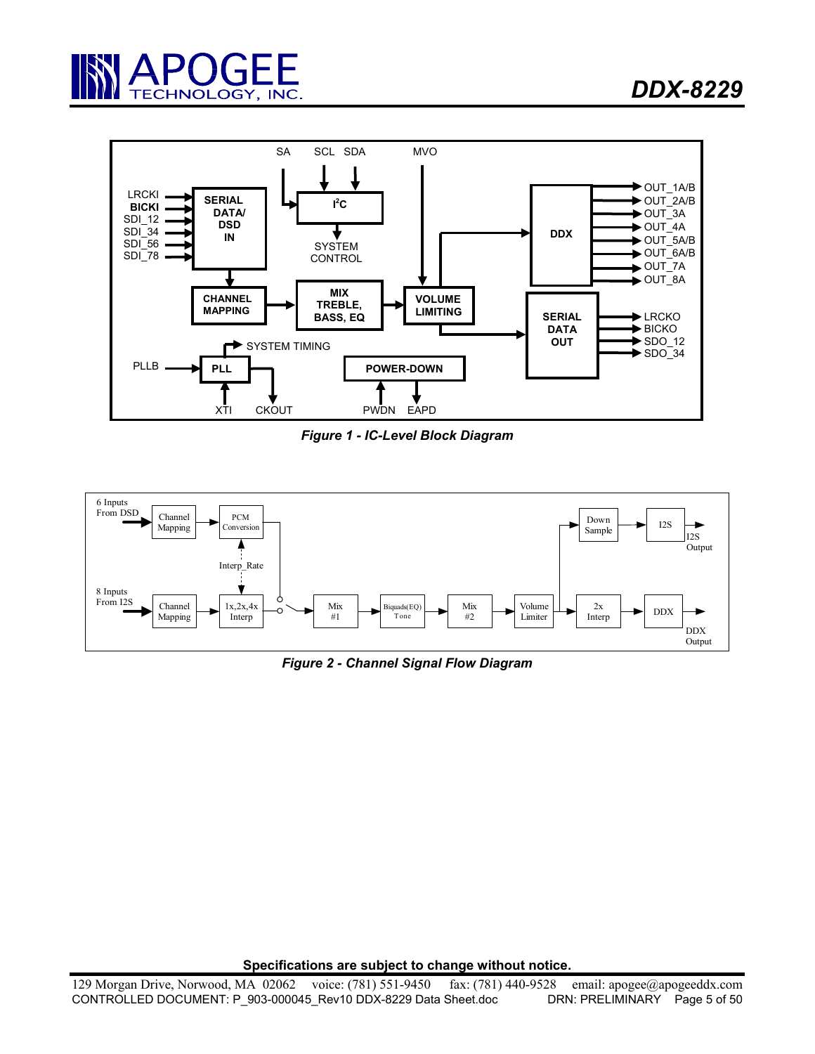SA SCL SDA MVO

LRCKI BICKI SDI_12 SDI_34 SDI_56 SDI_78

SERIAL DATA/ DSD IN

I²C

SYSTEM CONTROL

DDX

OUT_1A/B OUT_2A/B OUT_3A OUT_4A OUT_5A/B OUT_6A/B OUT_7A OUT_8A

CHANNEL MAPPING

MIX TREBLE, BASS, EQ

VOLUME LIMITING

SERIAL DATA OUT

LRCKO BICKO SDO_12 SDO_34

SYSTEM TIMING

PLLB PLL XTI CKOUT

POWER-DOWN PWDN EAPD

*Figure 1 - IC-Level Block Diagram*

6 Inputs From DSD → Channel Mapping → PCM Conversion

Interp_Rate

8 Inputs From I2S → Channel Mapping → 1x,2x,4x Interp → Mix #1 → Biquads(EQ) Tone → Mix #2 → Volume Limiter → 2x Interp → DDX → DDX Output

Down Sample → I2S → I2S Output

*Figure 2 - Channel Signal Flow Diagram*

**Specifications are subject to change without notice.**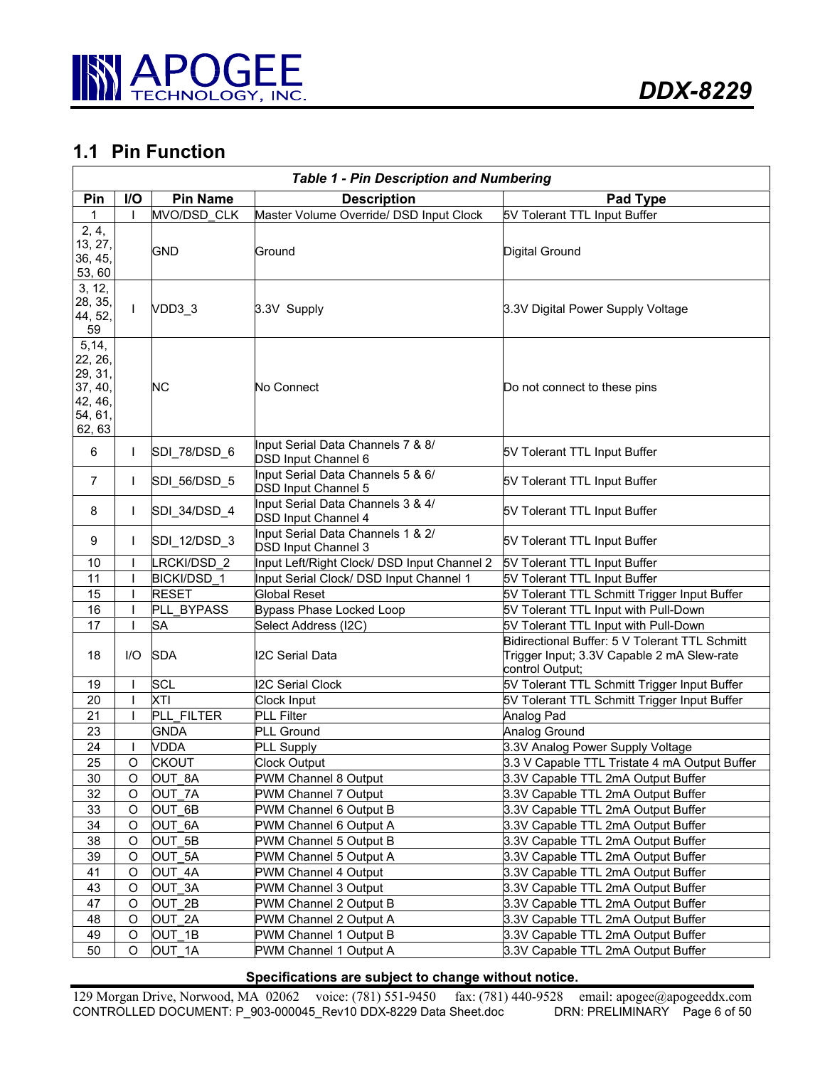## 1.1 Pin Function

| *Table 1 - Pin Description and Numbering* | | | | |
|---|---|---|---|---|
| **Pin** | **I/O** | **Pin Name** | **Description** | **Pad Type** |
| 1 | I | MVO/DSD_CLK | Master Volume Override/ DSD Input Clock | 5V Tolerant TTL Input Buffer |
| 2, 4, 13, 27, 36, 45, 53, 60 | | GND | Ground | Digital Ground |
| 3, 12, 28, 35, 44, 52, 59 | I | VDD3_3 | 3.3V Supply | 3.3V Digital Power Supply Voltage |
| 5,14, 22, 26, 29, 31, 37, 40, 42, 46, 54, 61, 62, 63 | | NC | No Connect | Do not connect to these pins |
| 6 | I | SDI_78/DSD_6 | Input Serial Data Channels 7 & 8/ DSD Input Channel 6 | 5V Tolerant TTL Input Buffer |
| 7 | I | SDI_56/DSD_5 | Input Serial Data Channels 5 & 6/ DSD Input Channel 5 | 5V Tolerant TTL Input Buffer |
| 8 | I | SDI_34/DSD_4 | Input Serial Data Channels 3 & 4/ DSD Input Channel 4 | 5V Tolerant TTL Input Buffer |
| 9 | I | SDI_12/DSD_3 | Input Serial Data Channels 1 & 2/ DSD Input Channel 3 | 5V Tolerant TTL Input Buffer |
| 10 | I | LRCKI/DSD_2 | Input Left/Right Clock/ DSD Input Channel 2 | 5V Tolerant TTL Input Buffer |
| 11 | I | BICKI/DSD_1 | Input Serial Clock/ DSD Input Channel 1 | 5V Tolerant TTL Input Buffer |
| 15 | I | RESET | Global Reset | 5V Tolerant TTL Schmitt Trigger Input Buffer |
| 16 | I | PLL_BYPASS | Bypass Phase Locked Loop | 5V Tolerant TTL Input with Pull-Down |
| 17 | I | SA | Select Address (I2C) | 5V Tolerant TTL Input with Pull-Down |
| 18 | I/O | SDA | I2C Serial Data | Bidirectional Buffer: 5 V Tolerant TTL Schmitt Trigger Input; 3.3V Capable 2 mA Slew-rate control Output; |
| 19 | I | SCL | I2C Serial Clock | 5V Tolerant TTL Schmitt Trigger Input Buffer |
| 20 | I | XTI | Clock Input | 5V Tolerant TTL Schmitt Trigger Input Buffer |
| 21 | I | PLL_FILTER | PLL Filter | Analog Pad |
| 23 | | GNDA | PLL Ground | Analog Ground |
| 24 | I | VDDA | PLL Supply | 3.3V Analog Power Supply Voltage |
| 25 | O | CKOUT | Clock Output | 3.3 V Capable TTL Tristate 4 mA Output Buffer |
| 30 | O | OUT_8A | PWM Channel 8 Output | 3.3V Capable TTL 2mA Output Buffer |
| 32 | O | OUT_7A | PWM Channel 7 Output | 3.3V Capable TTL 2mA Output Buffer |
| 33 | O | OUT_6B | PWM Channel 6 Output B | 3.3V Capable TTL 2mA Output Buffer |
| 34 | O | OUT_6A | PWM Channel 6 Output A | 3.3V Capable TTL 2mA Output Buffer |
| 38 | O | OUT_5B | PWM Channel 5 Output B | 3.3V Capable TTL 2mA Output Buffer |
| 39 | O | OUT_5A | PWM Channel 5 Output A | 3.3V Capable TTL 2mA Output Buffer |
| 41 | O | OUT_4A | PWM Channel 4 Output | 3.3V Capable TTL 2mA Output Buffer |
| 43 | O | OUT_3A | PWM Channel 3 Output | 3.3V Capable TTL 2mA Output Buffer |
| 47 | O | OUT_2B | PWM Channel 2 Output B | 3.3V Capable TTL 2mA Output Buffer |
| 48 | O | OUT_2A | PWM Channel 2 Output A | 3.3V Capable TTL 2mA Output Buffer |
| 49 | O | OUT_1B | PWM Channel 1 Output B | 3.3V Capable TTL 2mA Output Buffer |
| 50 | O | OUT_1A | PWM Channel 1 Output A | 3.3V Capable TTL 2mA Output Buffer |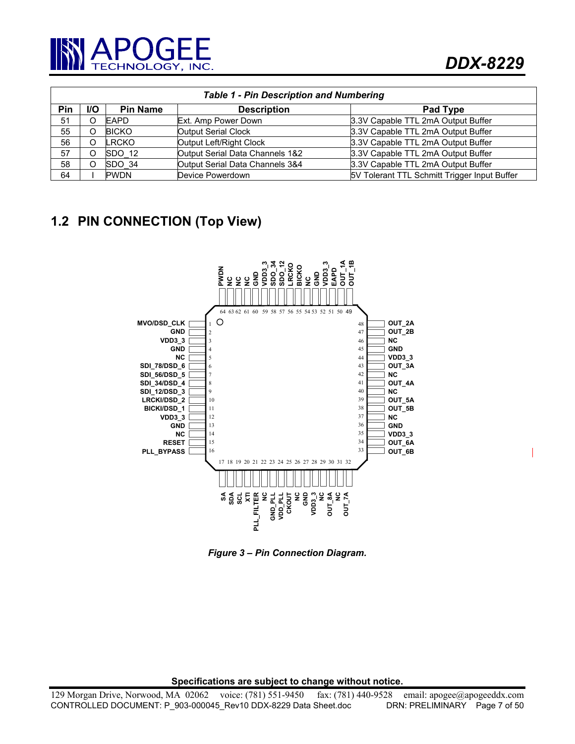**Table 1 - Pin Description and Numbering**

| Pin | I/O | Pin Name | Description | Pad Type |
|---|---|---|---|---|
| 51 | O | EAPD | Ext. Amp Power Down | 3.3V Capable TTL 2mA Output Buffer |
| 55 | O | BICKO | Output Serial Clock | 3.3V Capable TTL 2mA Output Buffer |
| 56 | O | LRCKO | Output Left/Right Clock | 3.3V Capable TTL 2mA Output Buffer |
| 57 | O | SDO_12 | Output Serial Data Channels 1&2 | 3.3V Capable TTL 2mA Output Buffer |
| 58 | O | SDO_34 | Output Serial Data Channels 3&4 | 3.3V Capable TTL 2mA Output Buffer |
| 64 | I | PWDN | Device Powerdown | 5V Tolerant TTL Schmitt Trigger Input Buffer |

## 1.2 PIN CONNECTION (Top View)

*Figure 3 – Pin Connection Diagram.*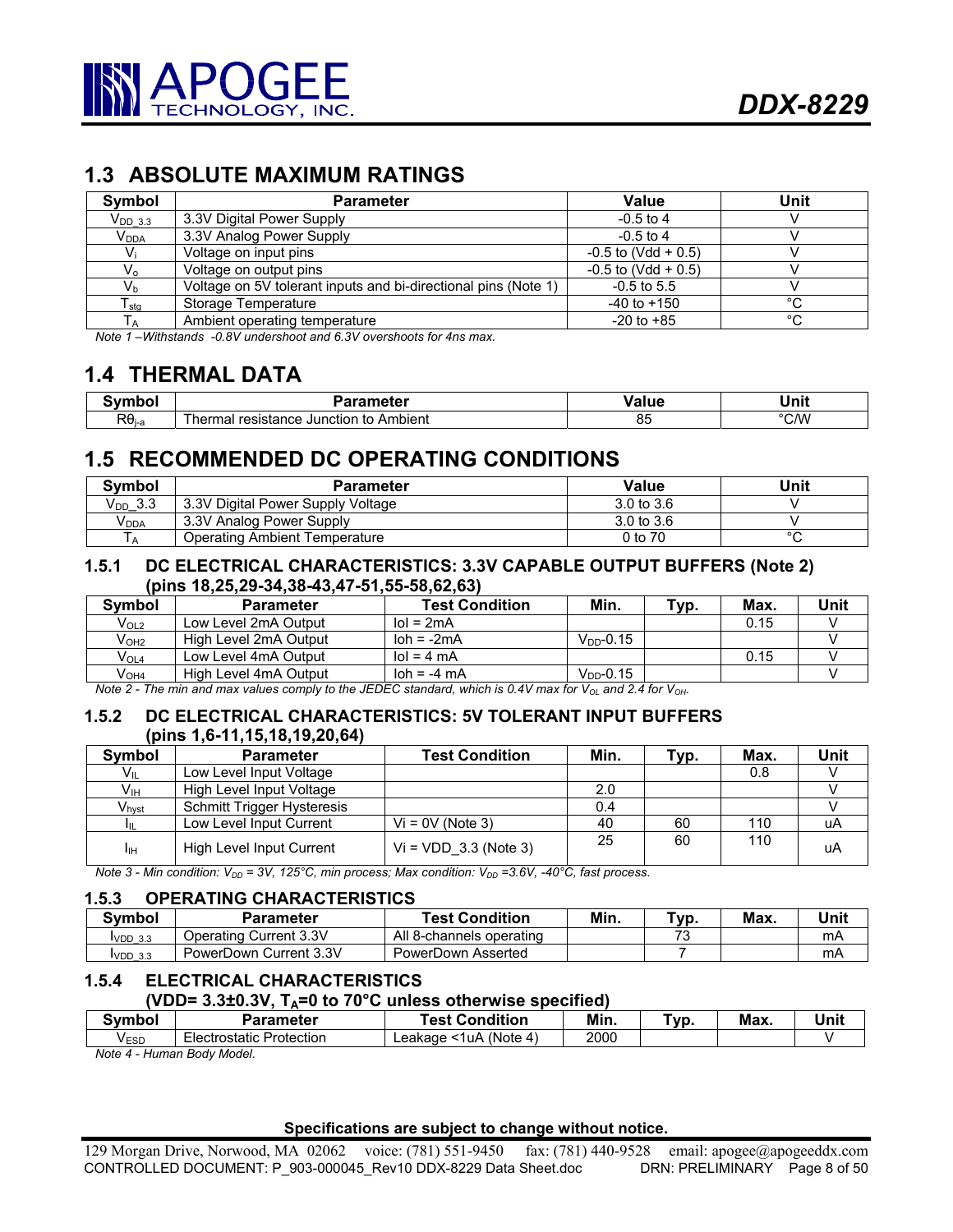## 1.3 ABSOLUTE MAXIMUM RATINGS

| Symbol | Parameter | Value | Unit |
|---|---|---|---|
| $V_{DD\_3.3}$ | 3.3V Digital Power Supply | -0.5 to 4 | V |
| $V_{DDA}$ | 3.3V Analog Power Supply | -0.5 to 4 | V |
| $V_i$ | Voltage on input pins | -0.5 to (Vdd + 0.5) | V |
| $V_o$ | Voltage on output pins | -0.5 to (Vdd + 0.5) | V |
| $V_b$ | Voltage on 5V tolerant inputs and bi-directional pins (Note 1) | -0.5 to 5.5 | V |
| $T_{stg}$ | Storage Temperature | -40 to +150 | °C |
| $T_A$ | Ambient operating temperature | -20 to +85 | °C |

*Note 1 –Withstands -0.8V undershoot and 6.3V overshoots for 4ns max.*

## 1.4 THERMAL DATA

| Symbol | Parameter | Value | Unit |
|---|---|---|---|
| $R\theta_{j-a}$ | Thermal resistance Junction to Ambient | 85 | °C/W |

## 1.5 RECOMMENDED DC OPERATING CONDITIONS

| Symbol | Parameter | Value | Unit |
|---|---|---|---|
| $V_{DD}$_3.3 | 3.3V Digital Power Supply Voltage | 3.0 to 3.6 | V |
| $V_{DDA}$ | 3.3V Analog Power Supply | 3.0 to 3.6 | V |
| $T_A$ | Operating Ambient Temperature | 0 to 70 | °C |

### 1.5.1 DC ELECTRICAL CHARACTERISTICS: 3.3V CAPABLE OUTPUT BUFFERS (Note 2) (pins 18,25,29-34,38-43,47-51,55-58,62,63)

| Symbol | Parameter | Test Condition | Min. | Typ. | Max. | Unit |
|---|---|---|---|---|---|---|
| $V_{OL2}$ | Low Level 2mA Output | Iol = 2mA | | | 0.15 | V |
| $V_{OH2}$ | High Level 2mA Output | Ioh = -2mA | $V_{DD}$-0.15 | | | V |
| $V_{OL4}$ | Low Level 4mA Output | Iol = 4 mA | | | 0.15 | V |
| $V_{OH4}$ | High Level 4mA Output | Ioh = -4 mA | $V_{DD}$-0.15 | | | V |

*Note 2 - The min and max values comply to the JEDEC standard, which is 0.4V max for $V_{OL}$ and 2.4 for $V_{OH}$.*

### 1.5.2 DC ELECTRICAL CHARACTERISTICS: 5V TOLERANT INPUT BUFFERS (pins 1,6-11,15,18,19,20,64)

| Symbol | Parameter | Test Condition | Min. | Typ. | Max. | Unit |
|---|---|---|---|---|---|---|
| $V_{IL}$ | Low Level Input Voltage | | | | 0.8 | V |
| $V_{IH}$ | High Level Input Voltage | | 2.0 | | | V |
| $V_{hyst}$ | Schmitt Trigger Hysteresis | | 0.4 | | | V |
| $I_{IL}$ | Low Level Input Current | Vi = 0V (Note 3) | 40 | 60 | 110 | uA |
| $I_{IH}$ | High Level Input Current | Vi = VDD_3.3 (Note 3) | 25 | 60 | 110 | uA |

*Note 3 - Min condition: $V_{DD}$ = 3V, 125°C, min process; Max condition: $V_{DD}$ =3.6V, -40°C, fast process.*

### 1.5.3 OPERATING CHARACTERISTICS

| Symbol | Parameter | Test Condition | Min. | Typ. | Max. | Unit |
|---|---|---|---|---|---|---|
| $I_{VDD\_3.3}$ | Operating Current 3.3V | All 8-channels operating | | 73 | | mA |
| $I_{VDD\_3.3}$ | PowerDown Current 3.3V | PowerDown Asserted | | 7 | | mA |

### 1.5.4 ELECTRICAL CHARACTERISTICS (VDD= 3.3±0.3V, $T_A$=0 to 70°C unless otherwise specified)

| Symbol | Parameter | Test Condition | Min. | Typ. | Max. | Unit |
|---|---|---|---|---|---|---|
| $V_{ESD}$ | Electrostatic Protection | Leakage <1uA (Note 4) | 2000 | | | V |

*Note 4 - Human Body Model.*

**Specifications are subject to change without notice.**

129 Morgan Drive, Norwood, MA 02062 voice: (781) 551-9450 fax: (781) 440-9528 email: apogee@apogeeddx.com
CONTROLLED DOCUMENT: P_903-000045_Rev10 DDX-8229 Data Sheet.doc DRN: PRELIMINARY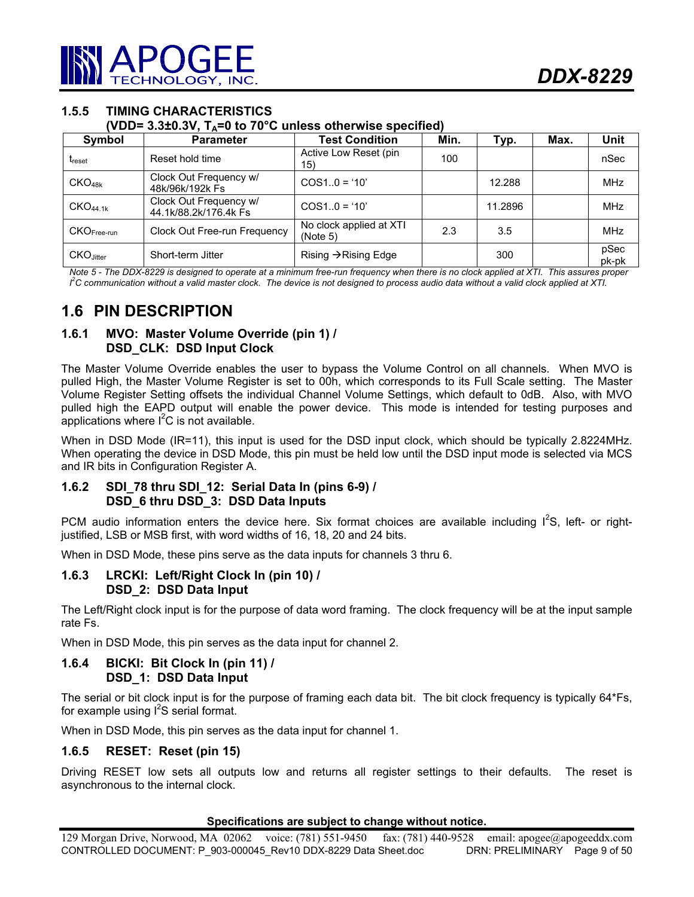### 1.5.5 TIMING CHARACTERISTICS

**(VDD= 3.3±0.3V, $T_A$=0 to 70°C unless otherwise specified)**

| Symbol | Parameter | Test Condition | Min. | Typ. | Max. | Unit |
|---|---|---|---|---|---|---|
| $t_{reset}$ | Reset hold time | Active Low Reset (pin 15) | 100 | | | nSec |
| $CKO_{48k}$ | Clock Out Frequency w/ 48k/96k/192k Fs | COS1..0 = '10' | | 12.288 | | MHz |
| $CKO_{44.1k}$ | Clock Out Frequency w/ 44.1k/88.2k/176.4k Fs | COS1..0 = '10' | | 11.2896 | | MHz |
| $CKO_{Free\text{-}run}$ | Clock Out Free-run Frequency | No clock applied at XTI (Note 5) | 2.3 | 3.5 | | MHz |
| $CKO_{Jitter}$ | Short-term Jitter | Rising →Rising Edge | | 300 | | pSec pk-pk |

*Note 5 - The DDX-8229 is designed to operate at a minimum free-run frequency when there is no clock applied at XTI. This assures proper I²C communication without a valid master clock. The device is not designed to process audio data without a valid clock applied at XTI.*

## 1.6 PIN DESCRIPTION

### 1.6.1 MVO: Master Volume Override (pin 1) / DSD_CLK: DSD Input Clock

The Master Volume Override enables the user to bypass the Volume Control on all channels. When MVO is pulled High, the Master Volume Register is set to 00h, which corresponds to its Full Scale setting. The Master Volume Register Setting offsets the individual Channel Volume Settings, which default to 0dB. Also, with MVO pulled high the EAPD output will enable the power device. This mode is intended for testing purposes and applications where I²C is not available.

When in DSD Mode (IR=11), this input is used for the DSD input clock, which should be typically 2.8224MHz. When operating the device in DSD Mode, this pin must be held low until the DSD input mode is selected via MCS and IR bits in Configuration Register A.

### 1.6.2 SDI_78 thru SDI_12: Serial Data In (pins 6-9) / DSD_6 thru DSD_3: DSD Data Inputs

PCM audio information enters the device here. Six format choices are available including I²S, left- or right-justified, LSB or MSB first, with word widths of 16, 18, 20 and 24 bits.

When in DSD Mode, these pins serve as the data inputs for channels 3 thru 6.

### 1.6.3 LRCKI: Left/Right Clock In (pin 10) / DSD_2: DSD Data Input

The Left/Right clock input is for the purpose of data word framing. The clock frequency will be at the input sample rate Fs.

When in DSD Mode, this pin serves as the data input for channel 2.

### 1.6.4 BICKI: Bit Clock In (pin 11) / DSD_1: DSD Data Input

The serial or bit clock input is for the purpose of framing each data bit. The bit clock frequency is typically 64*Fs, for example using I²S serial format.

When in DSD Mode, this pin serves as the data input for channel 1.

### 1.6.5 RESET: Reset (pin 15)

Driving RESET low sets all outputs low and returns all register settings to their defaults. The reset is asynchronous to the internal clock.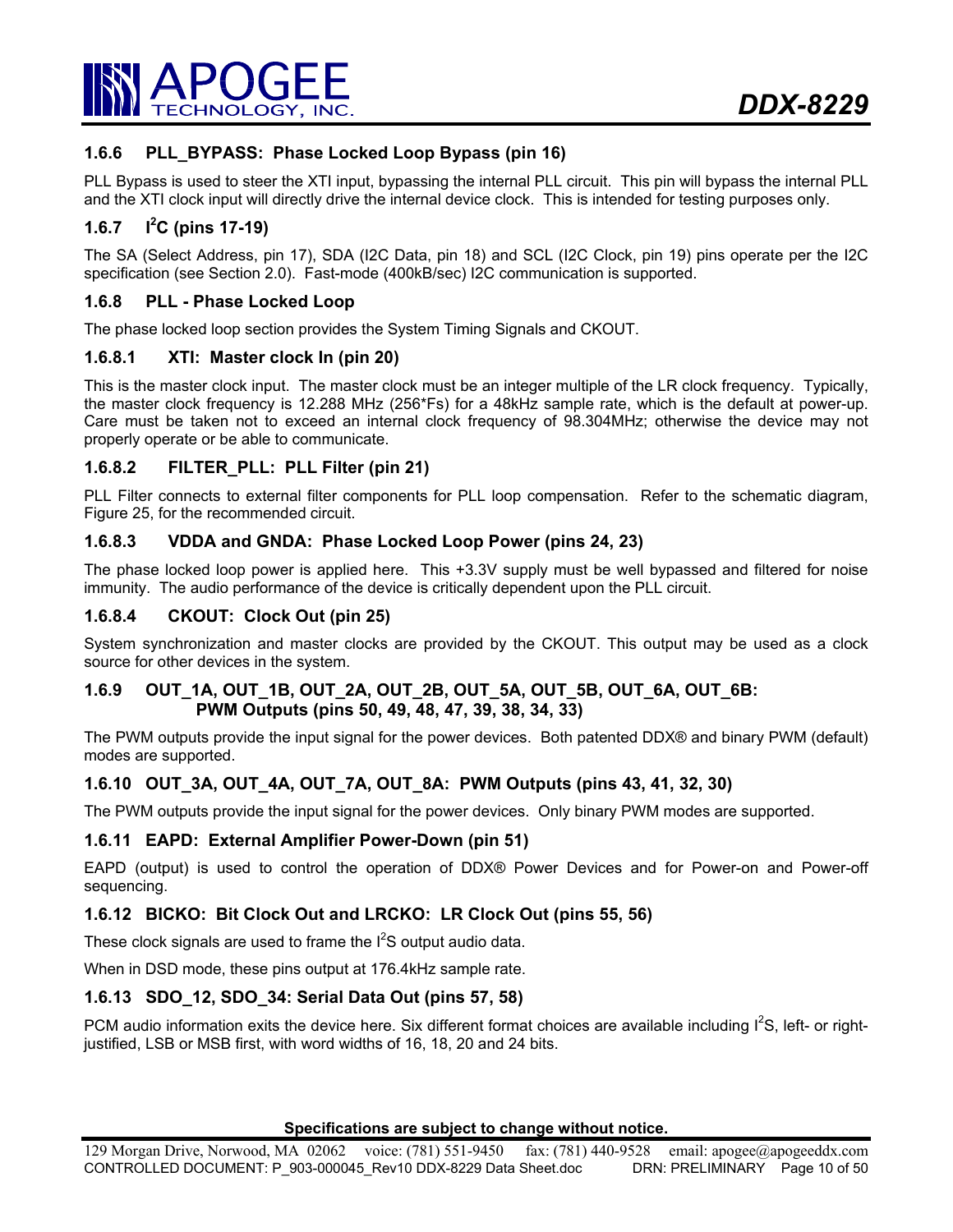### 1.6.6 PLL_BYPASS: Phase Locked Loop Bypass (pin 16)

PLL Bypass is used to steer the XTI input, bypassing the internal PLL circuit. This pin will bypass the internal PLL and the XTI clock input will directly drive the internal device clock. This is intended for testing purposes only.

### 1.6.7 I$^2$C (pins 17-19)

The SA (Select Address, pin 17), SDA (I2C Data, pin 18) and SCL (I2C Clock, pin 19) pins operate per the I2C specification (see Section 2.0). Fast-mode (400kB/sec) I2C communication is supported.

### 1.6.8 PLL - Phase Locked Loop

The phase locked loop section provides the System Timing Signals and CKOUT.

#### 1.6.8.1 XTI: Master clock In (pin 20)

This is the master clock input. The master clock must be an integer multiple of the LR clock frequency. Typically, the master clock frequency is 12.288 MHz (256*Fs) for a 48kHz sample rate, which is the default at power-up. Care must be taken not to exceed an internal clock frequency of 98.304MHz; otherwise the device may not properly operate or be able to communicate.

#### 1.6.8.2 FILTER_PLL: PLL Filter (pin 21)

PLL Filter connects to external filter components for PLL loop compensation. Refer to the schematic diagram, Figure 25, for the recommended circuit.

#### 1.6.8.3 VDDA and GNDA: Phase Locked Loop Power (pins 24, 23)

The phase locked loop power is applied here. This +3.3V supply must be well bypassed and filtered for noise immunity. The audio performance of the device is critically dependent upon the PLL circuit.

#### 1.6.8.4 CKOUT: Clock Out (pin 25)

System synchronization and master clocks are provided by the CKOUT. This output may be used as a clock source for other devices in the system.

### 1.6.9 OUT_1A, OUT_1B, OUT_2A, OUT_2B, OUT_5A, OUT_5B, OUT_6A, OUT_6B: PWM Outputs (pins 50, 49, 48, 47, 39, 38, 34, 33)

The PWM outputs provide the input signal for the power devices. Both patented DDX® and binary PWM (default) modes are supported.

### 1.6.10 OUT_3A, OUT_4A, OUT_7A, OUT_8A: PWM Outputs (pins 43, 41, 32, 30)

The PWM outputs provide the input signal for the power devices. Only binary PWM modes are supported.

### 1.6.11 EAPD: External Amplifier Power-Down (pin 51)

EAPD (output) is used to control the operation of DDX® Power Devices and for Power-on and Power-off sequencing.

### 1.6.12 BICKO: Bit Clock Out and LRCKO: LR Clock Out (pins 55, 56)

These clock signals are used to frame the I$^2$S output audio data.

When in DSD mode, these pins output at 176.4kHz sample rate.

### 1.6.13 SDO_12, SDO_34: Serial Data Out (pins 57, 58)

PCM audio information exits the device here. Six different format choices are available including I$^2$S, left- or right-justified, LSB or MSB first, with word widths of 16, 18, 20 and 24 bits.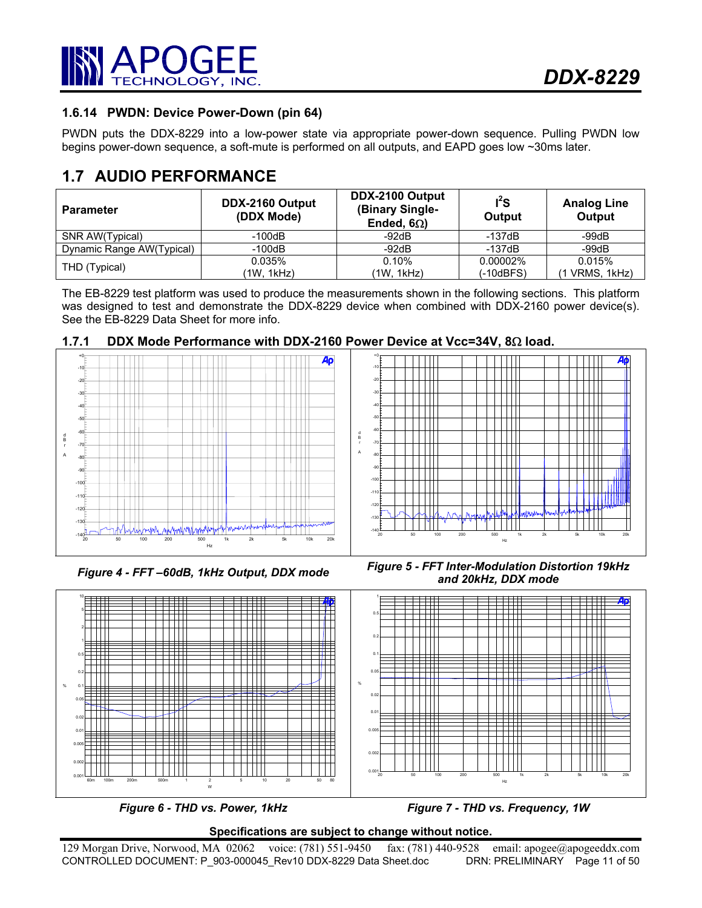### 1.6.14 PWDN: Device Power-Down (pin 64)

PWDN puts the DDX-8229 into a low-power state via appropriate power-down sequence. Pulling PWDN low begins power-down sequence, a soft-mute is performed on all outputs, and EAPD goes low ~30ms later.

## 1.7 AUDIO PERFORMANCE

| Parameter | DDX-2160 Output (DDX Mode) | DDX-2100 Output (Binary Single-Ended, 6Ω) | I²S Output | Analog Line Output |
|---|---|---|---|---|
| SNR AW(Typical) | -100dB | -92dB | -137dB | -99dB |
| Dynamic Range AW(Typical) | -100dB | -92dB | -137dB | -99dB |
| THD (Typical) | 0.035% (1W, 1kHz) | 0.10% (1W, 1kHz) | 0.00002% (-10dBFS) | 0.015% (1 VRMS, 1kHz) |

The EB-8229 test platform was used to produce the measurements shown in the following sections. This platform was designed to test and demonstrate the DDX-8229 device when combined with DDX-2160 power device(s). See the EB-8229 Data Sheet for more info.

### 1.7.1 DDX Mode Performance with DDX-2160 Power Device at Vcc=34V, 8Ω load.

*Figure 4 - FFT –60dB, 1kHz Output, DDX mode*

*Figure 5 - FFT Inter-Modulation Distortion 19kHz and 20kHz, DDX mode*

*Figure 6 - THD vs. Power, 1kHz*

*Figure 7 - THD vs. Frequency, 1W*

**Specifications are subject to change without notice.**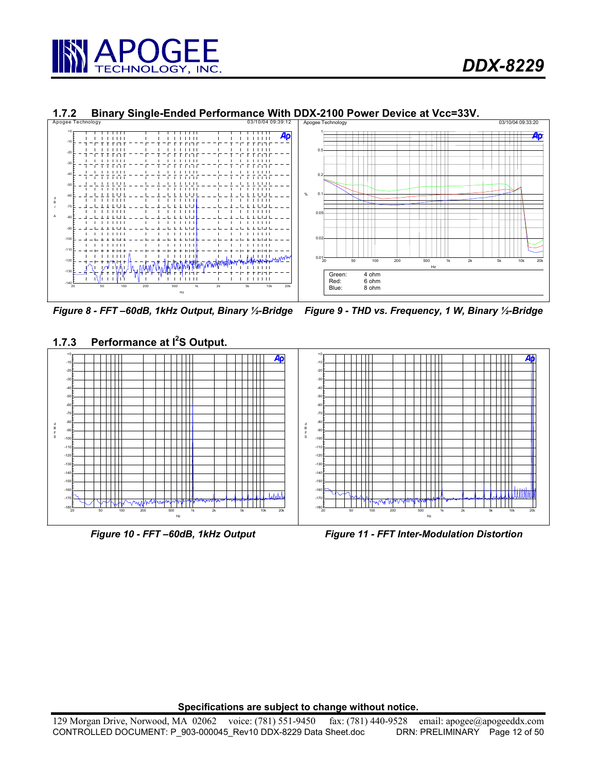### 1.7.2 Binary Single-Ended Performance With DDX-2100 Power Device at Vcc=33V.

*Figure 8 - FFT –60dB, 1kHz Output, Binary ½-Bridge*

*Figure 9 - THD vs. Frequency, 1 W, Binary ½-Bridge*

### 1.7.3 Performance at I²S Output.

*Figure 10 - FFT –60dB, 1kHz Output*

*Figure 11 - FFT Inter-Modulation Distortion*

**Specifications are subject to change without notice.**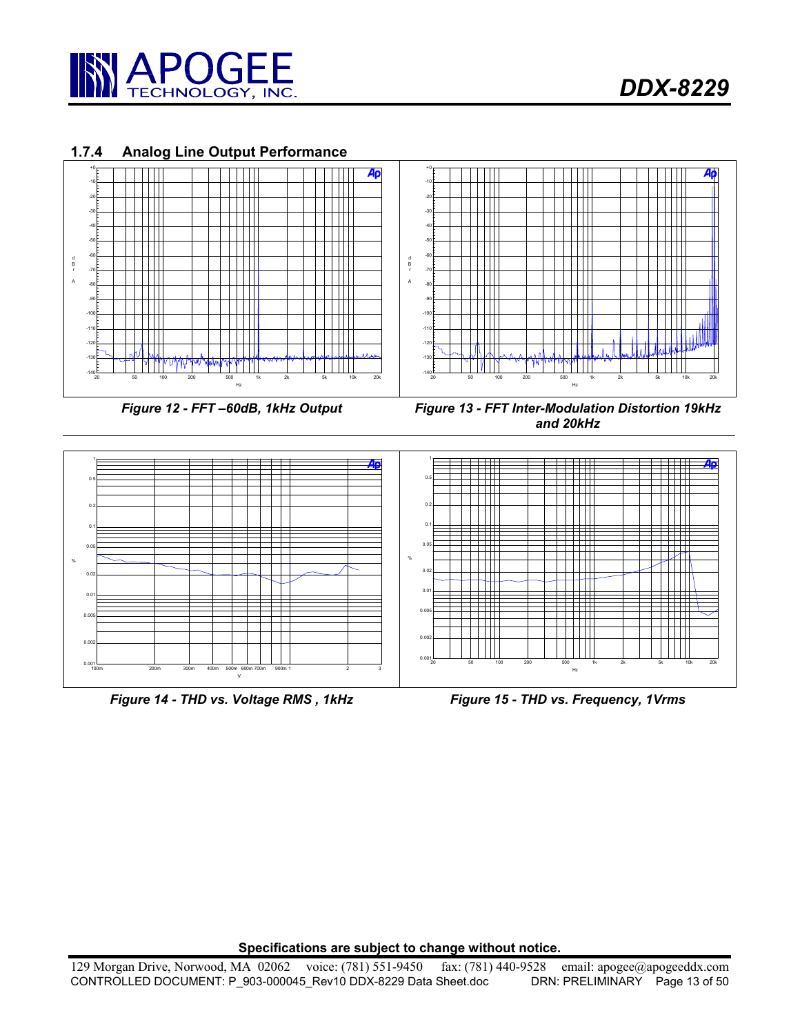### 1.7.4 Analog Line Output Performance

*Figure 12 - FFT –60dB, 1kHz Output*

*Figure 13 - FFT Inter-Modulation Distortion 19kHz and 20kHz*

*Figure 14 - THD vs. Voltage RMS , 1kHz*

*Figure 15 - THD vs. Frequency, 1Vrms*

**Specifications are subject to change without notice.**

129 Morgan Drive, Norwood, MA 02062 voice: (781) 551-9450 fax: (781) 440-9528 email: apogee@apogeeddx.com

CONTROLLED DOCUMENT: P_903-000045_Rev10 DDX-8229 Data Sheet.doc DRN: PRELIMINARY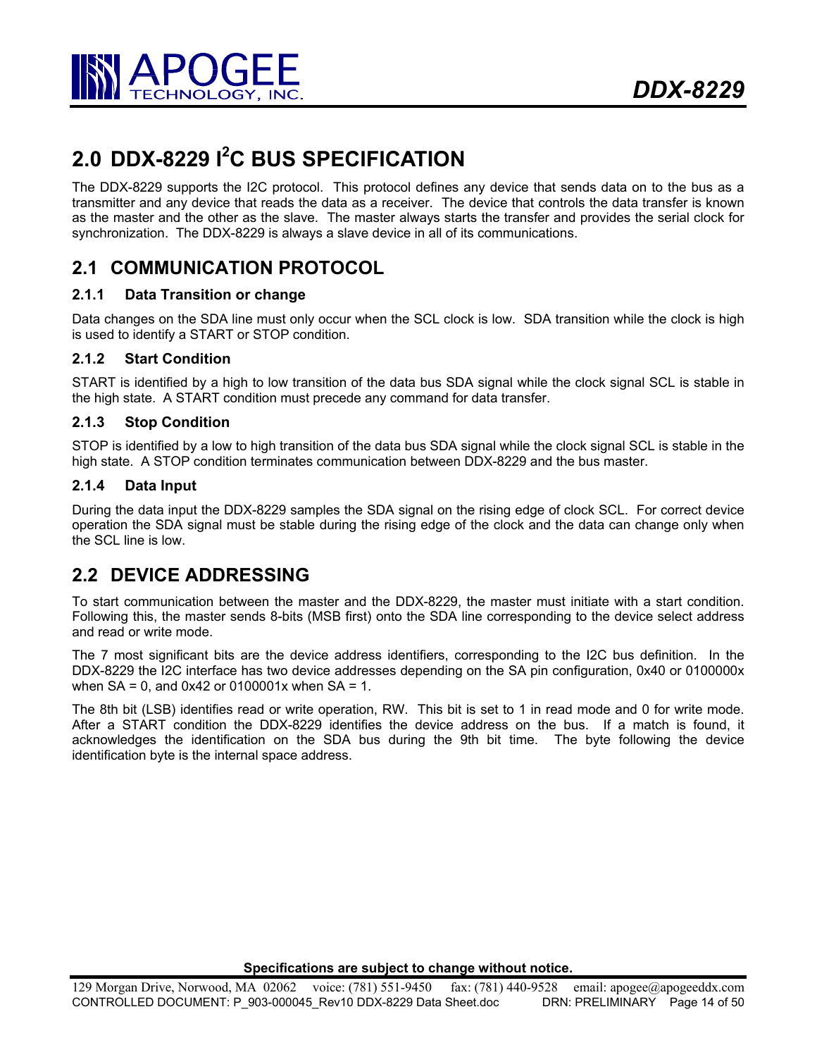# 2.0 DDX-8229 I$^2$C BUS SPECIFICATION

The DDX-8229 supports the I2C protocol. This protocol defines any device that sends data on to the bus as a transmitter and any device that reads the data as a receiver. The device that controls the data transfer is known as the master and the other as the slave. The master always starts the transfer and provides the serial clock for synchronization. The DDX-8229 is always a slave device in all of its communications.

## 2.1 COMMUNICATION PROTOCOL

### 2.1.1 Data Transition or change

Data changes on the SDA line must only occur when the SCL clock is low. SDA transition while the clock is high is used to identify a START or STOP condition.

### 2.1.2 Start Condition

START is identified by a high to low transition of the data bus SDA signal while the clock signal SCL is stable in the high state. A START condition must precede any command for data transfer.

### 2.1.3 Stop Condition

STOP is identified by a low to high transition of the data bus SDA signal while the clock signal SCL is stable in the high state. A STOP condition terminates communication between DDX-8229 and the bus master.

### 2.1.4 Data Input

During the data input the DDX-8229 samples the SDA signal on the rising edge of clock SCL. For correct device operation the SDA signal must be stable during the rising edge of the clock and the data can change only when the SCL line is low.

## 2.2 DEVICE ADDRESSING

To start communication between the master and the DDX-8229, the master must initiate with a start condition. Following this, the master sends 8-bits (MSB first) onto the SDA line corresponding to the device select address and read or write mode.

The 7 most significant bits are the device address identifiers, corresponding to the I2C bus definition. In the DDX-8229 the I2C interface has two device addresses depending on the SA pin configuration, 0x40 or 0100000x when SA = 0, and 0x42 or 0100001x when SA = 1.

The 8th bit (LSB) identifies read or write operation, RW. This bit is set to 1 in read mode and 0 for write mode. After a START condition the DDX-8229 identifies the device address on the bus. If a match is found, it acknowledges the identification on the SDA bus during the 9th bit time. The byte following the device identification byte is the internal space address.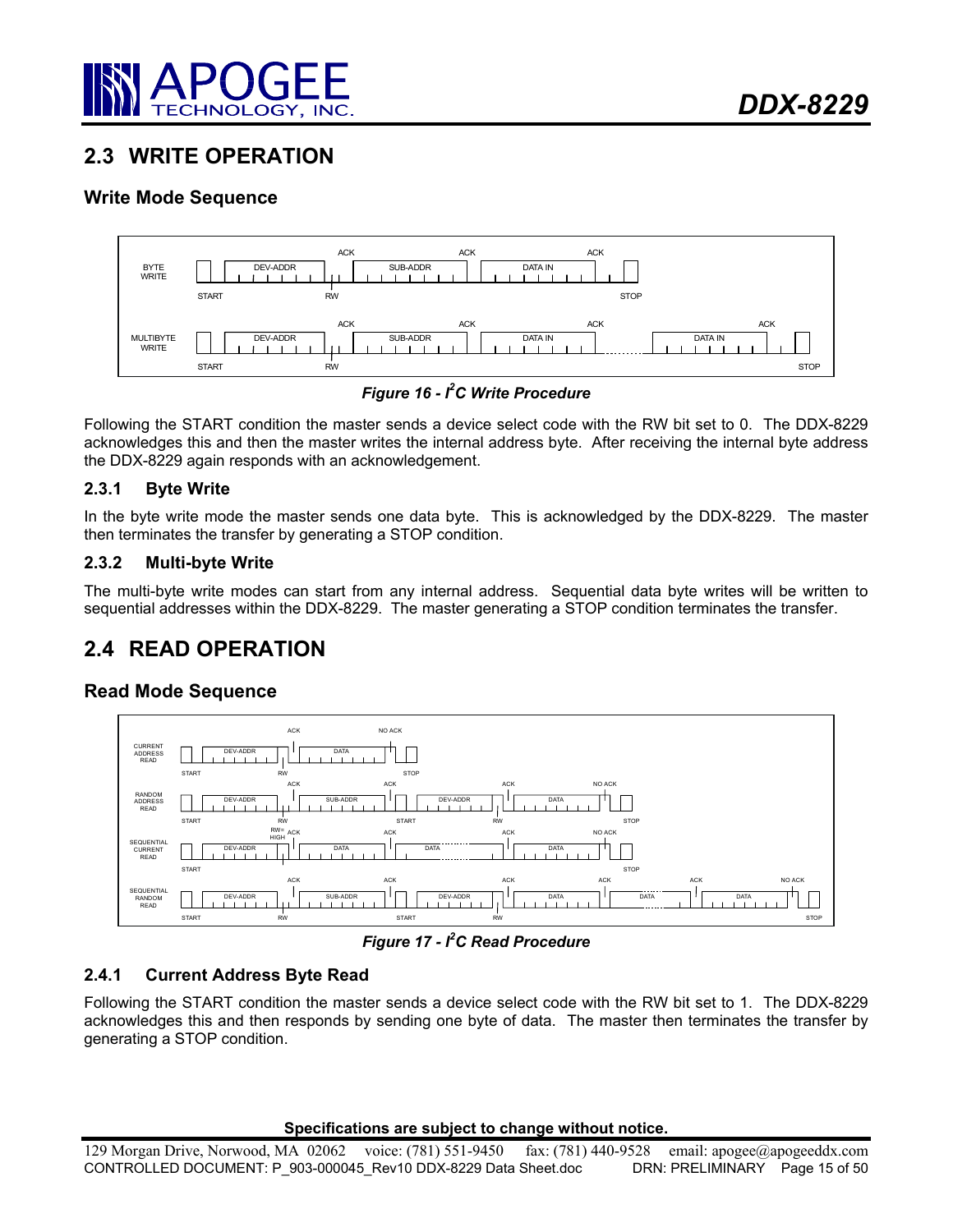## 2.3 WRITE OPERATION

### Write Mode Sequence

*Figure 16 - I²C Write Procedure*

Following the START condition the master sends a device select code with the RW bit set to 0. The DDX-8229 acknowledges this and then the master writes the internal address byte. After receiving the internal byte address the DDX-8229 again responds with an acknowledgement.

### 2.3.1 Byte Write

In the byte write mode the master sends one data byte. This is acknowledged by the DDX-8229. The master then terminates the transfer by generating a STOP condition.

### 2.3.2 Multi-byte Write

The multi-byte write modes can start from any internal address. Sequential data byte writes will be written to sequential addresses within the DDX-8229. The master generating a STOP condition terminates the transfer.

## 2.4 READ OPERATION

### Read Mode Sequence

*Figure 17 - I²C Read Procedure*

### 2.4.1 Current Address Byte Read

Following the START condition the master sends a device select code with the RW bit set to 1. The DDX-8229 acknowledges this and then responds by sending one byte of data. The master then terminates the transfer by generating a STOP condition.

**Specifications are subject to change without notice.**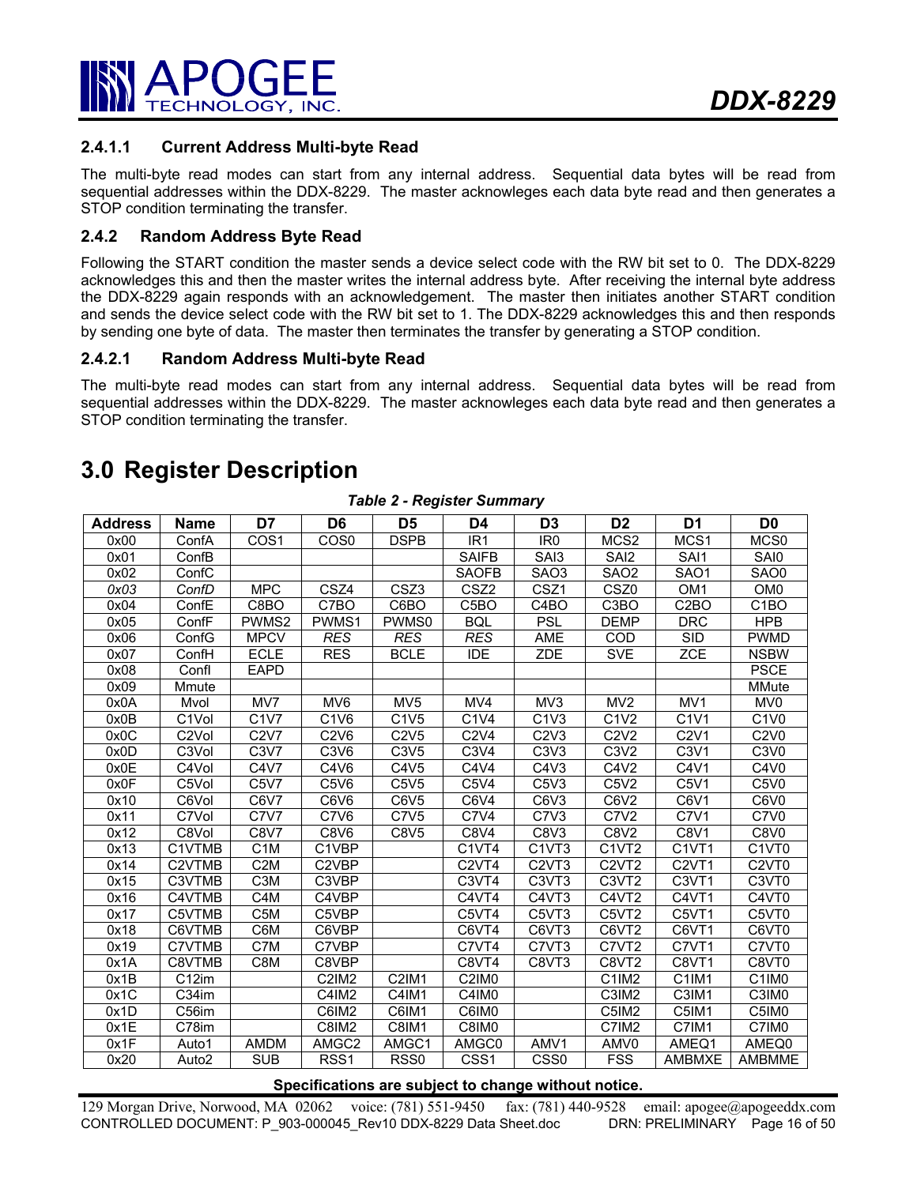#### 2.4.1.1 Current Address Multi-byte Read

The multi-byte read modes can start from any internal address. Sequential data bytes will be read from sequential addresses within the DDX-8229. The master acknowleges each data byte read and then generates a STOP condition terminating the transfer.

### 2.4.2 Random Address Byte Read

Following the START condition the master sends a device select code with the RW bit set to 0. The DDX-8229 acknowledges this and then the master writes the internal address byte. After receiving the internal byte address the DDX-8229 again responds with an acknowledgement. The master then initiates another START condition and sends the device select code with the RW bit set to 1. The DDX-8229 acknowledges this and then responds by sending one byte of data. The master then terminates the transfer by generating a STOP condition.

#### 2.4.2.1 Random Address Multi-byte Read

The multi-byte read modes can start from any internal address. Sequential data bytes will be read from sequential addresses within the DDX-8229. The master acknowleges each data byte read and then generates a STOP condition terminating the transfer.

# 3.0 Register Description

*Table 2 - Register Summary*

| Address | Name | D7 | D6 | D5 | D4 | D3 | D2 | D1 | D0 |
|---|---|---|---|---|---|---|---|---|---|
| 0x00 | ConfA | COS1 | COS0 | DSPB | IR1 | IR0 | MCS2 | MCS1 | MCS0 |
| 0x01 | ConfB | | | | SAIFB | SAI3 | SAI2 | SAI1 | SAI0 |
| 0x02 | ConfC | | | | SAOFB | SAO3 | SAO2 | SAO1 | SAO0 |
| *0x03* | *ConfD* | MPC | CSZ4 | CSZ3 | CSZ2 | CSZ1 | CSZ0 | OM1 | OM0 |
| 0x04 | ConfE | C8BO | C7BO | C6BO | C5BO | C4BO | C3BO | C2BO | C1BO |
| 0x05 | ConfF | PWMS2 | PWMS1 | PWMS0 | BQL | PSL | DEMP | DRC | HPB |
| 0x06 | ConfG | MPCV | *RES* | *RES* | *RES* | AME | COD | SID | PWMD |
| 0x07 | ConfH | ECLE | RES | BCLE | IDE | ZDE | SVE | ZCE | NSBW |
| 0x08 | ConfI | EAPD | | | | | | | PSCE |
| 0x09 | Mmute | | | | | | | | MMute |
| 0x0A | Mvol | MV7 | MV6 | MV5 | MV4 | MV3 | MV2 | MV1 | MV0 |
| 0x0B | C1Vol | C1V7 | C1V6 | C1V5 | C1V4 | C1V3 | C1V2 | C1V1 | C1V0 |
| 0x0C | C2Vol | C2V7 | C2V6 | C2V5 | C2V4 | C2V3 | C2V2 | C2V1 | C2V0 |
| 0x0D | C3Vol | C3V7 | C3V6 | C3V5 | C3V4 | C3V3 | C3V2 | C3V1 | C3V0 |
| 0x0E | C4Vol | C4V7 | C4V6 | C4V5 | C4V4 | C4V3 | C4V2 | C4V1 | C4V0 |
| 0x0F | C5Vol | C5V7 | C5V6 | C5V5 | C5V4 | C5V3 | C5V2 | C5V1 | C5V0 |
| 0x10 | C6Vol | C6V7 | C6V6 | C6V5 | C6V4 | C6V3 | C6V2 | C6V1 | C6V0 |
| 0x11 | C7Vol | C7V7 | C7V6 | C7V5 | C7V4 | C7V3 | C7V2 | C7V1 | C7V0 |
| 0x12 | C8Vol | C8V7 | C8V6 | C8V5 | C8V4 | C8V3 | C8V2 | C8V1 | C8V0 |
| 0x13 | C1VTMB | C1M | C1VBP | | C1VT4 | C1VT3 | C1VT2 | C1VT1 | C1VT0 |
| 0x14 | C2VTMB | C2M | C2VBP | | C2VT4 | C2VT3 | C2VT2 | C2VT1 | C2VT0 |
| 0x15 | C3VTMB | C3M | C3VBP | | C3VT4 | C3VT3 | C3VT2 | C3VT1 | C3VT0 |
| 0x16 | C4VTMB | C4M | C4VBP | | C4VT4 | C4VT3 | C4VT2 | C4VT1 | C4VT0 |
| 0x17 | C5VTMB | C5M | C5VBP | | C5VT4 | C5VT3 | C5VT2 | C5VT1 | C5VT0 |
| 0x18 | C6VTMB | C6M | C6VBP | | C6VT4 | C6VT3 | C6VT2 | C6VT1 | C6VT0 |
| 0x19 | C7VTMB | C7M | C7VBP | | C7VT4 | C7VT3 | C7VT2 | C7VT1 | C7VT0 |
| 0x1A | C8VTMB | C8M | C8VBP | | C8VT4 | C8VT3 | C8VT2 | C8VT1 | C8VT0 |
| 0x1B | C12im | | C2IM2 | C2IM1 | C2IM0 | | C1IM2 | C1IM1 | C1IM0 |
| 0x1C | C34im | | C4IM2 | C4IM1 | C4IM0 | | C3IM2 | C3IM1 | C3IM0 |
| 0x1D | C56im | | C6IM2 | C6IM1 | C6IM0 | | C5IM2 | C5IM1 | C5IM0 |
| 0x1E | C78im | | C8IM2 | C8IM1 | C8IM0 | | C7IM2 | C7IM1 | C7IM0 |
| 0x1F | Auto1 | AMDM | AMGC2 | AMGC1 | AMGC0 | AMV1 | AMV0 | AMEQ1 | AMEQ0 |
| 0x20 | Auto2 | SUB | RSS1 | RSS0 | CSS1 | CSS0 | FSS | AMBMXE | AMBMME |

**Specifications are subject to change without notice.**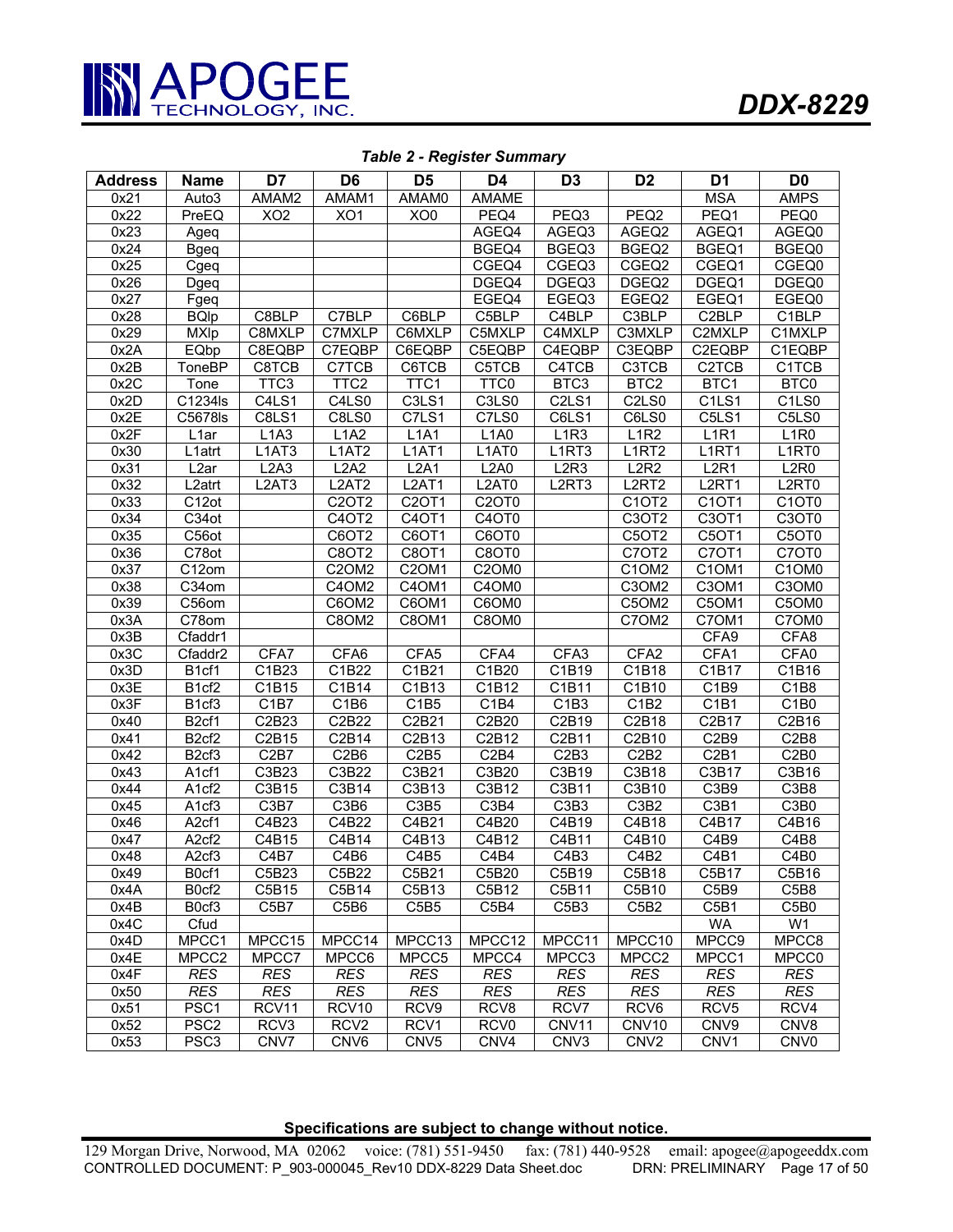***Table 2 - Register Summary***

| Address | Name | D7 | D6 | D5 | D4 | D3 | D2 | D1 | D0 |
|---|---|---|---|---|---|---|---|---|---|
| 0x21 | Auto3 | AMAM2 | AMAM1 | AMAM0 | AMAME | | | MSA | AMPS |
| 0x22 | PreEQ | XO2 | XO1 | XO0 | PEQ4 | PEQ3 | PEQ2 | PEQ1 | PEQ0 |
| 0x23 | Ageq | | | | AGEQ4 | AGEQ3 | AGEQ2 | AGEQ1 | AGEQ0 |
| 0x24 | Bgeq | | | | BGEQ4 | BGEQ3 | BGEQ2 | BGEQ1 | BGEQ0 |
| 0x25 | Cgeq | | | | CGEQ4 | CGEQ3 | CGEQ2 | CGEQ1 | CGEQ0 |
| 0x26 | Dgeq | | | | DGEQ4 | DGEQ3 | DGEQ2 | DGEQ1 | DGEQ0 |
| 0x27 | Fgeq | | | | EGEQ4 | EGEQ3 | EGEQ2 | EGEQ1 | EGEQ0 |
| 0x28 | BQlp | C8BLP | C7BLP | C6BLP | C5BLP | C4BLP | C3BLP | C2BLP | C1BLP |
| 0x29 | MXlp | C8MXLP | C7MXLP | C6MXLP | C5MXLP | C4MXLP | C3MXLP | C2MXLP | C1MXLP |
| 0x2A | EQbp | C8EQBP | C7EQBP | C6EQBP | C5EQBP | C4EQBP | C3EQBP | C2EQBP | C1EQBP |
| 0x2B | ToneBP | C8TCB | C7TCB | C6TCB | C5TCB | C4TCB | C3TCB | C2TCB | C1TCB |
| 0x2C | Tone | TTC3 | TTC2 | TTC1 | TTC0 | BTC3 | BTC2 | BTC1 | BTC0 |
| 0x2D | C1234ls | C4LS1 | C4LS0 | C3LS1 | C3LS0 | C2LS1 | C2LS0 | C1LS1 | C1LS0 |
| 0x2E | C5678ls | C8LS1 | C8LS0 | C7LS1 | C7LS0 | C6LS1 | C6LS0 | C5LS1 | C5LS0 |
| 0x2F | L1ar | L1A3 | L1A2 | L1A1 | L1A0 | L1R3 | L1R2 | L1R1 | L1R0 |
| 0x30 | L1atrt | L1AT3 | L1AT2 | L1AT1 | L1AT0 | L1RT3 | L1RT2 | L1RT1 | L1RT0 |
| 0x31 | L2ar | L2A3 | L2A2 | L2A1 | L2A0 | L2R3 | L2R2 | L2R1 | L2R0 |
| 0x32 | L2atrt | L2AT3 | L2AT2 | L2AT1 | L2AT0 | L2RT3 | L2RT2 | L2RT1 | L2RT0 |
| 0x33 | C12ot | | C2OT2 | C2OT1 | C2OT0 | | C1OT2 | C1OT1 | C1OT0 |
| 0x34 | C34ot | | C4OT2 | C4OT1 | C4OT0 | | C3OT2 | C3OT1 | C3OT0 |
| 0x35 | C56ot | | C6OT2 | C6OT1 | C6OT0 | | C5OT2 | C5OT1 | C5OT0 |
| 0x36 | C78ot | | C8OT2 | C8OT1 | C8OT0 | | C7OT2 | C7OT1 | C7OT0 |
| 0x37 | C12om | | C2OM2 | C2OM1 | C2OM0 | | C1OM2 | C1OM1 | C1OM0 |
| 0x38 | C34om | | C4OM2 | C4OM1 | C4OM0 | | C3OM2 | C3OM1 | C3OM0 |
| 0x39 | C56om | | C6OM2 | C6OM1 | C6OM0 | | C5OM2 | C5OM1 | C5OM0 |
| 0x3A | C78om | | C8OM2 | C8OM1 | C8OM0 | | C7OM2 | C7OM1 | C7OM0 |
| 0x3B | Cfaddr1 | | | | | | | CFA9 | CFA8 |
| 0x3C | Cfaddr2 | CFA7 | CFA6 | CFA5 | CFA4 | CFA3 | CFA2 | CFA1 | CFA0 |
| 0x3D | B1cf1 | C1B23 | C1B22 | C1B21 | C1B20 | C1B19 | C1B18 | C1B17 | C1B16 |
| 0x3E | B1cf2 | C1B15 | C1B14 | C1B13 | C1B12 | C1B11 | C1B10 | C1B9 | C1B8 |
| 0x3F | B1cf3 | C1B7 | C1B6 | C1B5 | C1B4 | C1B3 | C1B2 | C1B1 | C1B0 |
| 0x40 | B2cf1 | C2B23 | C2B22 | C2B21 | C2B20 | C2B19 | C2B18 | C2B17 | C2B16 |
| 0x41 | B2cf2 | C2B15 | C2B14 | C2B13 | C2B12 | C2B11 | C2B10 | C2B9 | C2B8 |
| 0x42 | B2cf3 | C2B7 | C2B6 | C2B5 | C2B4 | C2B3 | C2B2 | C2B1 | C2B0 |
| 0x43 | A1cf1 | C3B23 | C3B22 | C3B21 | C3B20 | C3B19 | C3B18 | C3B17 | C3B16 |
| 0x44 | A1cf2 | C3B15 | C3B14 | C3B13 | C3B12 | C3B11 | C3B10 | C3B9 | C3B8 |
| 0x45 | A1cf3 | C3B7 | C3B6 | C3B5 | C3B4 | C3B3 | C3B2 | C3B1 | C3B0 |
| 0x46 | A2cf1 | C4B23 | C4B22 | C4B21 | C4B20 | C4B19 | C4B18 | C4B17 | C4B16 |
| 0x47 | A2cf2 | C4B15 | C4B14 | C4B13 | C4B12 | C4B11 | C4B10 | C4B9 | C4B8 |
| 0x48 | A2cf3 | C4B7 | C4B6 | C4B5 | C4B4 | C4B3 | C4B2 | C4B1 | C4B0 |
| 0x49 | B0cf1 | C5B23 | C5B22 | C5B21 | C5B20 | C5B19 | C5B18 | C5B17 | C5B16 |
| 0x4A | B0cf2 | C5B15 | C5B14 | C5B13 | C5B12 | C5B11 | C5B10 | C5B9 | C5B8 |
| 0x4B | B0cf3 | C5B7 | C5B6 | C5B5 | C5B4 | C5B3 | C5B2 | C5B1 | C5B0 |
| 0x4C | Cfud | | | | | | | WA | W1 |
| 0x4D | MPCC1 | MPCC15 | MPCC14 | MPCC13 | MPCC12 | MPCC11 | MPCC10 | MPCC9 | MPCC8 |
| 0x4E | MPCC2 | MPCC7 | MPCC6 | MPCC5 | MPCC4 | MPCC3 | MPCC2 | MPCC1 | MPCC0 |
| 0x4F | *RES* | *RES* | *RES* | *RES* | *RES* | *RES* | *RES* | *RES* | *RES* |
| 0x50 | *RES* | *RES* | *RES* | *RES* | *RES* | *RES* | *RES* | *RES* | *RES* |
| 0x51 | PSC1 | RCV11 | RCV10 | RCV9 | RCV8 | RCV7 | RCV6 | RCV5 | RCV4 |
| 0x52 | PSC2 | RCV3 | RCV2 | RCV1 | RCV0 | CNV11 | CNV10 | CNV9 | CNV8 |
| 0x53 | PSC3 | CNV7 | CNV6 | CNV5 | CNV4 | CNV3 | CNV2 | CNV1 | CNV0 |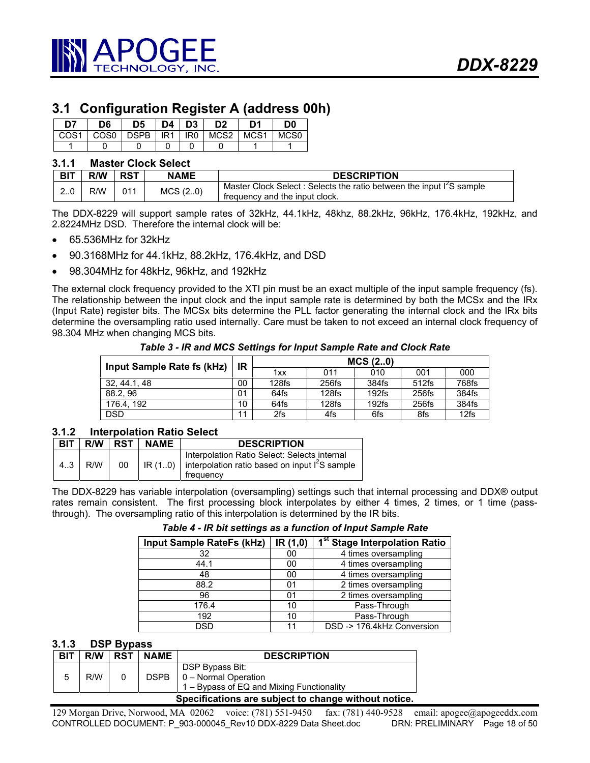## 3.1 Configuration Register A (address 00h)

| D7 | D6 | D5 | D4 | D3 | D2 | D1 | D0 |
|---|---|---|---|---|---|---|---|
| COS1 | COS0 | DSPB | IR1 | IR0 | MCS2 | MCS1 | MCS0 |
| 1 | 0 | 0 | 0 | 0 | 0 | 1 | 1 |

### 3.1.1 Master Clock Select

| BIT | R/W | RST | NAME | DESCRIPTION |
|---|---|---|---|---|
| 2..0 | R/W | 011 | MCS (2..0) | Master Clock Select : Selects the ratio between the input I$^2$S sample frequency and the input clock. |

The DDX-8229 will support sample rates of 32kHz, 44.1kHz, 48khz, 88.2kHz, 96kHz, 176.4kHz, 192kHz, and 2.8224MHz DSD. Therefore the internal clock will be:

- 65.536MHz for 32kHz
- 90.3168MHz for 44.1kHz, 88.2kHz, 176.4kHz, and DSD
- 98.304MHz for 48kHz, 96kHz, and 192kHz

The external clock frequency provided to the XTI pin must be an exact multiple of the input sample frequency (fs). The relationship between the input clock and the input sample rate is determined by both the MCSx and the IRx (Input Rate) register bits. The MCSx bits determine the PLL factor generating the internal clock and the IRx bits determine the oversampling ratio used internally. Care must be taken to not exceed an internal clock frequency of 98.304 MHz when changing MCS bits.

*Table 3 - IR and MCS Settings for Input Sample Rate and Clock Rate*

| Input Sample Rate fs (kHz) | IR | MCS (2..0) | | | | |
|---|---|---|---|---|---|---|
| | | 1xx | 011 | 010 | 001 | 000 |
| 32, 44.1, 48 | 00 | 128fs | 256fs | 384fs | 512fs | 768fs |
| 88.2, 96 | 01 | 64fs | 128fs | 192fs | 256fs | 384fs |
| 176.4, 192 | 10 | 64fs | 128fs | 192fs | 256fs | 384fs |
| DSD | 11 | 2fs | 4fs | 6fs | 8fs | 12fs |

### 3.1.2 Interpolation Ratio Select

| BIT | R/W | RST | NAME | DESCRIPTION |
|---|---|---|---|---|
| 4..3 | R/W | 00 | IR (1..0) | Interpolation Ratio Select: Selects internal interpolation ratio based on input I$^2$S sample frequency |

The DDX-8229 has variable interpolation (oversampling) settings such that internal processing and DDX® output rates remain consistent. The first processing block interpolates by either 4 times, 2 times, or 1 time (pass-through). The oversampling ratio of this interpolation is determined by the IR bits.

*Table 4 - IR bit settings as a function of Input Sample Rate*

| Input Sample RateFs (kHz) | IR (1,0) | 1st Stage Interpolation Ratio |
|---|---|---|
| 32 | 00 | 4 times oversampling |
| 44.1 | 00 | 4 times oversampling |
| 48 | 00 | 4 times oversampling |
| 88.2 | 01 | 2 times oversampling |
| 96 | 01 | 2 times oversampling |
| 176.4 | 10 | Pass-Through |
| 192 | 10 | Pass-Through |
| DSD | 11 | DSD -> 176.4kHz Conversion |

### 3.1.3 DSP Bypass

| BIT | R/W | RST | NAME | DESCRIPTION |
|---|---|---|---|---|
| 5 | R/W | 0 | DSPB | DSP Bypass Bit:<br>0 – Normal Operation<br>1 – Bypass of EQ and Mixing Functionality |

**Specifications are subject to change without notice.**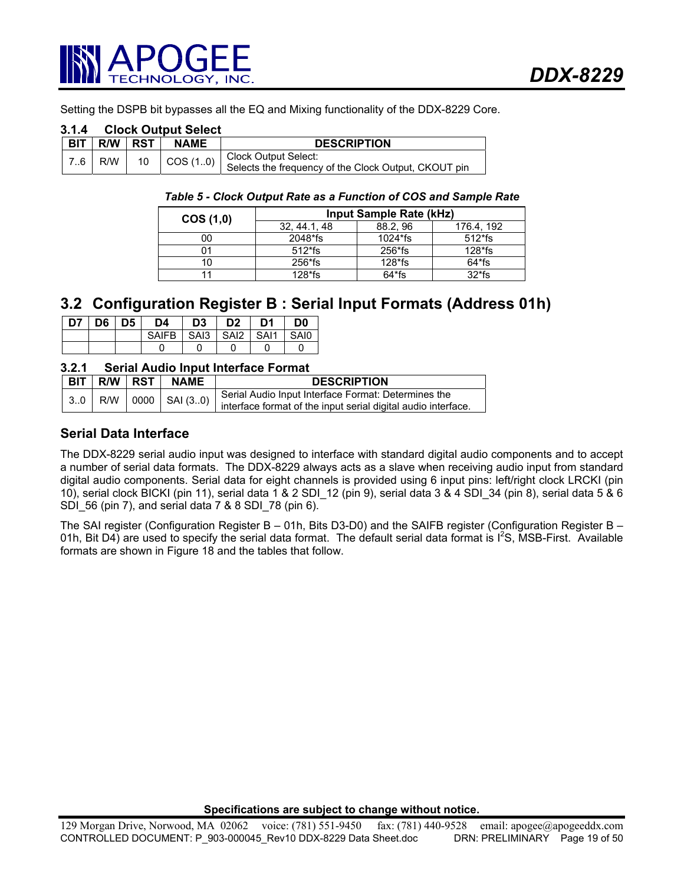Setting the DSPB bit bypasses all the EQ and Mixing functionality of the DDX-8229 Core.

### 3.1.4 Clock Output Select

| BIT | R/W | RST | NAME | DESCRIPTION |
|---|---|---|---|---|
| 7..6 | R/W | 10 | COS (1..0) | Clock Output Select:<br>Selects the frequency of the Clock Output, CKOUT pin |

***Table 5 - Clock Output Rate as a Function of COS and Sample Rate***

| COS (1,0) | Input Sample Rate (kHz) | | |
|---|---|---|---|
| | 32, 44.1, 48 | 88.2, 96 | 176.4, 192 |
| 00 | 2048*fs | 1024*fs | 512*fs |
| 01 | 512*fs | 256*fs | 128*fs |
| 10 | 256*fs | 128*fs | 64*fs |
| 11 | 128*fs | 64*fs | 32*fs |

## 3.2 Configuration Register B : Serial Input Formats (Address 01h)

| D7 | D6 | D5 | D4 | D3 | D2 | D1 | D0 |
|---|---|---|---|---|---|---|---|
| | | | SAIFB | SAI3 | SAI2 | SAI1 | SAI0 |
| | | | 0 | 0 | 0 | 0 | 0 |

### 3.2.1 Serial Audio Input Interface Format

| BIT | R/W | RST | NAME | DESCRIPTION |
|---|---|---|---|---|
| 3..0 | R/W | 0000 | SAI (3..0) | Serial Audio Input Interface Format: Determines the interface format of the input serial digital audio interface. |

### Serial Data Interface

The DDX-8229 serial audio input was designed to interface with standard digital audio components and to accept a number of serial data formats. The DDX-8229 always acts as a slave when receiving audio input from standard digital audio components. Serial data for eight channels is provided using 6 input pins: left/right clock LRCKI (pin 10), serial clock BICKI (pin 11), serial data 1 & 2 SDI_12 (pin 9), serial data 3 & 4 SDI_34 (pin 8), serial data 5 & 6 SDI_56 (pin 7), and serial data 7 & 8 SDI_78 (pin 6).

The SAI register (Configuration Register B – 01h, Bits D3-D0) and the SAIFB register (Configuration Register B – 01h, Bit D4) are used to specify the serial data format. The default serial data format is $I^2S$, MSB-First. Available formats are shown in Figure 18 and the tables that follow.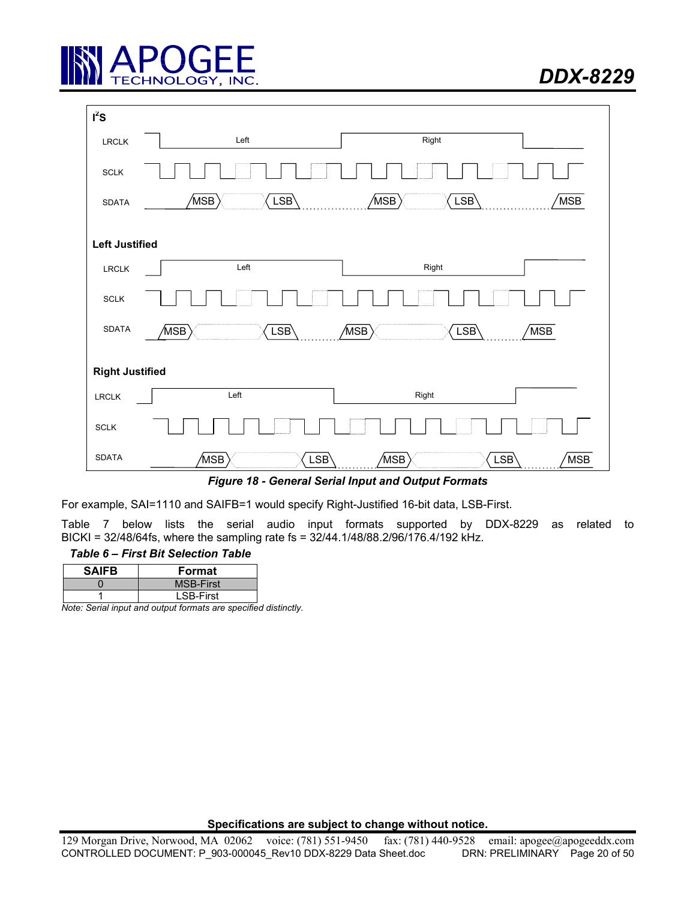*Figure 18 - General Serial Input and Output Formats*

For example, SAI=1110 and SAIFB=1 would specify Right-Justified 16-bit data, LSB-First.

Table 7 below lists the serial audio input formats supported by DDX-8229 as related to BICKI = 32/48/64fs, where the sampling rate fs = 32/44.1/48/88.2/96/176.4/192 kHz.

***Table 6 – First Bit Selection Table***

| SAIFB | Format |
|---|---|
| 0 | MSB-First |
| 1 | LSB-First |

*Note: Serial input and output formats are specified distinctly.*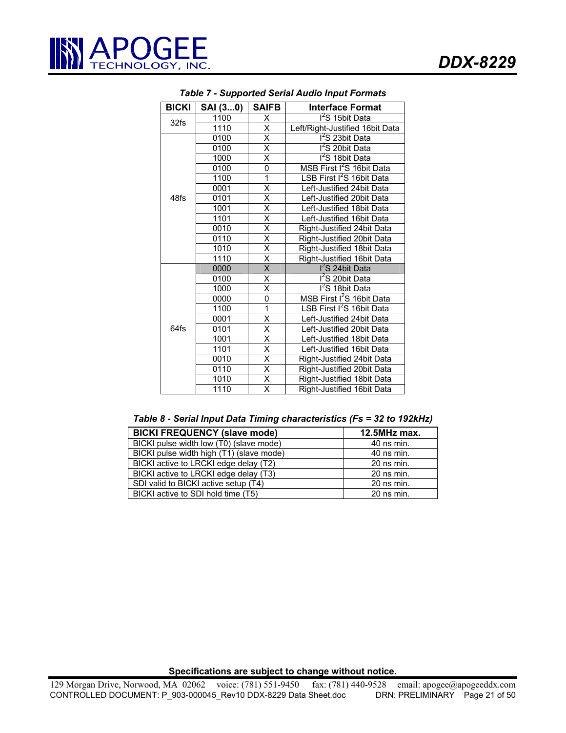***Table 7 - Supported Serial Audio Input Formats***

| BICKI | SAI (3...0) | SAIFB | Interface Format |
|---|---|---|---|
| 32fs | 1100 | X | $I^2S$ 15bit Data |
| | 1110 | X | Left/Right-Justified 16bit Data |
| 48fs | 0100 | X | $I^2S$ 23bit Data |
| | 0100 | X | $I^2S$ 20bit Data |
| | 1000 | X | $I^2S$ 18bit Data |
| | 0100 | 0 | MSB First $I^2S$ 16bit Data |
| | 1100 | 1 | LSB First $I^2S$ 16bit Data |
| | 0001 | X | Left-Justified 24bit Data |
| | 0101 | X | Left-Justified 20bit Data |
| | 1001 | X | Left-Justified 18bit Data |
| | 1101 | X | Left-Justified 16bit Data |
| | 0010 | X | Right-Justified 24bit Data |
| | 0110 | X | Right-Justified 20bit Data |
| | 1010 | X | Right-Justified 18bit Data |
| | 1110 | X | Right-Justified 16bit Data |
| 64fs | 0000 | X | $I^2S$ 24bit Data |
| | 0100 | X | $I^2S$ 20bit Data |
| | 1000 | X | $I^2S$ 18bit Data |
| | 0000 | 0 | MSB First $I^2S$ 16bit Data |
| | 1100 | 1 | LSB First $I^2S$ 16bit Data |
| | 0001 | X | Left-Justified 24bit Data |
| | 0101 | X | Left-Justified 20bit Data |
| | 1001 | X | Left-Justified 18bit Data |
| | 1101 | X | Left-Justified 16bit Data |
| | 0010 | X | Right-Justified 24bit Data |
| | 0110 | X | Right-Justified 20bit Data |
| | 1010 | X | Right-Justified 18bit Data |
| | 1110 | X | Right-Justified 16bit Data |

***Table 8 - Serial Input Data Timing characteristics (Fs = 32 to 192kHz)***

| BICKI FREQUENCY (slave mode) | 12.5MHz max. |
|---|---|
| BICKI pulse width low (T0) (slave mode) | 40 ns min. |
| BICKI pulse width high (T1) (slave mode) | 40 ns min. |
| BICKI active to LRCKI edge delay (T2) | 20 ns min. |
| BICKI active to LRCKI edge delay (T3) | 20 ns min. |
| SDI valid to BICKI active setup (T4) | 20 ns min. |
| BICKI active to SDI hold time (T5) | 20 ns min. |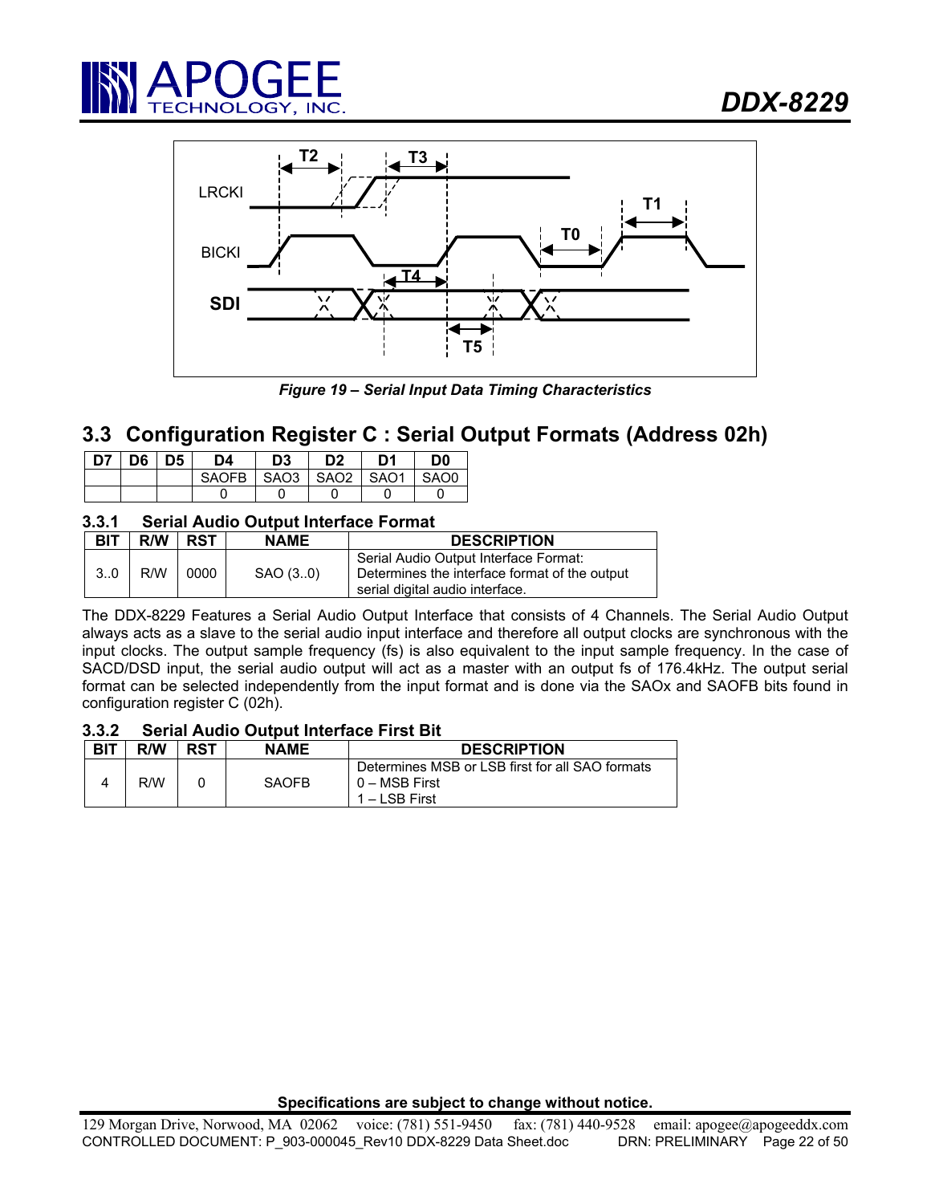Figure 19 – Serial Input Data Timing Characteristics

## 3.3 Configuration Register C : Serial Output Formats (Address 02h)

| D7 | D6 | D5 | D4 | D3 | D2 | D1 | D0 |
|---|---|---|---|---|---|---|---|
| | | | SAOFB | SAO3 | SAO2 | SAO1 | SAO0 |
| | | | 0 | 0 | 0 | 0 | 0 |

### 3.3.1 Serial Audio Output Interface Format

| BIT | R/W | RST | NAME | DESCRIPTION |
|---|---|---|---|---|
| 3..0 | R/W | 0000 | SAO (3..0) | Serial Audio Output Interface Format: Determines the interface format of the output serial digital audio interface. |

The DDX-8229 Features a Serial Audio Output Interface that consists of 4 Channels. The Serial Audio Output always acts as a slave to the serial audio input interface and therefore all output clocks are synchronous with the input clocks. The output sample frequency (fs) is also equivalent to the input sample frequency. In the case of SACD/DSD input, the serial audio output will act as a master with an output fs of 176.4kHz. The output serial format can be selected independently from the input format and is done via the SAOx and SAOFB bits found in configuration register C (02h).

### 3.3.2 Serial Audio Output Interface First Bit

| BIT | R/W | RST | NAME | DESCRIPTION |
|---|---|---|---|---|
| 4 | R/W | 0 | SAOFB | Determines MSB or LSB first for all SAO formats<br>0 – MSB First<br>1 – LSB First |

**Specifications are subject to change without notice.**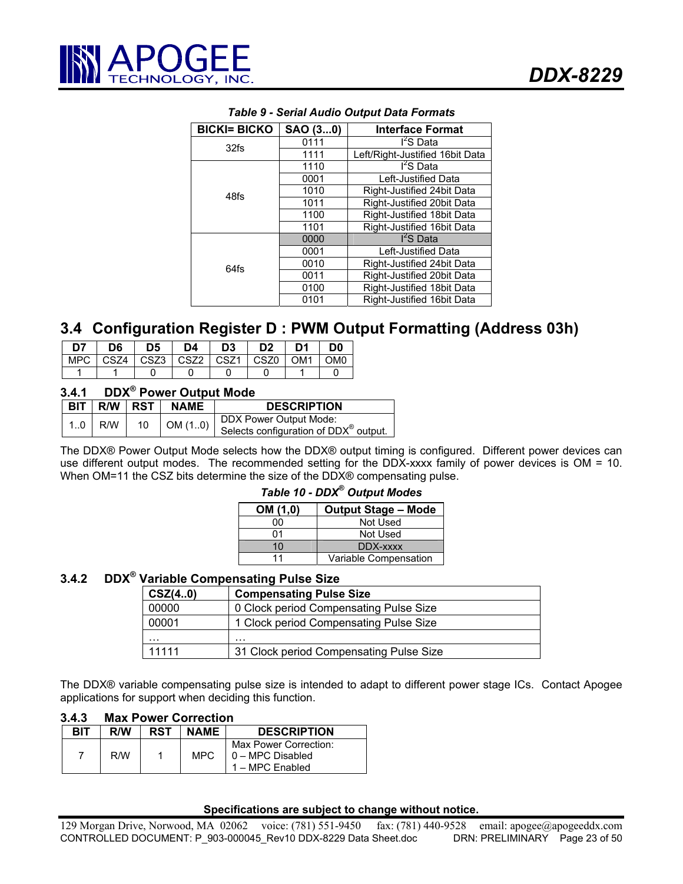*Table 9 - Serial Audio Output Data Formats*

| BICKI= BICKO | SAO (3...0) | Interface Format |
|---|---|---|
| 32fs | 0111 | I²S Data |
| | 1111 | Left/Right-Justified 16bit Data |
| 48fs | 1110 | I²S Data |
| | 0001 | Left-Justified Data |
| | 1010 | Right-Justified 24bit Data |
| | 1011 | Right-Justified 20bit Data |
| | 1100 | Right-Justified 18bit Data |
| | 1101 | Right-Justified 16bit Data |
| 64fs | 0000 | I²S Data |
| | 0001 | Left-Justified Data |
| | 0010 | Right-Justified 24bit Data |
| | 0011 | Right-Justified 20bit Data |
| | 0100 | Right-Justified 18bit Data |
| | 0101 | Right-Justified 16bit Data |

## 3.4 Configuration Register D : PWM Output Formatting (Address 03h)

| D7 | D6 | D5 | D4 | D3 | D2 | D1 | D0 |
|---|---|---|---|---|---|---|---|
| MPC | CSZ4 | CSZ3 | CSZ2 | CSZ1 | CSZ0 | OM1 | OM0 |
| 1 | 1 | 0 | 0 | 0 | 0 | 1 | 0 |

### 3.4.1 DDX® Power Output Mode

| BIT | R/W | RST | NAME | DESCRIPTION |
|---|---|---|---|---|
| 1..0 | R/W | 10 | OM (1..0) | DDX Power Output Mode: Selects configuration of DDX® output. |

The DDX® Power Output Mode selects how the DDX® output timing is configured. Different power devices can use different output modes. The recommended setting for the DDX-xxxx family of power devices is OM = 10. When OM=11 the CSZ bits determine the size of the DDX® compensating pulse.

*Table 10 - DDX® Output Modes*

| OM (1,0) | Output Stage – Mode |
|---|---|
| 00 | Not Used |
| 01 | Not Used |
| 10 | DDX-xxxx |
| 11 | Variable Compensation |

### 3.4.2 DDX® Variable Compensating Pulse Size

| CSZ(4..0) | Compensating Pulse Size |
|---|---|
| 00000 | 0 Clock period Compensating Pulse Size |
| 00001 | 1 Clock period Compensating Pulse Size |
| … | … |
| 11111 | 31 Clock period Compensating Pulse Size |

The DDX® variable compensating pulse size is intended to adapt to different power stage ICs. Contact Apogee applications for support when deciding this function.

### 3.4.3 Max Power Correction

| BIT | R/W | RST | NAME | DESCRIPTION |
|---|---|---|---|---|
| 7 | R/W | 1 | MPC | Max Power Correction: 0 – MPC Disabled 1 – MPC Enabled |

**Specifications are subject to change without notice.**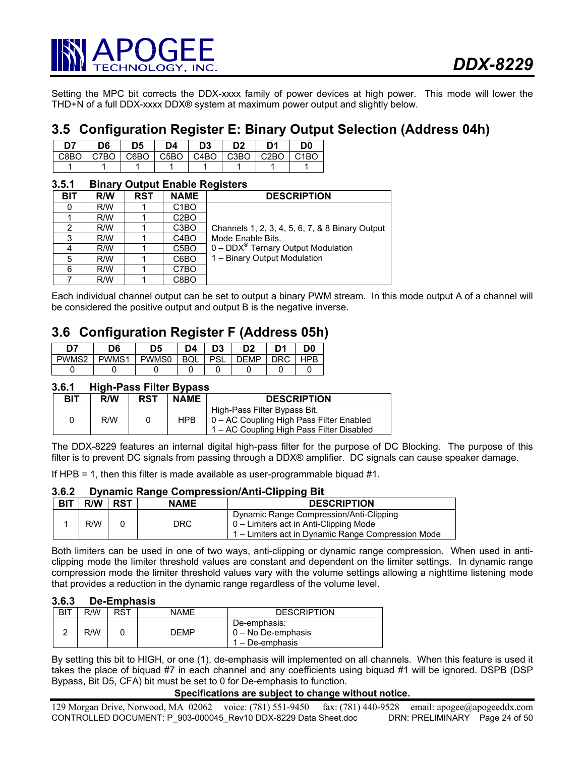Setting the MPC bit corrects the DDX-xxxx family of power devices at high power. This mode will lower the THD+N of a full DDX-xxxx DDX® system at maximum power output and slightly below.

## 3.5 Configuration Register E: Binary Output Selection (Address 04h)

| D7 | D6 | D5 | D4 | D3 | D2 | D1 | D0 |
|---|---|---|---|---|---|---|---|
| C8BO | C7BO | C6BO | C5BO | C4BO | C3BO | C2BO | C1BO |
| 1 | 1 | 1 | 1 | 1 | 1 | 1 | 1 |

### 3.5.1 Binary Output Enable Registers

| BIT | R/W | RST | NAME | DESCRIPTION |
|---|---|---|---|---|
| 0 | R/W | 1 | C1BO | Channels 1, 2, 3, 4, 5, 6, 7, & 8 Binary Output Mode Enable Bits.<br>0 – DDX® Ternary Output Modulation<br>1 – Binary Output Modulation |
| 1 | R/W | 1 | C2BO | |
| 2 | R/W | 1 | C3BO | |
| 3 | R/W | 1 | C4BO | |
| 4 | R/W | 1 | C5BO | |
| 5 | R/W | 1 | C6BO | |
| 6 | R/W | 1 | C7BO | |
| 7 | R/W | 1 | C8BO | |

Each individual channel output can be set to output a binary PWM stream. In this mode output A of a channel will be considered the positive output and output B is the negative inverse.

## 3.6 Configuration Register F (Address 05h)

| D7 | D6 | D5 | D4 | D3 | D2 | D1 | D0 |
|---|---|---|---|---|---|---|---|
| PWMS2 | PWMS1 | PWMS0 | BQL | PSL | DEMP | DRC | HPB |
| 0 | 0 | 0 | 0 | 0 | 0 | 0 | 0 |

### 3.6.1 High-Pass Filter Bypass

| BIT | R/W | RST | NAME | DESCRIPTION |
|---|---|---|---|---|
| 0 | R/W | 0 | HPB | High-Pass Filter Bypass Bit.<br>0 – AC Coupling High Pass Filter Enabled<br>1 – AC Coupling High Pass Filter Disabled |

The DDX-8229 features an internal digital high-pass filter for the purpose of DC Blocking. The purpose of this filter is to prevent DC signals from passing through a DDX® amplifier. DC signals can cause speaker damage.

If HPB = 1, then this filter is made available as user-programmable biquad #1.

### 3.6.2 Dynamic Range Compression/Anti-Clipping Bit

| BIT | R/W | RST | NAME | DESCRIPTION |
|---|---|---|---|---|
| 1 | R/W | 0 | DRC | Dynamic Range Compression/Anti-Clipping<br>0 – Limiters act in Anti-Clipping Mode<br>1 – Limiters act in Dynamic Range Compression Mode |

Both limiters can be used in one of two ways, anti-clipping or dynamic range compression. When used in anti-clipping mode the limiter threshold values are constant and dependent on the limiter settings. In dynamic range compression mode the limiter threshold values vary with the volume settings allowing a nighttime listening mode that provides a reduction in the dynamic range regardless of the volume level.

### 3.6.3 De-Emphasis

| BIT | R/W | RST | NAME | DESCRIPTION |
|---|---|---|---|---|
| 2 | R/W | 0 | DEMP | De-emphasis:<br>0 – No De-emphasis<br>1 – De-emphasis |

By setting this bit to HIGH, or one (1), de-emphasis will implemented on all channels. When this feature is used it takes the place of biquad #7 in each channel and any coefficients using biquad #1 will be ignored. DSPB (DSP Bypass, Bit D5, CFA) bit must be set to 0 for De-emphasis to function.

**Specifications are subject to change without notice.**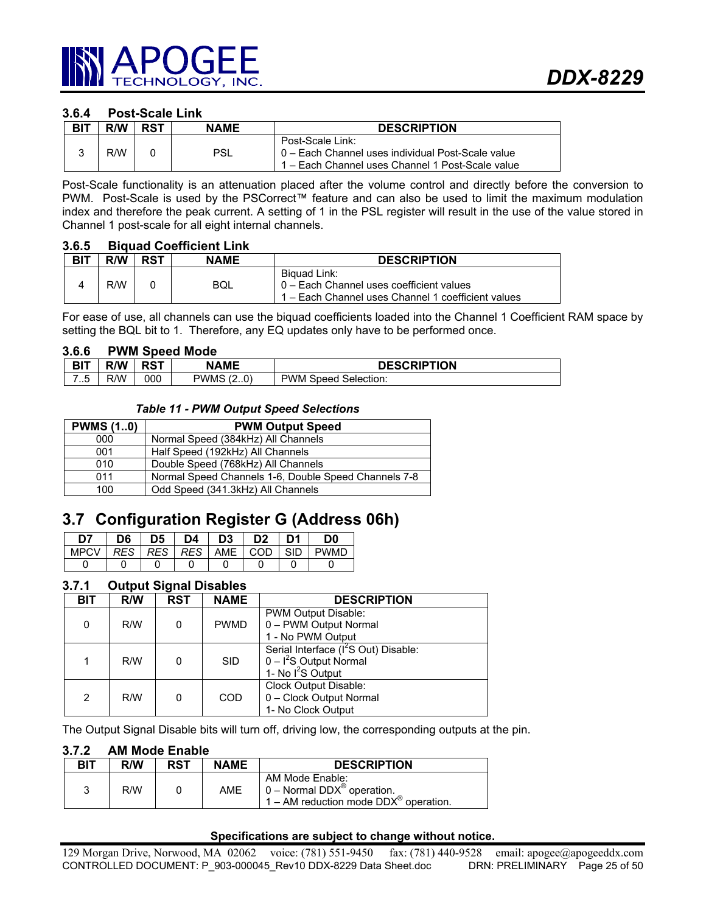### 3.6.4 Post-Scale Link

| BIT | R/W | RST | NAME | DESCRIPTION |
|---|---|---|---|---|
| 3 | R/W | 0 | PSL | Post-Scale Link:<br>0 – Each Channel uses individual Post-Scale value<br>1 – Each Channel uses Channel 1 Post-Scale value |

Post-Scale functionality is an attenuation placed after the volume control and directly before the conversion to PWM. Post-Scale is used by the PSCorrect™ feature and can also be used to limit the maximum modulation index and therefore the peak current. A setting of 1 in the PSL register will result in the use of the value stored in Channel 1 post-scale for all eight internal channels.

### 3.6.5 Biquad Coefficient Link

| BIT | R/W | RST | NAME | DESCRIPTION |
|---|---|---|---|---|
| 4 | R/W | 0 | BQL | Biquad Link:<br>0 – Each Channel uses coefficient values<br>1 – Each Channel uses Channel 1 coefficient values |

For ease of use, all channels can use the biquad coefficients loaded into the Channel 1 Coefficient RAM space by setting the BQL bit to 1. Therefore, any EQ updates only have to be performed once.

### 3.6.6 PWM Speed Mode

| BIT | R/W | RST | NAME | DESCRIPTION |
|---|---|---|---|---|
| 7..5 | R/W | 000 | PWMS (2..0) | PWM Speed Selection: |

*Table 11 - PWM Output Speed Selections*

| PWMS (1..0) | PWM Output Speed |
|---|---|
| 000 | Normal Speed (384kHz) All Channels |
| 001 | Half Speed (192kHz) All Channels |
| 010 | Double Speed (768kHz) All Channels |
| 011 | Normal Speed Channels 1-6, Double Speed Channels 7-8 |
| 100 | Odd Speed (341.3kHz) All Channels |

## 3.7 Configuration Register G (Address 06h)

| D7 | D6 | D5 | D4 | D3 | D2 | D1 | D0 |
|---|---|---|---|---|---|---|---|
| MPCV | *RES* | *RES* | *RES* | AME | COD | SID | PWMD |
| 0 | 0 | 0 | 0 | 0 | 0 | 0 | 0 |

### 3.7.1 Output Signal Disables

| BIT | R/W | RST | NAME | DESCRIPTION |
|---|---|---|---|---|
| 0 | R/W | 0 | PWMD | PWM Output Disable:<br>0 – PWM Output Normal<br>1 - No PWM Output |
| 1 | R/W | 0 | SID | Serial Interface ($I^2S$ Out) Disable:<br>0 – $I^2S$ Output Normal<br>1- No $I^2S$ Output |
| 2 | R/W | 0 | COD | Clock Output Disable:<br>0 – Clock Output Normal<br>1- No Clock Output |

The Output Signal Disable bits will turn off, driving low, the corresponding outputs at the pin.

### 3.7.2 AM Mode Enable

| BIT | R/W | RST | NAME | DESCRIPTION |
|---|---|---|---|---|
| 3 | R/W | 0 | AME | AM Mode Enable:<br>0 – Normal DDX® operation.<br>1 – AM reduction mode DDX® operation. |

**Specifications are subject to change without notice.**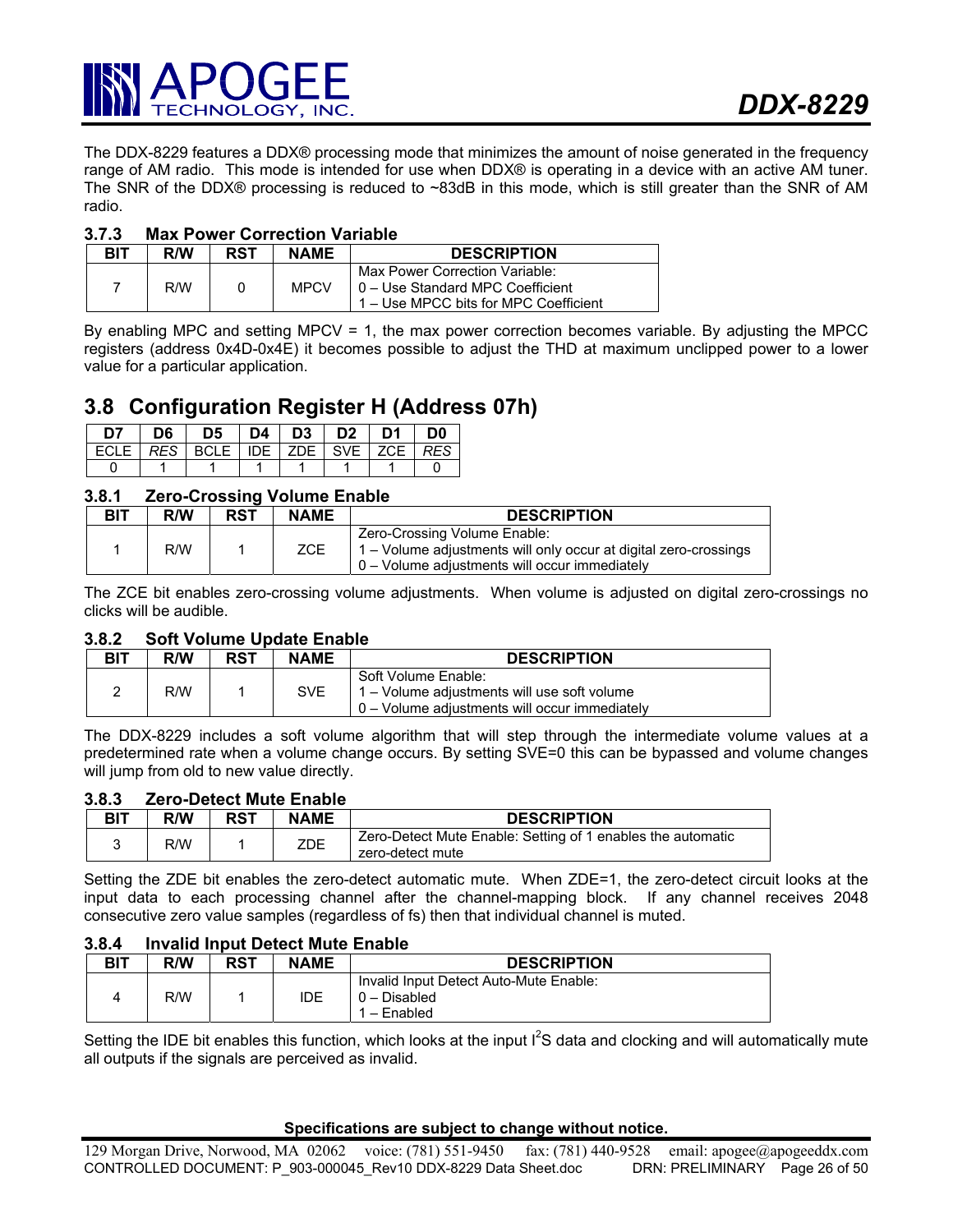The DDX-8229 features a DDX® processing mode that minimizes the amount of noise generated in the frequency range of AM radio. This mode is intended for use when DDX® is operating in a device with an active AM tuner. The SNR of the DDX® processing is reduced to ~83dB in this mode, which is still greater than the SNR of AM radio.

### 3.7.3 Max Power Correction Variable

| BIT | R/W | RST | NAME | DESCRIPTION |
|---|---|---|---|---|
| 7 | R/W | 0 | MPCV | Max Power Correction Variable:<br>0 – Use Standard MPC Coefficient<br>1 – Use MPCC bits for MPC Coefficient |

By enabling MPC and setting MPCV = 1, the max power correction becomes variable. By adjusting the MPCC registers (address 0x4D-0x4E) it becomes possible to adjust the THD at maximum unclipped power to a lower value for a particular application.

## 3.8 Configuration Register H (Address 07h)

| D7 | D6 | D5 | D4 | D3 | D2 | D1 | D0 |
|---|---|---|---|---|---|---|---|
| ECLE | *RES* | BCLE | IDE | ZDE | SVE | ZCE | *RES* |
| 0 | 1 | 1 | 1 | 1 | 1 | 1 | 0 |

### 3.8.1 Zero-Crossing Volume Enable

| BIT | R/W | RST | NAME | DESCRIPTION |
|---|---|---|---|---|
| 1 | R/W | 1 | ZCE | Zero-Crossing Volume Enable:<br>1 – Volume adjustments will only occur at digital zero-crossings<br>0 – Volume adjustments will occur immediately |

The ZCE bit enables zero-crossing volume adjustments. When volume is adjusted on digital zero-crossings no clicks will be audible.

### 3.8.2 Soft Volume Update Enable

| BIT | R/W | RST | NAME | DESCRIPTION |
|---|---|---|---|---|
| 2 | R/W | 1 | SVE | Soft Volume Enable:<br>1 – Volume adjustments will use soft volume<br>0 – Volume adjustments will occur immediately |

The DDX-8229 includes a soft volume algorithm that will step through the intermediate volume values at a predetermined rate when a volume change occurs. By setting SVE=0 this can be bypassed and volume changes will jump from old to new value directly.

### 3.8.3 Zero-Detect Mute Enable

| BIT | R/W | RST | NAME | DESCRIPTION |
|---|---|---|---|---|
| 3 | R/W | 1 | ZDE | Zero-Detect Mute Enable: Setting of 1 enables the automatic zero-detect mute |

Setting the ZDE bit enables the zero-detect automatic mute. When ZDE=1, the zero-detect circuit looks at the input data to each processing channel after the channel-mapping block. If any channel receives 2048 consecutive zero value samples (regardless of fs) then that individual channel is muted.

### 3.8.4 Invalid Input Detect Mute Enable

| BIT | R/W | RST | NAME | DESCRIPTION |
|---|---|---|---|---|
| 4 | R/W | 1 | IDE | Invalid Input Detect Auto-Mute Enable:<br>0 – Disabled<br>1 – Enabled |

Setting the IDE bit enables this function, which looks at the input $I^2S$ data and clocking and will automatically mute all outputs if the signals are perceived as invalid.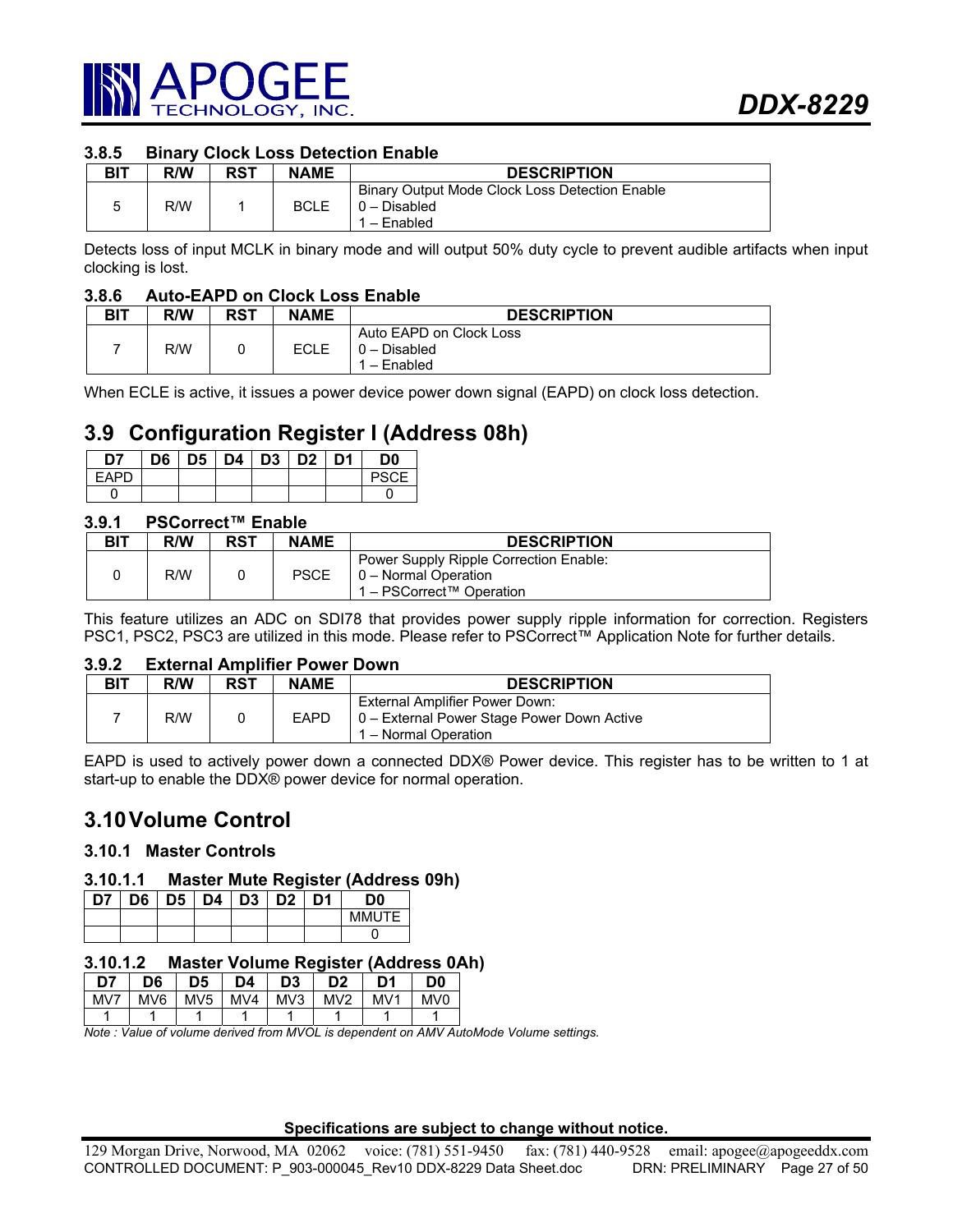### 3.8.5 Binary Clock Loss Detection Enable

| BIT | R/W | RST | NAME | DESCRIPTION |
|---|---|---|---|---|
| 5 | R/W | 1 | BCLE | Binary Output Mode Clock Loss Detection Enable<br>0 – Disabled<br>1 – Enabled |

Detects loss of input MCLK in binary mode and will output 50% duty cycle to prevent audible artifacts when input clocking is lost.

### 3.8.6 Auto-EAPD on Clock Loss Enable

| BIT | R/W | RST | NAME | DESCRIPTION |
|---|---|---|---|---|
| 7 | R/W | 0 | ECLE | Auto EAPD on Clock Loss<br>0 – Disabled<br>1 – Enabled |

When ECLE is active, it issues a power device power down signal (EAPD) on clock loss detection.

## 3.9 Configuration Register I (Address 08h)

| D7 | D6 | D5 | D4 | D3 | D2 | D1 | D0 |
|---|---|---|---|---|---|---|---|
| EAPD | | | | | | | PSCE |
| 0 | | | | | | | 0 |

### 3.9.1 PSCorrect™ Enable

| BIT | R/W | RST | NAME | DESCRIPTION |
|---|---|---|---|---|
| 0 | R/W | 0 | PSCE | Power Supply Ripple Correction Enable:<br>0 – Normal Operation<br>1 – PSCorrect™ Operation |

This feature utilizes an ADC on SDI78 that provides power supply ripple information for correction. Registers PSC1, PSC2, PSC3 are utilized in this mode. Please refer to PSCorrect™ Application Note for further details.

### 3.9.2 External Amplifier Power Down

| BIT | R/W | RST | NAME | DESCRIPTION |
|---|---|---|---|---|
| 7 | R/W | 0 | EAPD | External Amplifier Power Down:<br>0 – External Power Stage Power Down Active<br>1 – Normal Operation |

EAPD is used to actively power down a connected DDX® Power device. This register has to be written to 1 at start-up to enable the DDX® power device for normal operation.

## 3.10 Volume Control

### 3.10.1 Master Controls

#### 3.10.1.1 Master Mute Register (Address 09h)

| D7 | D6 | D5 | D4 | D3 | D2 | D1 | D0 |
|---|---|---|---|---|---|---|---|
| | | | | | | | MMUTE |
| | | | | | | | 0 |

#### 3.10.1.2 Master Volume Register (Address 0Ah)

| D7 | D6 | D5 | D4 | D3 | D2 | D1 | D0 |
|---|---|---|---|---|---|---|---|
| MV7 | MV6 | MV5 | MV4 | MV3 | MV2 | MV1 | MV0 |
| 1 | 1 | 1 | 1 | 1 | 1 | 1 | 1 |

*Note : Value of volume derived from MVOL is dependent on AMV AutoMode Volume settings.*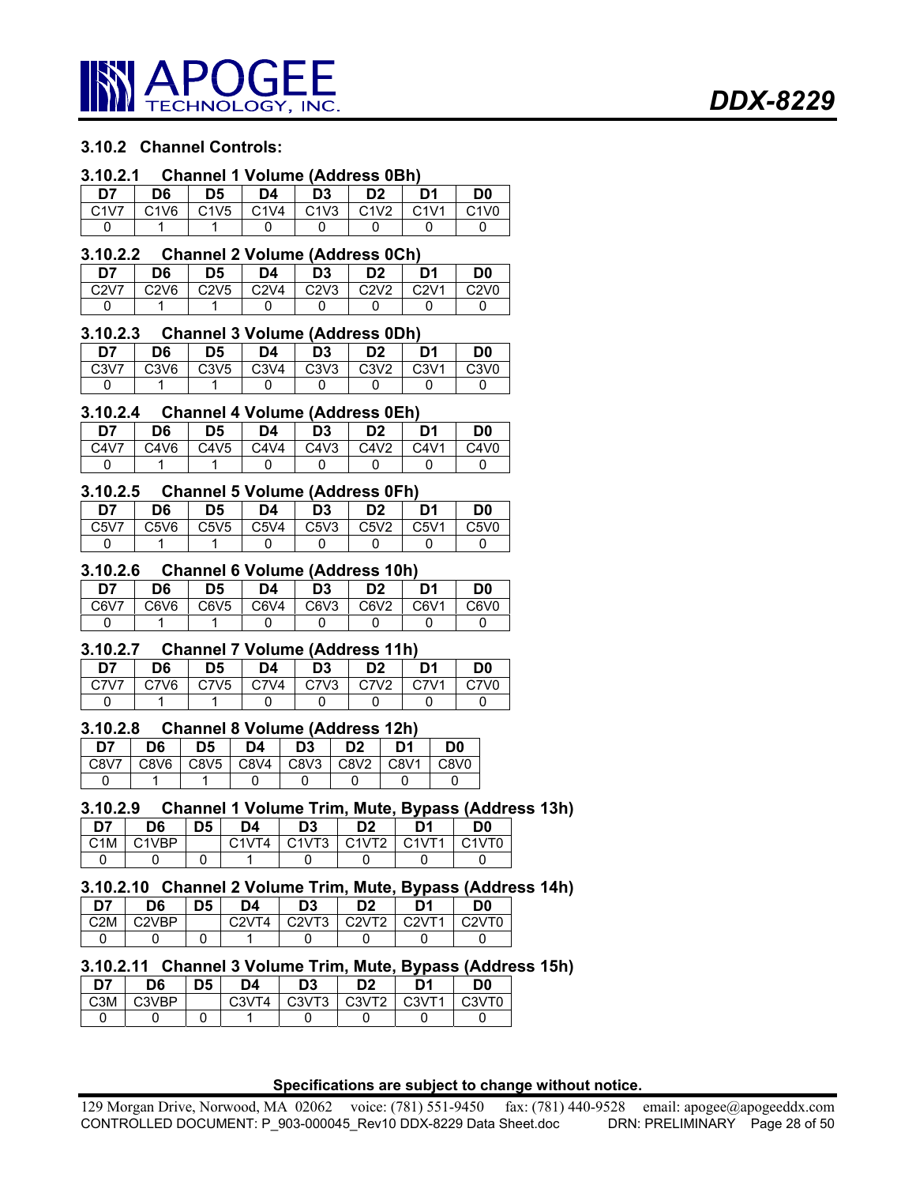### 3.10.2 Channel Controls:

#### 3.10.2.1 Channel 1 Volume (Address 0Bh)

| D7 | D6 | D5 | D4 | D3 | D2 | D1 | D0 |
|---|---|---|---|---|---|---|---|
| C1V7 | C1V6 | C1V5 | C1V4 | C1V3 | C1V2 | C1V1 | C1V0 |
| 0 | 1 | 1 | 0 | 0 | 0 | 0 | 0 |

#### 3.10.2.2 Channel 2 Volume (Address 0Ch)

| D7 | D6 | D5 | D4 | D3 | D2 | D1 | D0 |
|---|---|---|---|---|---|---|---|
| C2V7 | C2V6 | C2V5 | C2V4 | C2V3 | C2V2 | C2V1 | C2V0 |
| 0 | 1 | 1 | 0 | 0 | 0 | 0 | 0 |

#### 3.10.2.3 Channel 3 Volume (Address 0Dh)

| D7 | D6 | D5 | D4 | D3 | D2 | D1 | D0 |
|---|---|---|---|---|---|---|---|
| C3V7 | C3V6 | C3V5 | C3V4 | C3V3 | C3V2 | C3V1 | C3V0 |
| 0 | 1 | 1 | 0 | 0 | 0 | 0 | 0 |

#### 3.10.2.4 Channel 4 Volume (Address 0Eh)

| D7 | D6 | D5 | D4 | D3 | D2 | D1 | D0 |
|---|---|---|---|---|---|---|---|
| C4V7 | C4V6 | C4V5 | C4V4 | C4V3 | C4V2 | C4V1 | C4V0 |
| 0 | 1 | 1 | 0 | 0 | 0 | 0 | 0 |

#### 3.10.2.5 Channel 5 Volume (Address 0Fh)

| D7 | D6 | D5 | D4 | D3 | D2 | D1 | D0 |
|---|---|---|---|---|---|---|---|
| C5V7 | C5V6 | C5V5 | C5V4 | C5V3 | C5V2 | C5V1 | C5V0 |
| 0 | 1 | 1 | 0 | 0 | 0 | 0 | 0 |

#### 3.10.2.6 Channel 6 Volume (Address 10h)

| D7 | D6 | D5 | D4 | D3 | D2 | D1 | D0 |
|---|---|---|---|---|---|---|---|
| C6V7 | C6V6 | C6V5 | C6V4 | C6V3 | C6V2 | C6V1 | C6V0 |
| 0 | 1 | 1 | 0 | 0 | 0 | 0 | 0 |

#### 3.10.2.7 Channel 7 Volume (Address 11h)

| D7 | D6 | D5 | D4 | D3 | D2 | D1 | D0 |
|---|---|---|---|---|---|---|---|
| C7V7 | C7V6 | C7V5 | C7V4 | C7V3 | C7V2 | C7V1 | C7V0 |
| 0 | 1 | 1 | 0 | 0 | 0 | 0 | 0 |

#### 3.10.2.8 Channel 8 Volume (Address 12h)

| D7 | D6 | D5 | D4 | D3 | D2 | D1 | D0 |
|---|---|---|---|---|---|---|---|
| C8V7 | C8V6 | C8V5 | C8V4 | C8V3 | C8V2 | C8V1 | C8V0 |
| 0 | 1 | 1 | 0 | 0 | 0 | 0 | 0 |

#### 3.10.2.9 Channel 1 Volume Trim, Mute, Bypass (Address 13h)

| D7 | D6 | D5 | D4 | D3 | D2 | D1 | D0 |
|---|---|---|---|---|---|---|---|
| C1M | C1VBP | | C1VT4 | C1VT3 | C1VT2 | C1VT1 | C1VT0 |
| 0 | 0 | 0 | 1 | 0 | 0 | 0 | 0 |

#### 3.10.2.10 Channel 2 Volume Trim, Mute, Bypass (Address 14h)

| D7 | D6 | D5 | D4 | D3 | D2 | D1 | D0 |
|---|---|---|---|---|---|---|---|
| C2M | C2VBP | | C2VT4 | C2VT3 | C2VT2 | C2VT1 | C2VT0 |
| 0 | 0 | 0 | 1 | 0 | 0 | 0 | 0 |

#### 3.10.2.11 Channel 3 Volume Trim, Mute, Bypass (Address 15h)

| D7 | D6 | D5 | D4 | D3 | D2 | D1 | D0 |
|---|---|---|---|---|---|---|---|
| C3M | C3VBP | | C3VT4 | C3VT3 | C3VT2 | C3VT1 | C3VT0 |
| 0 | 0 | 0 | 1 | 0 | 0 | 0 | 0 |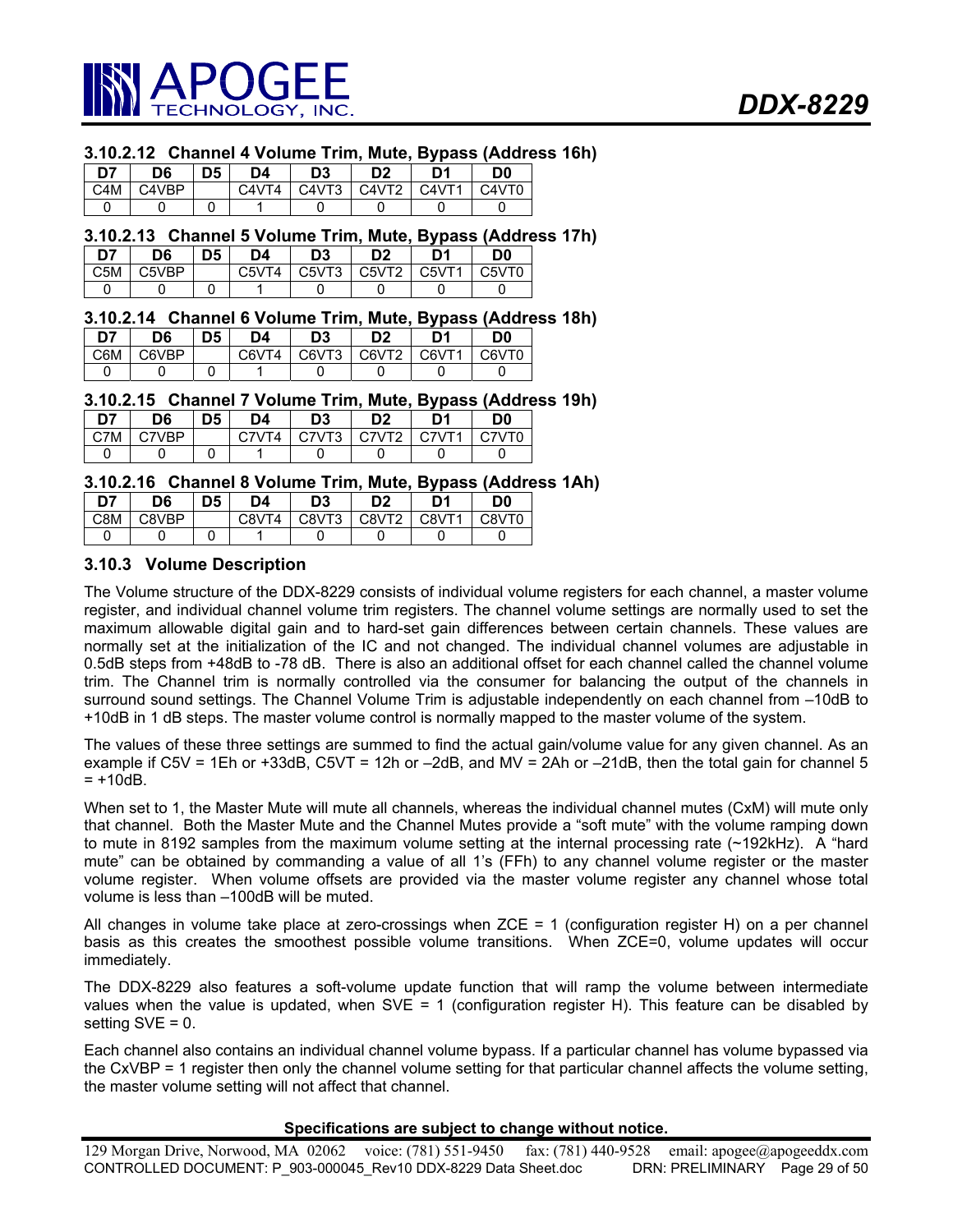#### 3.10.2.12 Channel 4 Volume Trim, Mute, Bypass (Address 16h)

| D7 | D6 | D5 | D4 | D3 | D2 | D1 | D0 |
|---|---|---|---|---|---|---|---|
| C4M | C4VBP | | C4VT4 | C4VT3 | C4VT2 | C4VT1 | C4VT0 |
| 0 | 0 | 0 | 1 | 0 | 0 | 0 | 0 |

#### 3.10.2.13 Channel 5 Volume Trim, Mute, Bypass (Address 17h)

| D7 | D6 | D5 | D4 | D3 | D2 | D1 | D0 |
|---|---|---|---|---|---|---|---|
| C5M | C5VBP | | C5VT4 | C5VT3 | C5VT2 | C5VT1 | C5VT0 |
| 0 | 0 | 0 | 1 | 0 | 0 | 0 | 0 |

#### 3.10.2.14 Channel 6 Volume Trim, Mute, Bypass (Address 18h)

| D7 | D6 | D5 | D4 | D3 | D2 | D1 | D0 |
|---|---|---|---|---|---|---|---|
| C6M | C6VBP | | C6VT4 | C6VT3 | C6VT2 | C6VT1 | C6VT0 |
| 0 | 0 | 0 | 1 | 0 | 0 | 0 | 0 |

#### 3.10.2.15 Channel 7 Volume Trim, Mute, Bypass (Address 19h)

| D7 | D6 | D5 | D4 | D3 | D2 | D1 | D0 |
|---|---|---|---|---|---|---|---|
| C7M | C7VBP | | C7VT4 | C7VT3 | C7VT2 | C7VT1 | C7VT0 |
| 0 | 0 | 0 | 1 | 0 | 0 | 0 | 0 |

#### 3.10.2.16 Channel 8 Volume Trim, Mute, Bypass (Address 1Ah)

| D7 | D6 | D5 | D4 | D3 | D2 | D1 | D0 |
|---|---|---|---|---|---|---|---|
| C8M | C8VBP | | C8VT4 | C8VT3 | C8VT2 | C8VT1 | C8VT0 |
| 0 | 0 | 0 | 1 | 0 | 0 | 0 | 0 |

### 3.10.3 Volume Description

The Volume structure of the DDX-8229 consists of individual volume registers for each channel, a master volume register, and individual channel volume trim registers. The channel volume settings are normally used to set the maximum allowable digital gain and to hard-set gain differences between certain channels. These values are normally set at the initialization of the IC and not changed. The individual channel volumes are adjustable in 0.5dB steps from +48dB to -78 dB. There is also an additional offset for each channel called the channel volume trim. The Channel trim is normally controlled via the consumer for balancing the output of the channels in surround sound settings. The Channel Volume Trim is adjustable independently on each channel from –10dB to +10dB in 1 dB steps. The master volume control is normally mapped to the master volume of the system.

The values of these three settings are summed to find the actual gain/volume value for any given channel. As an example if C5V = 1Eh or +33dB, C5VT = 12h or –2dB, and MV = 2Ah or –21dB, then the total gain for channel 5 = +10dB.

When set to 1, the Master Mute will mute all channels, whereas the individual channel mutes (CxM) will mute only that channel. Both the Master Mute and the Channel Mutes provide a "soft mute" with the volume ramping down to mute in 8192 samples from the maximum volume setting at the internal processing rate (~192kHz). A "hard mute" can be obtained by commanding a value of all 1's (FFh) to any channel volume register or the master volume register. When volume offsets are provided via the master volume register any channel whose total volume is less than –100dB will be muted.

All changes in volume take place at zero-crossings when ZCE = 1 (configuration register H) on a per channel basis as this creates the smoothest possible volume transitions. When ZCE=0, volume updates will occur immediately.

The DDX-8229 also features a soft-volume update function that will ramp the volume between intermediate values when the value is updated, when SVE = 1 (configuration register H). This feature can be disabled by setting SVE = 0.

Each channel also contains an individual channel volume bypass. If a particular channel has volume bypassed via the CxVBP = 1 register then only the channel volume setting for that particular channel affects the volume setting, the master volume setting will not affect that channel.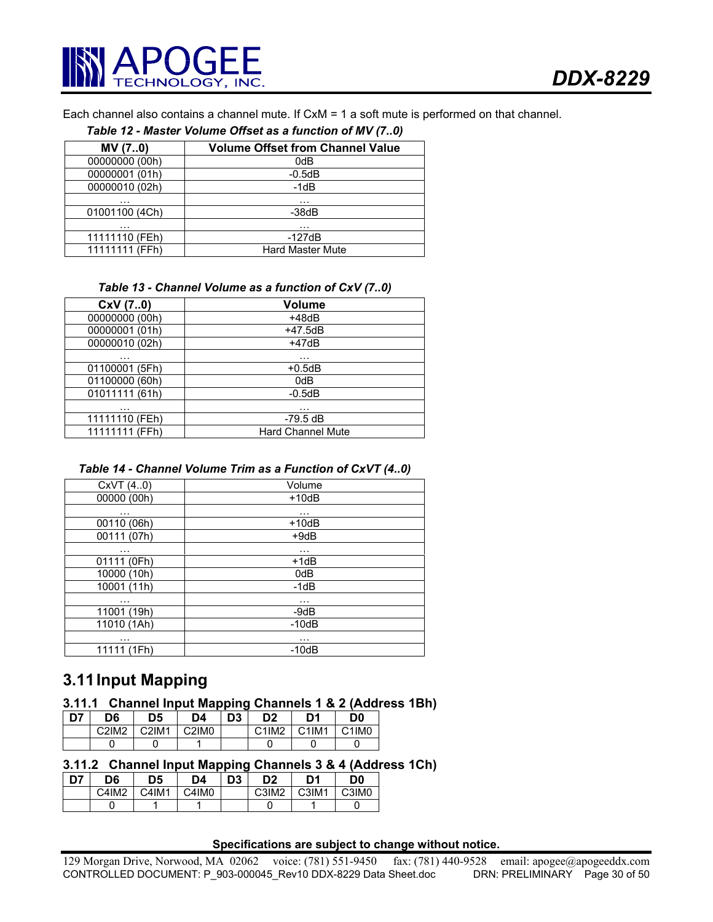Each channel also contains a channel mute. If CxM = 1 a soft mute is performed on that channel.

*Table 12 - Master Volume Offset as a function of MV (7..0)*

| MV (7..0) | Volume Offset from Channel Value |
|---|---|
| 00000000 (00h) | 0dB |
| 00000001 (01h) | -0.5dB |
| 00000010 (02h) | -1dB |
| … | … |
| 01001100 (4Ch) | -38dB |
| … | … |
| 11111110 (FEh) | -127dB |
| 11111111 (FFh) | Hard Master Mute |

*Table 13 - Channel Volume as a function of CxV (7..0)*

| CxV (7..0) | Volume |
|---|---|
| 00000000 (00h) | +48dB |
| 00000001 (01h) | +47.5dB |
| 00000010 (02h) | +47dB |
| … | … |
| 01100001 (5Fh) | +0.5dB |
| 01100000 (60h) | 0dB |
| 01011111 (61h) | -0.5dB |
| … | … |
| 11111110 (FEh) | -79.5 dB |
| 11111111 (FFh) | Hard Channel Mute |

*Table 14 - Channel Volume Trim as a Function of CxVT (4..0)*

| CxVT (4..0) | Volume |
|---|---|
| 00000 (00h) | +10dB |
| … | … |
| 00110 (06h) | +10dB |
| 00111 (07h) | +9dB |
| … | … |
| 01111 (0Fh) | +1dB |
| 10000 (10h) | 0dB |
| 10001 (11h) | -1dB |
| … | … |
| 11001 (19h) | -9dB |
| 11010 (1Ah) | -10dB |
| … | … |
| 11111 (1Fh) | -10dB |

## 3.11 Input Mapping

### 3.11.1 Channel Input Mapping Channels 1 & 2 (Address 1Bh)

| D7 | D6 | D5 | D4 | D3 | D2 | D1 | D0 |
|---|---|---|---|---|---|---|---|
| | C2IM2 | C2IM1 | C2IM0 | | C1IM2 | C1IM1 | C1IM0 |
| | 0 | 0 | 1 | | 0 | 0 | 0 |

### 3.11.2 Channel Input Mapping Channels 3 & 4 (Address 1Ch)

| D7 | D6 | D5 | D4 | D3 | D2 | D1 | D0 |
|---|---|---|---|---|---|---|---|
| | C4IM2 | C4IM1 | C4IM0 | | C3IM2 | C3IM1 | C3IM0 |
| | 0 | 1 | 1 | | 0 | 1 | 0 |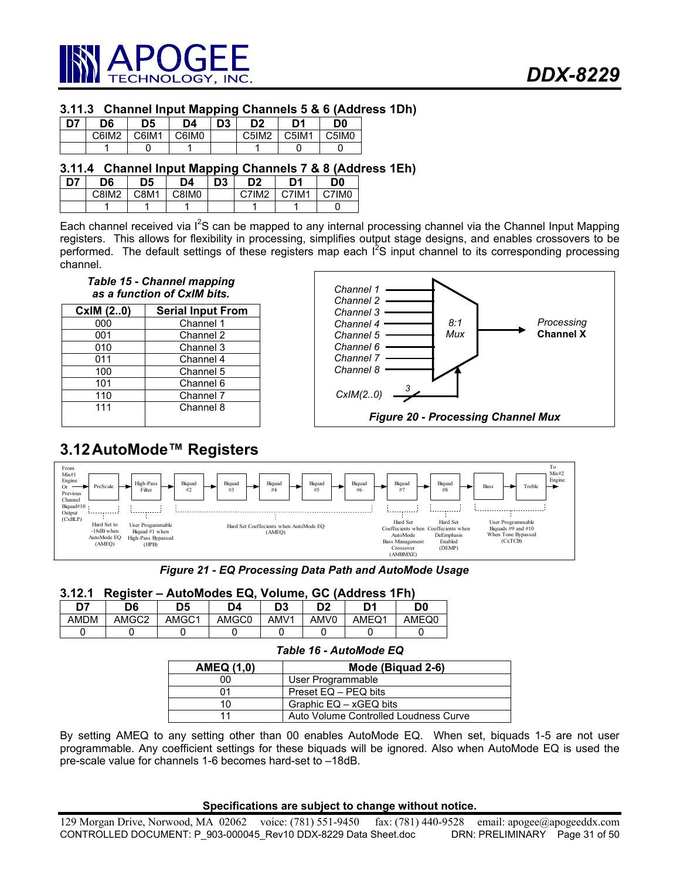### 3.11.3 Channel Input Mapping Channels 5 & 6 (Address 1Dh)

| D7 | D6 | D5 | D4 | D3 | D2 | D1 | D0 |
|---|---|---|---|---|---|---|---|
| | C6IM2 | C6IM1 | C6IM0 | | C5IM2 | C5IM1 | C5IM0 |
| | 1 | 0 | 1 | | 1 | 0 | 0 |

### 3.11.4 Channel Input Mapping Channels 7 & 8 (Address 1Eh)

| D7 | D6 | D5 | D4 | D3 | D2 | D1 | D0 |
|---|---|---|---|---|---|---|---|
| | C8IM2 | C8M1 | C8IM0 | | C7IM2 | C7IM1 | C7IM0 |
| | 1 | 1 | 1 | | 1 | 1 | 0 |

Each channel received via I$^2$S can be mapped to any internal processing channel via the Channel Input Mapping registers. This allows for flexibility in processing, simplifies output stage designs, and enables crossovers to be performed. The default settings of these registers map each I$^2$S input channel to its corresponding processing channel.

*Table 15 - Channel mapping as a function of CxIM bits.*

| CxIM (2..0) | Serial Input From |
|---|---|
| 000 | Channel 1 |
| 001 | Channel 2 |
| 010 | Channel 3 |
| 011 | Channel 4 |
| 100 | Channel 5 |
| 101 | Channel 6 |
| 110 | Channel 7 |
| 111 | Channel 8 |

*Figure 20 - Processing Channel Mux*

## 3.12 AutoMode™ Registers

*Figure 21 - EQ Processing Data Path and AutoMode Usage*

### 3.12.1 Register – AutoModes EQ, Volume, GC (Address 1Fh)

| D7 | D6 | D5 | D4 | D3 | D2 | D1 | D0 |
|---|---|---|---|---|---|---|---|
| AMDM | AMGC2 | AMGC1 | AMGC0 | AMV1 | AMV0 | AMEQ1 | AMEQ0 |
| 0 | 0 | 0 | 0 | 0 | 0 | 0 | 0 |

*Table 16 - AutoMode EQ*

| AMEQ (1,0) | Mode (Biquad 2-6) |
|---|---|
| 00 | User Programmable |
| 01 | Preset EQ – PEQ bits |
| 10 | Graphic EQ – xGEQ bits |
| 11 | Auto Volume Controlled Loudness Curve |

By setting AMEQ to any setting other than 00 enables AutoMode EQ. When set, biquads 1-5 are not user programmable. Any coefficient settings for these biquads will be ignored. Also when AutoMode EQ is used the pre-scale value for channels 1-6 becomes hard-set to –18dB.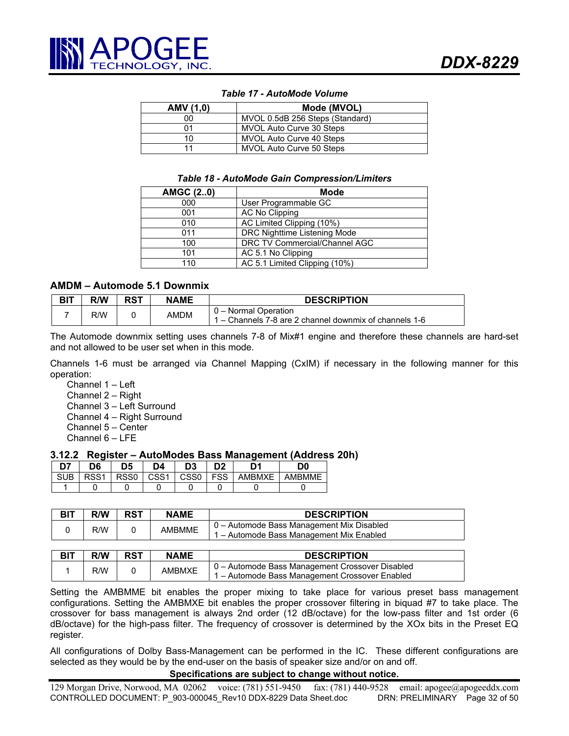*Table 17 - AutoMode Volume*

| AMV (1,0) | Mode (MVOL) |
|---|---|
| 00 | MVOL 0.5dB 256 Steps (Standard) |
| 01 | MVOL Auto Curve 30 Steps |
| 10 | MVOL Auto Curve 40 Steps |
| 11 | MVOL Auto Curve 50 Steps |

*Table 18 - AutoMode Gain Compression/Limiters*

| AMGC (2..0) | Mode |
|---|---|
| 000 | User Programmable GC |
| 001 | AC No Clipping |
| 010 | AC Limited Clipping (10%) |
| 011 | DRC Nighttime Listening Mode |
| 100 | DRC TV Commercial/Channel AGC |
| 101 | AC 5.1 No Clipping |
| 110 | AC 5.1 Limited Clipping (10%) |

### AMDM – Automode 5.1 Downmix

| BIT | R/W | RST | NAME | DESCRIPTION |
|---|---|---|---|---|
| 7 | R/W | 0 | AMDM | 0 – Normal Operation<br>1 – Channels 7-8 are 2 channel downmix of channels 1-6 |

The Automode downmix setting uses channels 7-8 of Mix#1 engine and therefore these channels are hard-set and not allowed to be user set when in this mode.

Channels 1-6 must be arranged via Channel Mapping (CxIM) if necessary in the following manner for this operation:

- Channel 1 – Left
- Channel 2 – Right
- Channel 3 – Left Surround
- Channel 4 – Right Surround
- Channel 5 – Center
- Channel 6 – LFE

### 3.12.2 Register – AutoModes Bass Management (Address 20h)

| D7 | D6 | D5 | D4 | D3 | D2 | D1 | D0 |
|---|---|---|---|---|---|---|---|
| SUB | RSS1 | RSS0 | CSS1 | CSS0 | FSS | AMBMXE | AMBMME |
| 1 | 0 | 0 | 0 | 0 | 0 | 0 | 0 |

| BIT | R/W | RST | NAME | DESCRIPTION |
|---|---|---|---|---|
| 0 | R/W | 0 | AMBMME | 0 – Automode Bass Management Mix Disabled<br>1 – Automode Bass Management Mix Enabled |

| BIT | R/W | RST | NAME | DESCRIPTION |
|---|---|---|---|---|
| 1 | R/W | 0 | AMBMXE | 0 – Automode Bass Management Crossover Disabled<br>1 – Automode Bass Management Crossover Enabled |

Setting the AMBMME bit enables the proper mixing to take place for various preset bass management configurations. Setting the AMBMXE bit enables the proper crossover filtering in biquad #7 to take place. The crossover for bass management is always 2nd order (12 dB/octave) for the low-pass filter and 1st order (6 dB/octave) for the high-pass filter. The frequency of crossover is determined by the XOx bits in the Preset EQ register.

All configurations of Dolby Bass-Management can be performed in the IC. These different configurations are selected as they would be by the end-user on the basis of speaker size and/or on and off.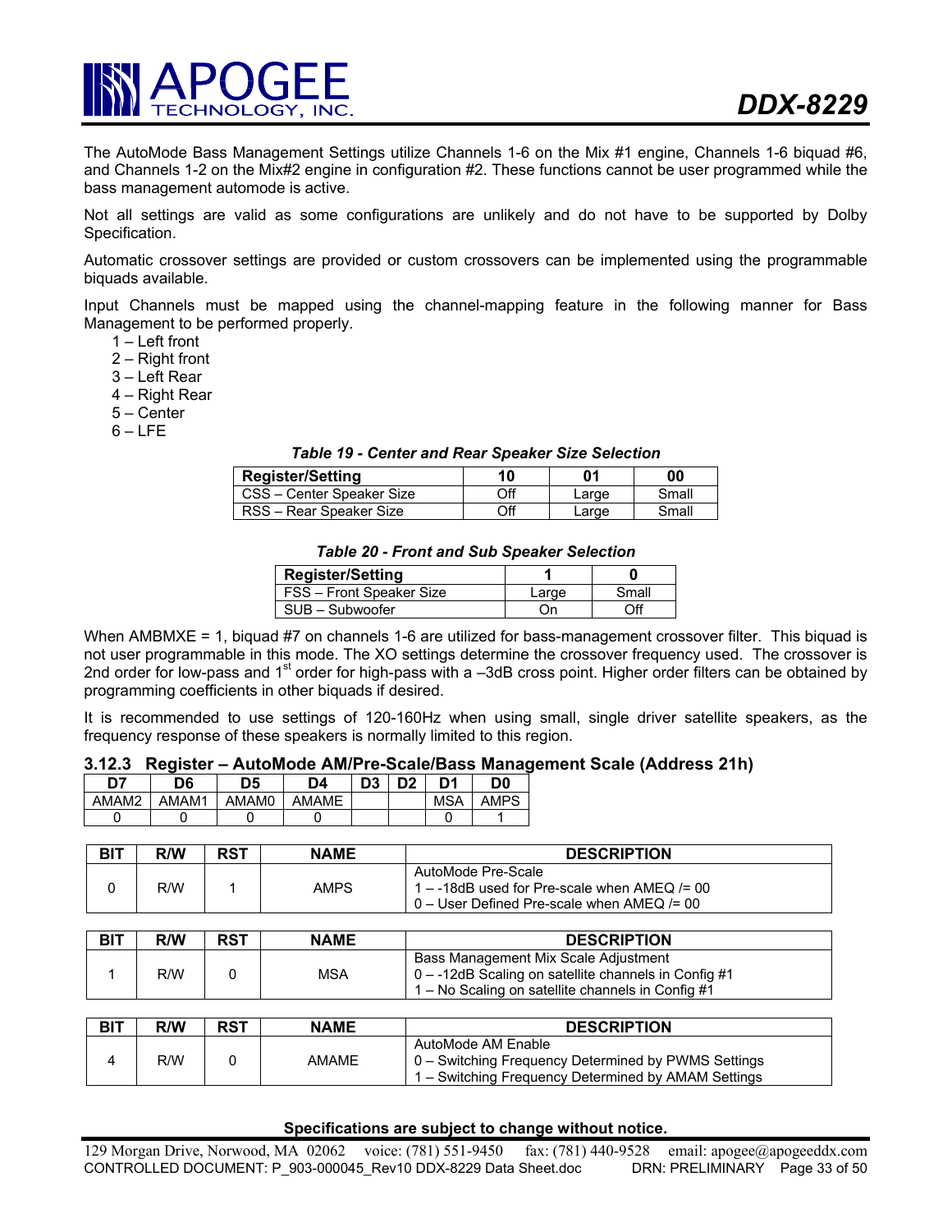The AutoMode Bass Management Settings utilize Channels 1-6 on the Mix #1 engine, Channels 1-6 biquad #6, and Channels 1-2 on the Mix#2 engine in configuration #2. These functions cannot be user programmed while the bass management automode is active.

Not all settings are valid as some configurations are unlikely and do not have to be supported by Dolby Specification.

Automatic crossover settings are provided or custom crossovers can be implemented using the programmable biquads available.

Input Channels must be mapped using the channel-mapping feature in the following manner for Bass Management to be performed properly.

1 – Left front
2 – Right front
3 – Left Rear
4 – Right Rear
5 – Center
6 – LFE

***Table 19 - Center and Rear Speaker Size Selection***

| Register/Setting | 10 | 01 | 00 |
|---|---|---|---|
| CSS – Center Speaker Size | Off | Large | Small |
| RSS – Rear Speaker Size | Off | Large | Small |

***Table 20 - Front and Sub Speaker Selection***

| Register/Setting | 1 | 0 |
|---|---|---|
| FSS – Front Speaker Size | Large | Small |
| SUB – Subwoofer | On | Off |

When AMBMXE = 1, biquad #7 on channels 1-6 are utilized for bass-management crossover filter. This biquad is not user programmable in this mode. The XO settings determine the crossover frequency used. The crossover is 2nd order for low-pass and 1st order for high-pass with a –3dB cross point. Higher order filters can be obtained by programming coefficients in other biquads if desired.

It is recommended to use settings of 120-160Hz when using small, single driver satellite speakers, as the frequency response of these speakers is normally limited to this region.

### 3.12.3 Register – AutoMode AM/Pre-Scale/Bass Management Scale (Address 21h)

| D7 | D6 | D5 | D4 | D3 | D2 | D1 | D0 |
|---|---|---|---|---|---|---|---|
| AMAM2 | AMAM1 | AMAM0 | AMAME | | | MSA | AMPS |
| 0 | 0 | 0 | 0 | | | 0 | 1 |

| BIT | R/W | RST | NAME | DESCRIPTION |
|---|---|---|---|---|
| 0 | R/W | 1 | AMPS | AutoMode Pre-Scale<br>1 – -18dB used for Pre-scale when AMEQ /= 00<br>0 – User Defined Pre-scale when AMEQ /= 00 |

| BIT | R/W | RST | NAME | DESCRIPTION |
|---|---|---|---|---|
| 1 | R/W | 0 | MSA | Bass Management Mix Scale Adjustment<br>0 – -12dB Scaling on satellite channels in Config #1<br>1 – No Scaling on satellite channels in Config #1 |

| BIT | R/W | RST | NAME | DESCRIPTION |
|---|---|---|---|---|
| 4 | R/W | 0 | AMAME | AutoMode AM Enable<br>0 – Switching Frequency Determined by PWMS Settings<br>1 – Switching Frequency Determined by AMAM Settings |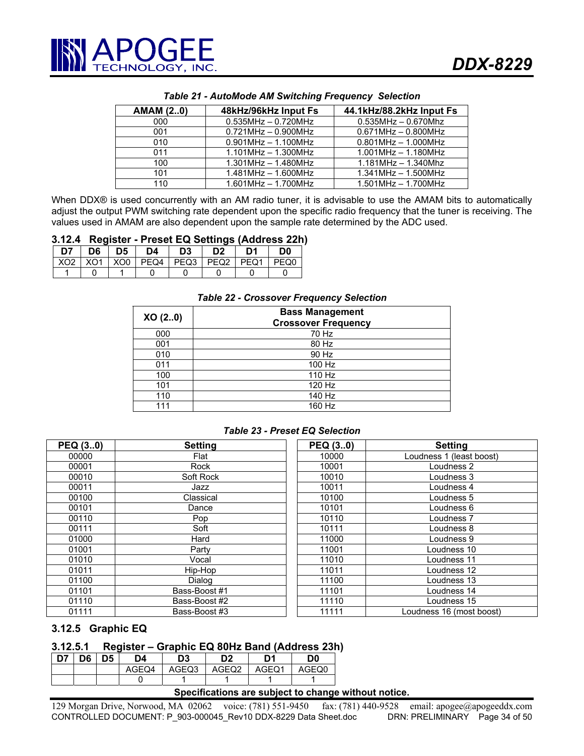*Table 21 - AutoMode AM Switching Frequency Selection*

| AMAM (2..0) | 48kHz/96kHz Input Fs | 44.1kHz/88.2kHz Input Fs |
|---|---|---|
| 000 | 0.535MHz – 0.720MHz | 0.535MHz – 0.670Mhz |
| 001 | 0.721MHz – 0.900MHz | 0.671MHz – 0.800MHz |
| 010 | 0.901MHz – 1.100MHz | 0.801MHz – 1.000MHz |
| 011 | 1.101MHz – 1.300MHz | 1.001MHz – 1.180MHz |
| 100 | 1.301MHz – 1.480MHz | 1.181MHz – 1.340Mhz |
| 101 | 1.481MHz – 1.600MHz | 1.341MHz – 1.500MHz |
| 110 | 1.601MHz – 1.700MHz | 1.501MHz – 1.700MHz |

When DDX® is used concurrently with an AM radio tuner, it is advisable to use the AMAM bits to automatically adjust the output PWM switching rate dependent upon the specific radio frequency that the tuner is receiving. The values used in AMAM are also dependent upon the sample rate determined by the ADC used.

### 3.12.4 Register - Preset EQ Settings (Address 22h)

| D7 | D6 | D5 | D4 | D3 | D2 | D1 | D0 |
|---|---|---|---|---|---|---|---|
| XO2 | XO1 | XO0 | PEQ4 | PEQ3 | PEQ2 | PEQ1 | PEQ0 |
| 1 | 0 | 1 | 0 | 0 | 0 | 0 | 0 |

*Table 22 - Crossover Frequency Selection*

| XO (2..0) | Bass Management Crossover Frequency |
|---|---|
| 000 | 70 Hz |
| 001 | 80 Hz |
| 010 | 90 Hz |
| 011 | 100 Hz |
| 100 | 110 Hz |
| 101 | 120 Hz |
| 110 | 140 Hz |
| 111 | 160 Hz |

*Table 23 - Preset EQ Selection*

| PEQ (3..0) | Setting | PEQ (3..0) | Setting |
|---|---|---|---|
| 00000 | Flat | 10000 | Loudness 1 (least boost) |
| 00001 | Rock | 10001 | Loudness 2 |
| 00010 | Soft Rock | 10010 | Loudness 3 |
| 00011 | Jazz | 10011 | Loudness 4 |
| 00100 | Classical | 10100 | Loudness 5 |
| 00101 | Dance | 10101 | Loudness 6 |
| 00110 | Pop | 10110 | Loudness 7 |
| 00111 | Soft | 10111 | Loudness 8 |
| 01000 | Hard | 11000 | Loudness 9 |
| 01001 | Party | 11001 | Loudness 10 |
| 01010 | Vocal | 11010 | Loudness 11 |
| 01011 | Hip-Hop | 11011 | Loudness 12 |
| 01100 | Dialog | 11100 | Loudness 13 |
| 01101 | Bass-Boost #1 | 11101 | Loudness 14 |
| 01110 | Bass-Boost #2 | 11110 | Loudness 15 |
| 01111 | Bass-Boost #3 | 11111 | Loudness 16 (most boost) |

### 3.12.5 Graphic EQ

#### 3.12.5.1 Register – Graphic EQ 80Hz Band (Address 23h)

| D7 | D6 | D5 | D4 | D3 | D2 | D1 | D0 |
|---|---|---|---|---|---|---|---|
| | | | AGEQ4 | AGEQ3 | AGEQ2 | AGEQ1 | AGEQ0 |
| | | | 0 | 1 | 1 | 1 | 1 |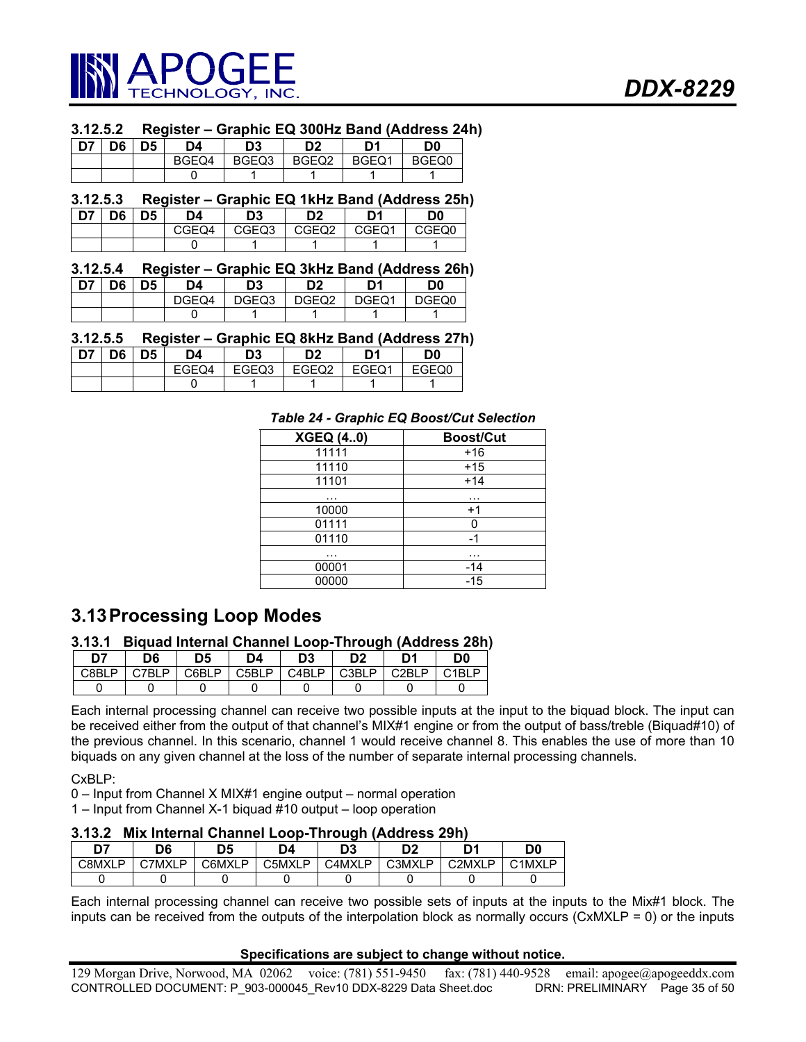### 3.12.5.2 Register – Graphic EQ 300Hz Band (Address 24h)

| D7 | D6 | D5 | D4 | D3 | D2 | D1 | D0 |
|---|---|---|---|---|---|---|---|
| | | | BGEQ4 | BGEQ3 | BGEQ2 | BGEQ1 | BGEQ0 |
| | | | 0 | 1 | 1 | 1 | 1 |

### 3.12.5.3 Register – Graphic EQ 1kHz Band (Address 25h)

| D7 | D6 | D5 | D4 | D3 | D2 | D1 | D0 |
|---|---|---|---|---|---|---|---|
| | | | CGEQ4 | CGEQ3 | CGEQ2 | CGEQ1 | CGEQ0 |
| | | | 0 | 1 | 1 | 1 | 1 |

### 3.12.5.4 Register – Graphic EQ 3kHz Band (Address 26h)

| D7 | D6 | D5 | D4 | D3 | D2 | D1 | D0 |
|---|---|---|---|---|---|---|---|
| | | | DGEQ4 | DGEQ3 | DGEQ2 | DGEQ1 | DGEQ0 |
| | | | 0 | 1 | 1 | 1 | 1 |

### 3.12.5.5 Register – Graphic EQ 8kHz Band (Address 27h)

| D7 | D6 | D5 | D4 | D3 | D2 | D1 | D0 |
|---|---|---|---|---|---|---|---|
| | | | EGEQ4 | EGEQ3 | EGEQ2 | EGEQ1 | EGEQ0 |
| | | | 0 | 1 | 1 | 1 | 1 |

*Table 24 - Graphic EQ Boost/Cut Selection*

| XGEQ (4..0) | Boost/Cut |
|---|---|
| 11111 | +16 |
| 11110 | +15 |
| 11101 | +14 |
| … | … |
| 10000 | +1 |
| 01111 | 0 |
| 01110 | -1 |
| … | … |
| 00001 | -14 |
| 00000 | -15 |

## 3.13 Processing Loop Modes

### 3.13.1 Biquad Internal Channel Loop-Through (Address 28h)

| D7 | D6 | D5 | D4 | D3 | D2 | D1 | D0 |
|---|---|---|---|---|---|---|---|
| C8BLP | C7BLP | C6BLP | C5BLP | C4BLP | C3BLP | C2BLP | C1BLP |
| 0 | 0 | 0 | 0 | 0 | 0 | 0 | 0 |

Each internal processing channel can receive two possible inputs at the input to the biquad block. The input can be received either from the output of that channel's MIX#1 engine or from the output of bass/treble (Biquad#10) of the previous channel. In this scenario, channel 1 would receive channel 8. This enables the use of more than 10 biquads on any given channel at the loss of the number of separate internal processing channels.

CxBLP:
0 – Input from Channel X MIX#1 engine output – normal operation
1 – Input from Channel X-1 biquad #10 output – loop operation

### 3.13.2 Mix Internal Channel Loop-Through (Address 29h)

| D7 | D6 | D5 | D4 | D3 | D2 | D1 | D0 |
|---|---|---|---|---|---|---|---|
| C8MXLP | C7MXLP | C6MXLP | C5MXLP | C4MXLP | C3MXLP | C2MXLP | C1MXLP |
| 0 | 0 | 0 | 0 | 0 | 0 | 0 | 0 |

Each internal processing channel can receive two possible sets of inputs at the inputs to the Mix#1 block. The inputs can be received from the outputs of the interpolation block as normally occurs (CxMXLP = 0) or the inputs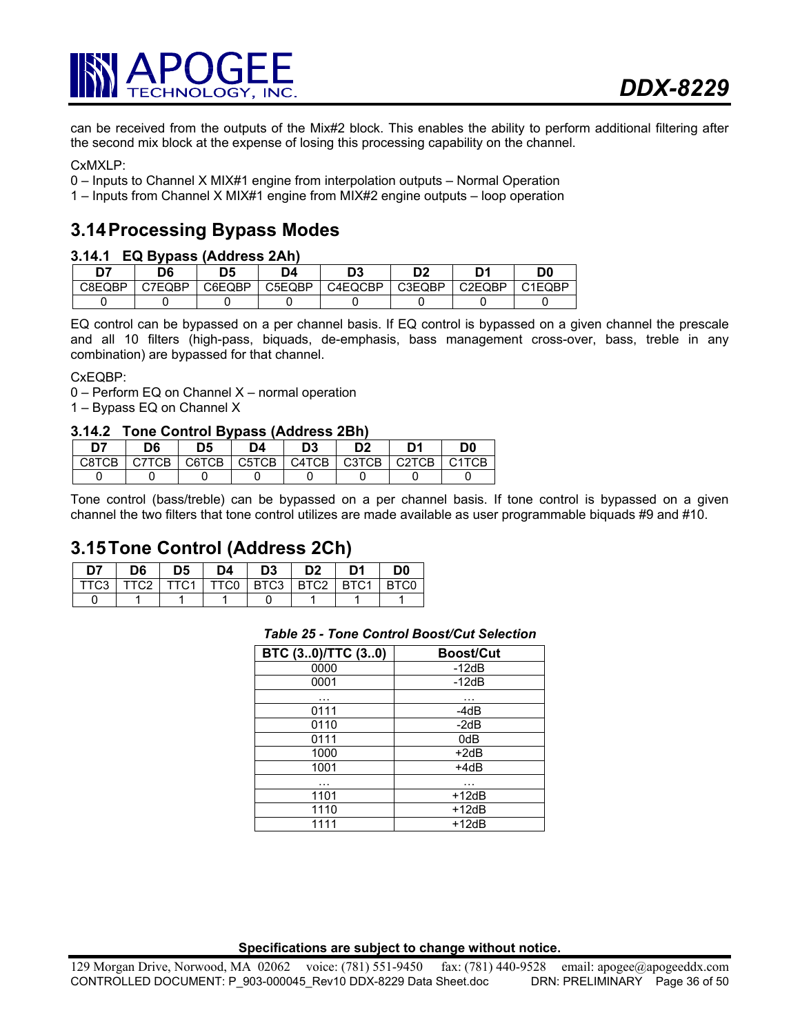can be received from the outputs of the Mix#2 block. This enables the ability to perform additional filtering after the second mix block at the expense of losing this processing capability on the channel.

CxMXLP:

0 – Inputs to Channel X MIX#1 engine from interpolation outputs – Normal Operation

1 – Inputs from Channel X MIX#1 engine from MIX#2 engine outputs – loop operation

## 3.14 Processing Bypass Modes

### 3.14.1 EQ Bypass (Address 2Ah)

| D7 | D6 | D5 | D4 | D3 | D2 | D1 | D0 |
|---|---|---|---|---|---|---|---|
| C8EQBP | C7EQBP | C6EQBP | C5EQBP | C4EQCBP | C3EQBP | C2EQBP | C1EQBP |
| 0 | 0 | 0 | 0 | 0 | 0 | 0 | 0 |

EQ control can be bypassed on a per channel basis. If EQ control is bypassed on a given channel the prescale and all 10 filters (high-pass, biquads, de-emphasis, bass management cross-over, bass, treble in any combination) are bypassed for that channel.

CxEQBP:

0 – Perform EQ on Channel X – normal operation

1 – Bypass EQ on Channel X

### 3.14.2 Tone Control Bypass (Address 2Bh)

| D7 | D6 | D5 | D4 | D3 | D2 | D1 | D0 |
|---|---|---|---|---|---|---|---|
| C8TCB | C7TCB | C6TCB | C5TCB | C4TCB | C3TCB | C2TCB | C1TCB |
| 0 | 0 | 0 | 0 | 0 | 0 | 0 | 0 |

Tone control (bass/treble) can be bypassed on a per channel basis. If tone control is bypassed on a given channel the two filters that tone control utilizes are made available as user programmable biquads #9 and #10.

## 3.15 Tone Control (Address 2Ch)

| D7 | D6 | D5 | D4 | D3 | D2 | D1 | D0 |
|---|---|---|---|---|---|---|---|
| TTC3 | TTC2 | TTC1 | TTC0 | BTC3 | BTC2 | BTC1 | BTC0 |
| 0 | 1 | 1 | 1 | 0 | 1 | 1 | 1 |

*Table 25 - Tone Control Boost/Cut Selection*

| BTC (3..0)/TTC (3..0) | Boost/Cut |
|---|---|
| 0000 | -12dB |
| 0001 | -12dB |
| … | … |
| 0111 | -4dB |
| 0110 | -2dB |
| 0111 | 0dB |
| 1000 | +2dB |
| 1001 | +4dB |
| … | … |
| 1101 | +12dB |
| 1110 | +12dB |
| 1111 | +12dB |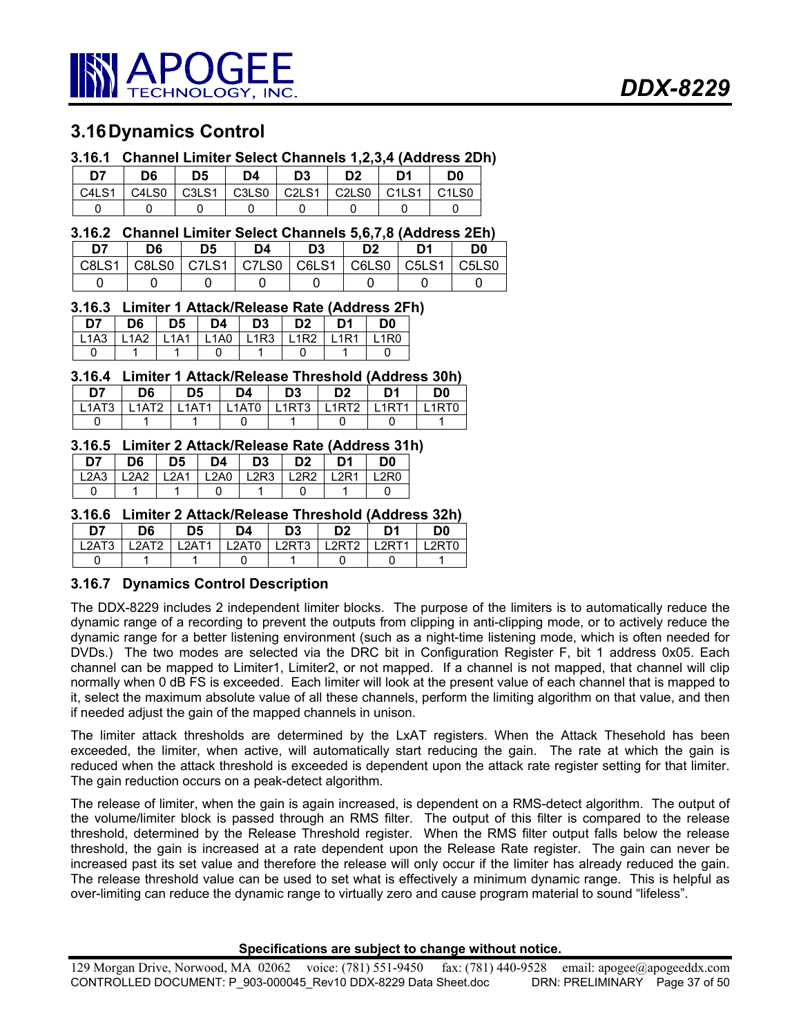## 3.16 Dynamics Control

### 3.16.1 Channel Limiter Select Channels 1,2,3,4 (Address 2Dh)

| D7 | D6 | D5 | D4 | D3 | D2 | D1 | D0 |
|---|---|---|---|---|---|---|---|
| C4LS1 | C4LS0 | C3LS1 | C3LS0 | C2LS1 | C2LS0 | C1LS1 | C1LS0 |
| 0 | 0 | 0 | 0 | 0 | 0 | 0 | 0 |

### 3.16.2 Channel Limiter Select Channels 5,6,7,8 (Address 2Eh)

| D7 | D6 | D5 | D4 | D3 | D2 | D1 | D0 |
|---|---|---|---|---|---|---|---|
| C8LS1 | C8LS0 | C7LS1 | C7LS0 | C6LS1 | C6LS0 | C5LS1 | C5LS0 |
| 0 | 0 | 0 | 0 | 0 | 0 | 0 | 0 |

### 3.16.3 Limiter 1 Attack/Release Rate (Address 2Fh)

| D7 | D6 | D5 | D4 | D3 | D2 | D1 | D0 |
|---|---|---|---|---|---|---|---|
| L1A3 | L1A2 | L1A1 | L1A0 | L1R3 | L1R2 | L1R1 | L1R0 |
| 0 | 1 | 1 | 0 | 1 | 0 | 1 | 0 |

### 3.16.4 Limiter 1 Attack/Release Threshold (Address 30h)

| D7 | D6 | D5 | D4 | D3 | D2 | D1 | D0 |
|---|---|---|---|---|---|---|---|
| L1AT3 | L1AT2 | L1AT1 | L1AT0 | L1RT3 | L1RT2 | L1RT1 | L1RT0 |
| 0 | 1 | 1 | 0 | 1 | 0 | 0 | 1 |

### 3.16.5 Limiter 2 Attack/Release Rate (Address 31h)

| D7 | D6 | D5 | D4 | D3 | D2 | D1 | D0 |
|---|---|---|---|---|---|---|---|
| L2A3 | L2A2 | L2A1 | L2A0 | L2R3 | L2R2 | L2R1 | L2R0 |
| 0 | 1 | 1 | 0 | 1 | 0 | 1 | 0 |

### 3.16.6 Limiter 2 Attack/Release Threshold (Address 32h)

| D7 | D6 | D5 | D4 | D3 | D2 | D1 | D0 |
|---|---|---|---|---|---|---|---|
| L2AT3 | L2AT2 | L2AT1 | L2AT0 | L2RT3 | L2RT2 | L2RT1 | L2RT0 |
| 0 | 1 | 1 | 0 | 1 | 0 | 0 | 1 |

### 3.16.7 Dynamics Control Description

The DDX-8229 includes 2 independent limiter blocks. The purpose of the limiters is to automatically reduce the dynamic range of a recording to prevent the outputs from clipping in anti-clipping mode, or to actively reduce the dynamic range for a better listening environment (such as a night-time listening mode, which is often needed for DVDs.) The two modes are selected via the DRC bit in Configuration Register F, bit 1 address 0x05. Each channel can be mapped to Limiter1, Limiter2, or not mapped. If a channel is not mapped, that channel will clip normally when 0 dB FS is exceeded. Each limiter will look at the present value of each channel that is mapped to it, select the maximum absolute value of all these channels, perform the limiting algorithm on that value, and then if needed adjust the gain of the mapped channels in unison.

The limiter attack thresholds are determined by the LxAT registers. When the Attack Thesehold has been exceeded, the limiter, when active, will automatically start reducing the gain. The rate at which the gain is reduced when the attack threshold is exceeded is dependent upon the attack rate register setting for that limiter. The gain reduction occurs on a peak-detect algorithm.

The release of limiter, when the gain is again increased, is dependent on a RMS-detect algorithm. The output of the volume/limiter block is passed through an RMS filter. The output of this filter is compared to the release threshold, determined by the Release Threshold register. When the RMS filter output falls below the release threshold, the gain is increased at a rate dependent upon the Release Rate register. The gain can never be increased past its set value and therefore the release will only occur if the limiter has already reduced the gain. The release threshold value can be used to set what is effectively a minimum dynamic range. This is helpful as over-limiting can reduce the dynamic range to virtually zero and cause program material to sound "lifeless".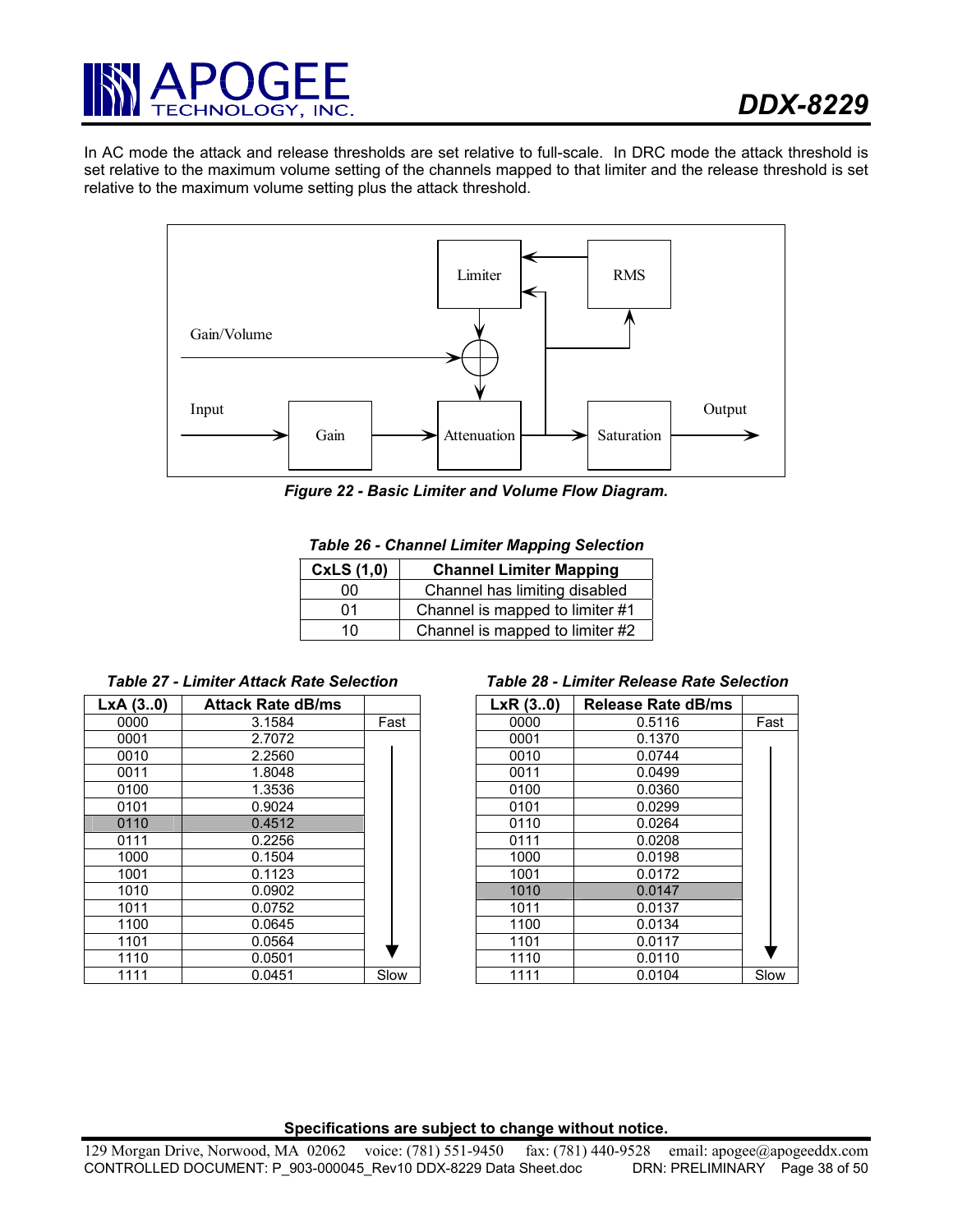In AC mode the attack and release thresholds are set relative to full-scale. In DRC mode the attack threshold is set relative to the maximum volume setting of the channels mapped to that limiter and the release threshold is set relative to the maximum volume setting plus the attack threshold.

*Figure 22 - Basic Limiter and Volume Flow Diagram.*

*Table 26 - Channel Limiter Mapping Selection*

| CxLS (1,0) | Channel Limiter Mapping |
|---|---|
| 00 | Channel has limiting disabled |
| 01 | Channel is mapped to limiter #1 |
| 10 | Channel is mapped to limiter #2 |

*Table 27 - Limiter Attack Rate Selection*

| LxA (3..0) | Attack Rate dB/ms | |
|---|---|---|
| 0000 | 3.1584 | Fast |
| 0001 | 2.7072 | |
| 0010 | 2.2560 | |
| 0011 | 1.8048 | |
| 0100 | 1.3536 | |
| 0101 | 0.9024 | |
| 0110 | 0.4512 | |
| 0111 | 0.2256 | |
| 1000 | 0.1504 | |
| 1001 | 0.1123 | |
| 1010 | 0.0902 | |
| 1011 | 0.0752 | |
| 1100 | 0.0645 | |
| 1101 | 0.0564 | |
| 1110 | 0.0501 | |
| 1111 | 0.0451 | Slow |

*Table 28 - Limiter Release Rate Selection*

| LxR (3..0) | Release Rate dB/ms | |
|---|---|---|
| 0000 | 0.5116 | Fast |
| 0001 | 0.1370 | |
| 0010 | 0.0744 | |
| 0011 | 0.0499 | |
| 0100 | 0.0360 | |
| 0101 | 0.0299 | |
| 0110 | 0.0264 | |
| 0111 | 0.0208 | |
| 1000 | 0.0198 | |
| 1001 | 0.0172 | |
| 1010 | 0.0147 | |
| 1011 | 0.0137 | |
| 1100 | 0.0134 | |
| 1101 | 0.0117 | |
| 1110 | 0.0110 | |
| 1111 | 0.0104 | Slow |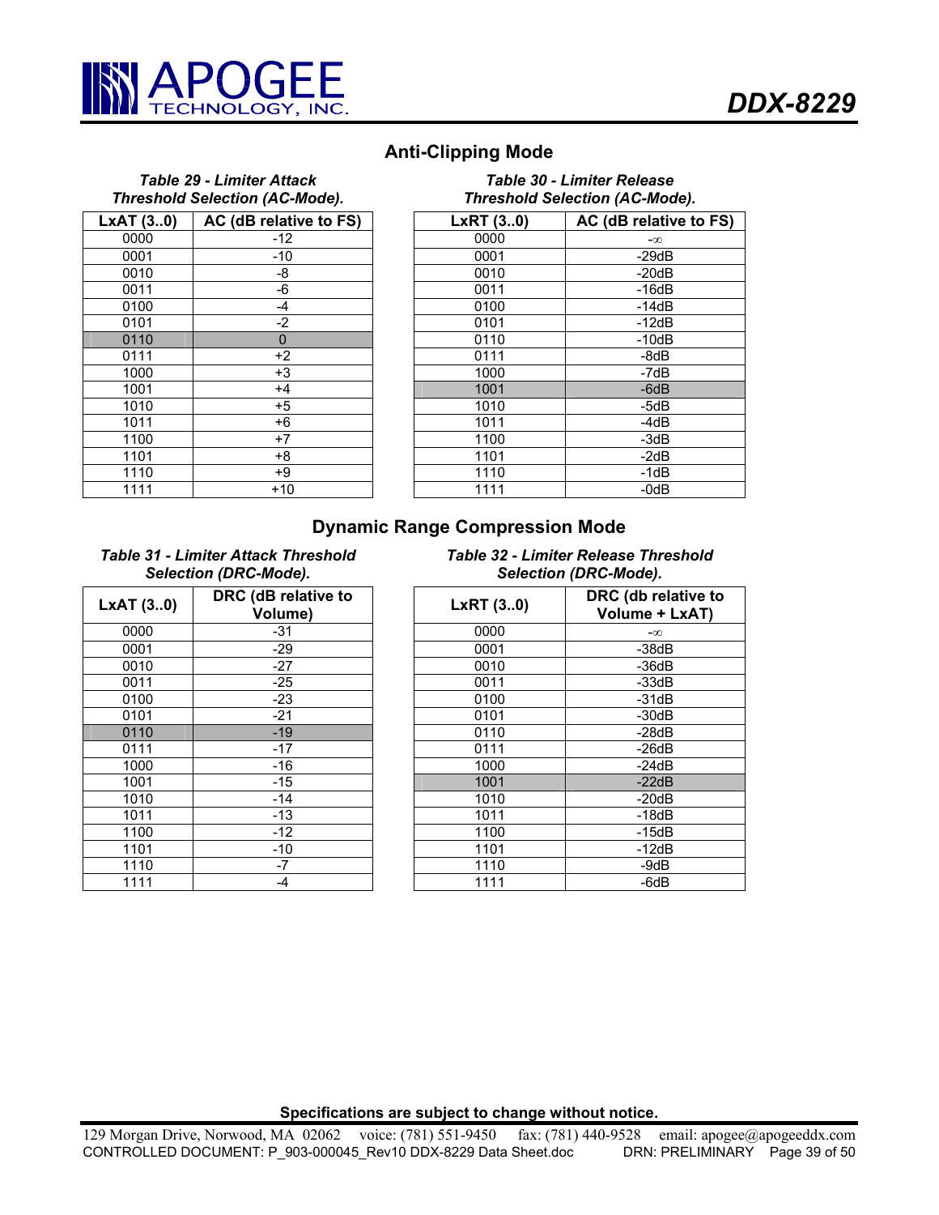## Anti-Clipping Mode

*Table 29 - Limiter Attack Threshold Selection (AC-Mode).*

| LxAT (3..0) | AC (dB relative to FS) |
|---|---|
| 0000 | -12 |
| 0001 | -10 |
| 0010 | -8 |
| 0011 | -6 |
| 0100 | -4 |
| 0101 | -2 |
| 0110 | 0 |
| 0111 | +2 |
| 1000 | +3 |
| 1001 | +4 |
| 1010 | +5 |
| 1011 | +6 |
| 1100 | +7 |
| 1101 | +8 |
| 1110 | +9 |
| 1111 | +10 |

*Table 30 - Limiter Release Threshold Selection (AC-Mode).*

| LxRT (3..0) | AC (dB relative to FS) |
|---|---|
| 0000 | -∞ |
| 0001 | -29dB |
| 0010 | -20dB |
| 0011 | -16dB |
| 0100 | -14dB |
| 0101 | -12dB |
| 0110 | -10dB |
| 0111 | -8dB |
| 1000 | -7dB |
| 1001 | -6dB |
| 1010 | -5dB |
| 1011 | -4dB |
| 1100 | -3dB |
| 1101 | -2dB |
| 1110 | -1dB |
| 1111 | -0dB |

## Dynamic Range Compression Mode

*Table 31 - Limiter Attack Threshold Selection (DRC-Mode).*

| LxAT (3..0) | DRC (dB relative to Volume) |
|---|---|
| 0000 | -31 |
| 0001 | -29 |
| 0010 | -27 |
| 0011 | -25 |
| 0100 | -23 |
| 0101 | -21 |
| 0110 | -19 |
| 0111 | -17 |
| 1000 | -16 |
| 1001 | -15 |
| 1010 | -14 |
| 1011 | -13 |
| 1100 | -12 |
| 1101 | -10 |
| 1110 | -7 |
| 1111 | -4 |

*Table 32 - Limiter Release Threshold Selection (DRC-Mode).*

| LxRT (3..0) | DRC (db relative to Volume + LxAT) |
|---|---|
| 0000 | -∞ |
| 0001 | -38dB |
| 0010 | -36dB |
| 0011 | -33dB |
| 0100 | -31dB |
| 0101 | -30dB |
| 0110 | -28dB |
| 0111 | -26dB |
| 1000 | -24dB |
| 1001 | -22dB |
| 1010 | -20dB |
| 1011 | -18dB |
| 1100 | -15dB |
| 1101 | -12dB |
| 1110 | -9dB |
| 1111 | -6dB |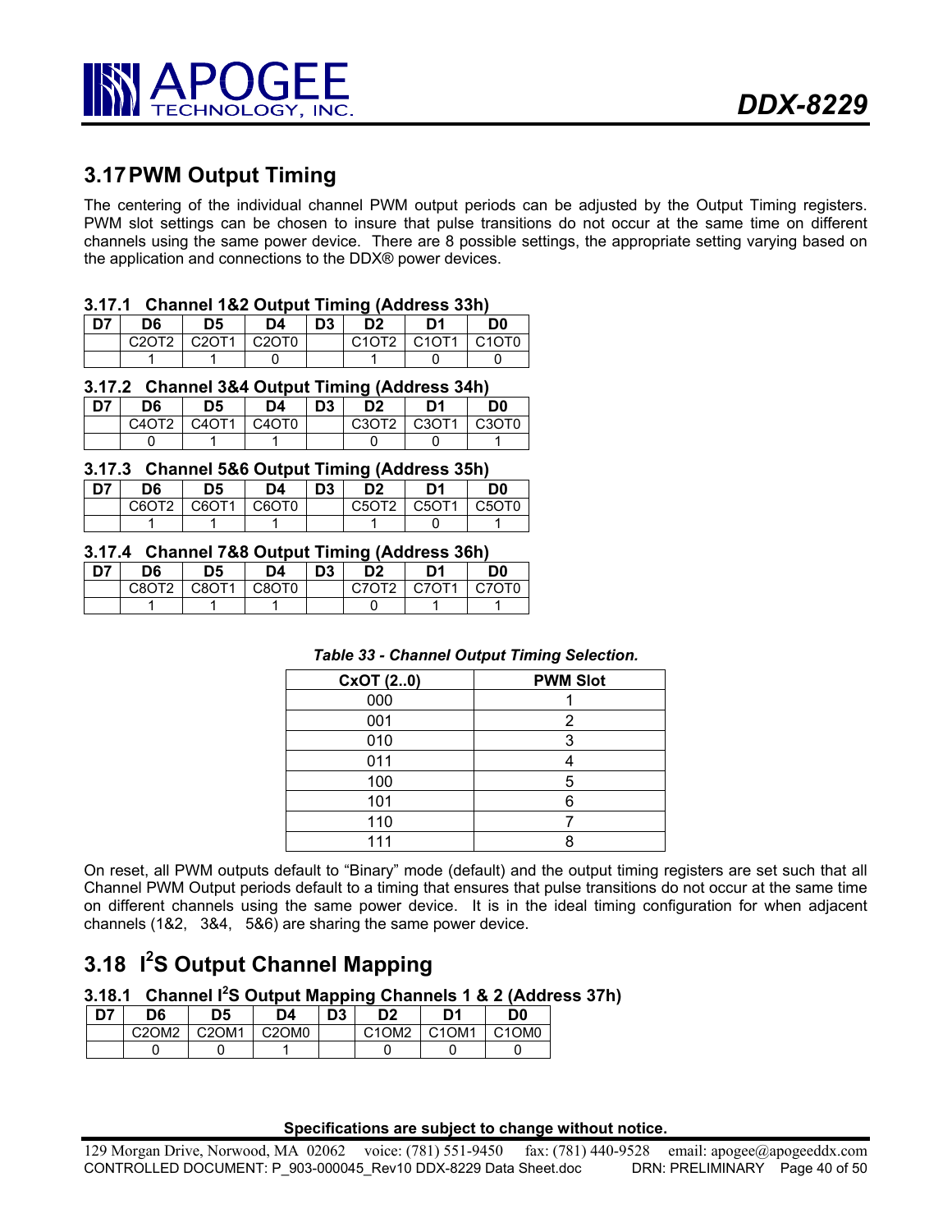## 3.17 PWM Output Timing

The centering of the individual channel PWM output periods can be adjusted by the Output Timing registers. PWM slot settings can be chosen to insure that pulse transitions do not occur at the same time on different channels using the same power device. There are 8 possible settings, the appropriate setting varying based on the application and connections to the DDX® power devices.

### 3.17.1 Channel 1&2 Output Timing (Address 33h)

| D7 | D6 | D5 | D4 | D3 | D2 | D1 | D0 |
|---|---|---|---|---|---|---|---|
| | C2OT2 | C2OT1 | C2OT0 | | C1OT2 | C1OT1 | C1OT0 |
| | 1 | 1 | 0 | | 1 | 0 | 0 |

### 3.17.2 Channel 3&4 Output Timing (Address 34h)

| D7 | D6 | D5 | D4 | D3 | D2 | D1 | D0 |
|---|---|---|---|---|---|---|---|
| | C4OT2 | C4OT1 | C4OT0 | | C3OT2 | C3OT1 | C3OT0 |
| | 0 | 1 | 1 | | 0 | 0 | 1 |

### 3.17.3 Channel 5&6 Output Timing (Address 35h)

| D7 | D6 | D5 | D4 | D3 | D2 | D1 | D0 |
|---|---|---|---|---|---|---|---|
| | C6OT2 | C6OT1 | C6OT0 | | C5OT2 | C5OT1 | C5OT0 |
| | 1 | 1 | 1 | | 1 | 0 | 1 |

### 3.17.4 Channel 7&8 Output Timing (Address 36h)

| D7 | D6 | D5 | D4 | D3 | D2 | D1 | D0 |
|---|---|---|---|---|---|---|---|
| | C8OT2 | C8OT1 | C8OT0 | | C7OT2 | C7OT1 | C7OT0 |
| | 1 | 1 | 1 | | 0 | 1 | 1 |

*Table 33 - Channel Output Timing Selection.*

| CxOT (2..0) | PWM Slot |
|---|---|
| 000 | 1 |
| 001 | 2 |
| 010 | 3 |
| 011 | 4 |
| 100 | 5 |
| 101 | 6 |
| 110 | 7 |
| 111 | 8 |

On reset, all PWM outputs default to "Binary" mode (default) and the output timing registers are set such that all Channel PWM Output periods default to a timing that ensures that pulse transitions do not occur at the same time on different channels using the same power device. It is in the ideal timing configuration for when adjacent channels (1&2, 3&4, 5&6) are sharing the same power device.

## 3.18 I²S Output Channel Mapping

### 3.18.1 Channel I²S Output Mapping Channels 1 & 2 (Address 37h)

| D7 | D6 | D5 | D4 | D3 | D2 | D1 | D0 |
|---|---|---|---|---|---|---|---|
| | C2OM2 | C2OM1 | C2OM0 | | C1OM2 | C1OM1 | C1OM0 |
| | 0 | 0 | 1 | | 0 | 0 | 0 |

**Specifications are subject to change without notice.**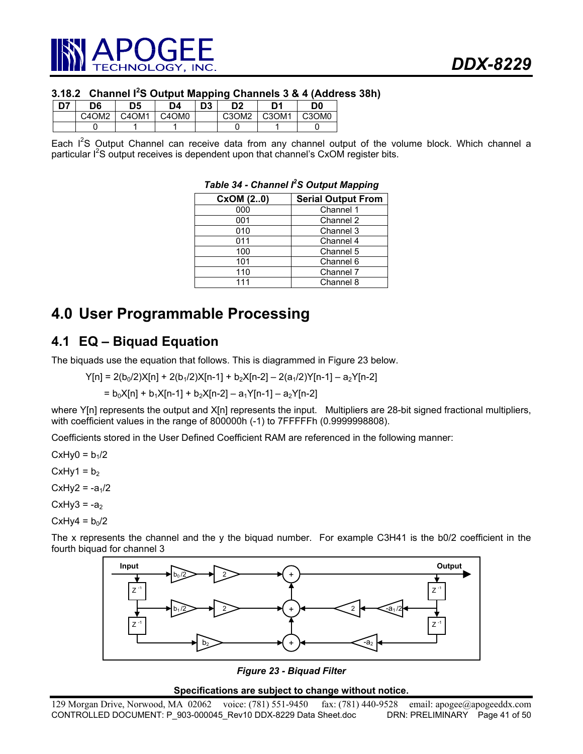### 3.18.2 Channel I²S Output Mapping Channels 3 & 4 (Address 38h)

| D7 | D6 | D5 | D4 | D3 | D2 | D1 | D0 |
|---|---|---|---|---|---|---|---|
| | C4OM2 | C4OM1 | C4OM0 | | C3OM2 | C3OM1 | C3OM0 |
| | 0 | 1 | 1 | | 0 | 1 | 0 |

Each I²S Output Channel can receive data from any channel output of the volume block. Which channel a particular I²S output receives is dependent upon that channel's CxOM register bits.

*Table 34 - Channel I²S Output Mapping*

| CxOM (2..0) | Serial Output From |
|---|---|
| 000 | Channel 1 |
| 001 | Channel 2 |
| 010 | Channel 3 |
| 011 | Channel 4 |
| 100 | Channel 5 |
| 101 | Channel 6 |
| 110 | Channel 7 |
| 111 | Channel 8 |

# 4.0 User Programmable Processing

## 4.1 EQ – Biquad Equation

The biquads use the equation that follows. This is diagrammed in Figure 23 below.

$$Y[n] = 2(b_0/2)X[n] + 2(b_1/2)X[n-1] + b_2X[n-2] – 2(a_1/2)Y[n-1] – a_2Y[n-2]$$

$$= b_0X[n] + b_1X[n-1] + b_2X[n-2] – a_1Y[n-1] – a_2Y[n-2]$$

where Y[n] represents the output and X[n] represents the input. Multipliers are 28-bit signed fractional multipliers, with coefficient values in the range of 800000h (-1) to 7FFFFFh (0.9999998808).

Coefficients stored in the User Defined Coefficient RAM are referenced in the following manner:

CxHy0 = $b_1/2$

CxHy1 = $b_2$

CxHy2 = $-a_1/2$

CxHy3 = $-a_2$

CxHy4 = $b_0/2$

The x represents the channel and the y the biquad number. For example C3H41 is the b0/2 coefficient in the fourth biquad for channel 3

*Figure 23 - Biquad Filter*

**Specifications are subject to change without notice.**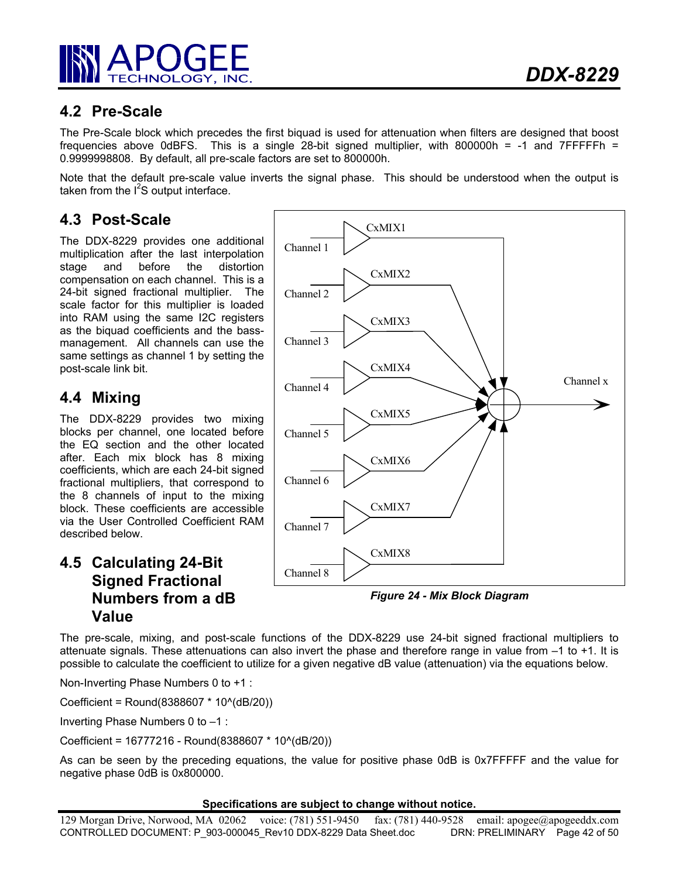## 4.2 Pre-Scale

The Pre-Scale block which precedes the first biquad is used for attenuation when filters are designed that boost frequencies above 0dBFS. This is a single 28-bit signed multiplier, with 800000h = -1 and 7FFFFFh = 0.9999998808. By default, all pre-scale factors are set to 800000h.

Note that the default pre-scale value inverts the signal phase. This should be understood when the output is taken from the I$^2$S output interface.

## 4.3 Post-Scale

The DDX-8229 provides one additional multiplication after the last interpolation stage and before the distortion compensation on each channel. This is a 24-bit signed fractional multiplier. The scale factor for this multiplier is loaded into RAM using the same I2C registers as the biquad coefficients and the bass-management. All channels can use the same settings as channel 1 by setting the post-scale link bit.

## 4.4 Mixing

The DDX-8229 provides two mixing blocks per channel, one located before the EQ section and the other located after. Each mix block has 8 mixing coefficients, which are each 24-bit signed fractional multipliers, that correspond to the 8 channels of input to the mixing block. These coefficients are accessible via the User Controlled Coefficient RAM described below.

*Figure 24 - Mix Block Diagram*

## 4.5 Calculating 24-Bit Signed Fractional Numbers from a dB Value

The pre-scale, mixing, and post-scale functions of the DDX-8229 use 24-bit signed fractional multipliers to attenuate signals. These attenuations can also invert the phase and therefore range in value from –1 to +1. It is possible to calculate the coefficient to utilize for a given negative dB value (attenuation) via the equations below.

Non-Inverting Phase Numbers 0 to +1 :

Coefficient = Round(8388607 * 10^(dB/20))

Inverting Phase Numbers 0 to –1 :

Coefficient = 16777216 - Round(8388607 * 10^(dB/20))

As can be seen by the preceding equations, the value for positive phase 0dB is 0x7FFFFF and the value for negative phase 0dB is 0x800000.

**Specifications are subject to change without notice.**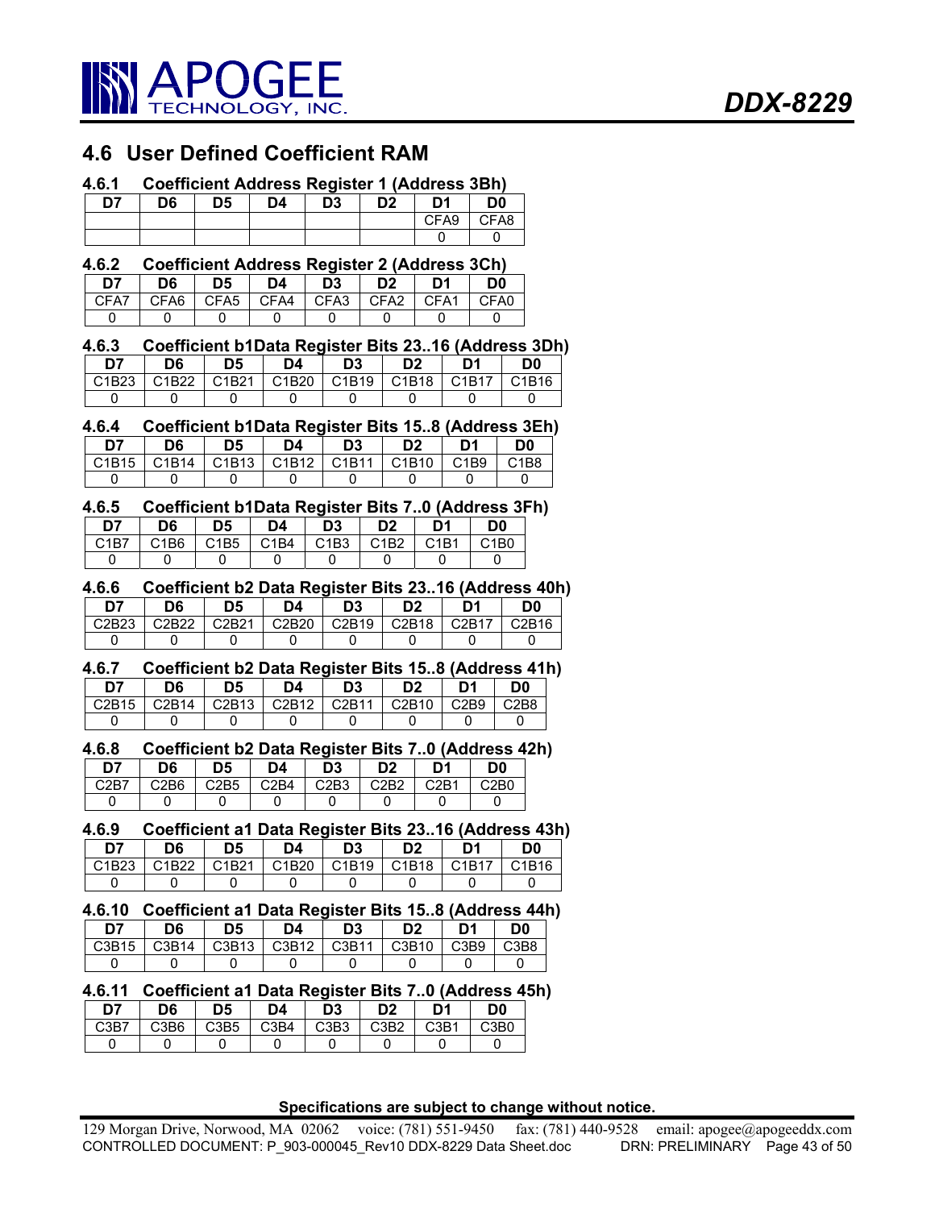## 4.6 User Defined Coefficient RAM

### 4.6.1 Coefficient Address Register 1 (Address 3Bh)

| D7 | D6 | D5 | D4 | D3 | D2 | D1 | D0 |
|---|---|---|---|---|---|---|---|
| | | | | | | CFA9 | CFA8 |
| | | | | | | 0 | 0 |

### 4.6.2 Coefficient Address Register 2 (Address 3Ch)

| D7 | D6 | D5 | D4 | D3 | D2 | D1 | D0 |
|---|---|---|---|---|---|---|---|
| CFA7 | CFA6 | CFA5 | CFA4 | CFA3 | CFA2 | CFA1 | CFA0 |
| 0 | 0 | 0 | 0 | 0 | 0 | 0 | 0 |

### 4.6.3 Coefficient b1Data Register Bits 23..16 (Address 3Dh)

| D7 | D6 | D5 | D4 | D3 | D2 | D1 | D0 |
|---|---|---|---|---|---|---|---|
| C1B23 | C1B22 | C1B21 | C1B20 | C1B19 | C1B18 | C1B17 | C1B16 |
| 0 | 0 | 0 | 0 | 0 | 0 | 0 | 0 |

### 4.6.4 Coefficient b1Data Register Bits 15..8 (Address 3Eh)

| D7 | D6 | D5 | D4 | D3 | D2 | D1 | D0 |
|---|---|---|---|---|---|---|---|
| C1B15 | C1B14 | C1B13 | C1B12 | C1B11 | C1B10 | C1B9 | C1B8 |
| 0 | 0 | 0 | 0 | 0 | 0 | 0 | 0 |

### 4.6.5 Coefficient b1Data Register Bits 7..0 (Address 3Fh)

| D7 | D6 | D5 | D4 | D3 | D2 | D1 | D0 |
|---|---|---|---|---|---|---|---|
| C1B7 | C1B6 | C1B5 | C1B4 | C1B3 | C1B2 | C1B1 | C1B0 |
| 0 | 0 | 0 | 0 | 0 | 0 | 0 | 0 |

### 4.6.6 Coefficient b2 Data Register Bits 23..16 (Address 40h)

| D7 | D6 | D5 | D4 | D3 | D2 | D1 | D0 |
|---|---|---|---|---|---|---|---|
| C2B23 | C2B22 | C2B21 | C2B20 | C2B19 | C2B18 | C2B17 | C2B16 |
| 0 | 0 | 0 | 0 | 0 | 0 | 0 | 0 |

### 4.6.7 Coefficient b2 Data Register Bits 15..8 (Address 41h)

| D7 | D6 | D5 | D4 | D3 | D2 | D1 | D0 |
|---|---|---|---|---|---|---|---|
| C2B15 | C2B14 | C2B13 | C2B12 | C2B11 | C2B10 | C2B9 | C2B8 |
| 0 | 0 | 0 | 0 | 0 | 0 | 0 | 0 |

### 4.6.8 Coefficient b2 Data Register Bits 7..0 (Address 42h)

| D7 | D6 | D5 | D4 | D3 | D2 | D1 | D0 |
|---|---|---|---|---|---|---|---|
| C2B7 | C2B6 | C2B5 | C2B4 | C2B3 | C2B2 | C2B1 | C2B0 |
| 0 | 0 | 0 | 0 | 0 | 0 | 0 | 0 |

### 4.6.9 Coefficient a1 Data Register Bits 23..16 (Address 43h)

| D7 | D6 | D5 | D4 | D3 | D2 | D1 | D0 |
|---|---|---|---|---|---|---|---|
| C1B23 | C1B22 | C1B21 | C1B20 | C1B19 | C1B18 | C1B17 | C1B16 |
| 0 | 0 | 0 | 0 | 0 | 0 | 0 | 0 |

### 4.6.10 Coefficient a1 Data Register Bits 15..8 (Address 44h)

| D7 | D6 | D5 | D4 | D3 | D2 | D1 | D0 |
|---|---|---|---|---|---|---|---|
| C3B15 | C3B14 | C3B13 | C3B12 | C3B11 | C3B10 | C3B9 | C3B8 |
| 0 | 0 | 0 | 0 | 0 | 0 | 0 | 0 |

### 4.6.11 Coefficient a1 Data Register Bits 7..0 (Address 45h)

| D7 | D6 | D5 | D4 | D3 | D2 | D1 | D0 |
|---|---|---|---|---|---|---|---|
| C3B7 | C3B6 | C3B5 | C3B4 | C3B3 | C3B2 | C3B1 | C3B0 |
| 0 | 0 | 0 | 0 | 0 | 0 | 0 | 0 |

**Specifications are subject to change without notice.**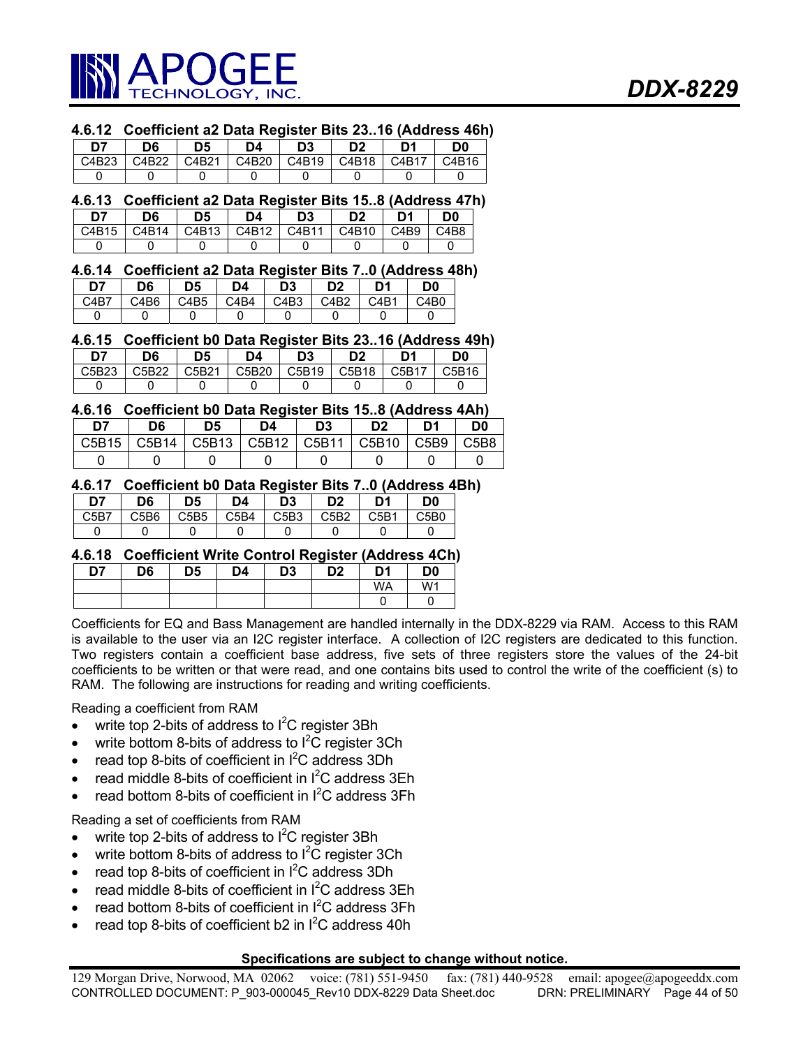### 4.6.12 Coefficient a2 Data Register Bits 23..16 (Address 46h)

| D7 | D6 | D5 | D4 | D3 | D2 | D1 | D0 |
|---|---|---|---|---|---|---|---|
| C4B23 | C4B22 | C4B21 | C4B20 | C4B19 | C4B18 | C4B17 | C4B16 |
| 0 | 0 | 0 | 0 | 0 | 0 | 0 | 0 |

### 4.6.13 Coefficient a2 Data Register Bits 15..8 (Address 47h)

| D7 | D6 | D5 | D4 | D3 | D2 | D1 | D0 |
|---|---|---|---|---|---|---|---|
| C4B15 | C4B14 | C4B13 | C4B12 | C4B11 | C4B10 | C4B9 | C4B8 |
| 0 | 0 | 0 | 0 | 0 | 0 | 0 | 0 |

### 4.6.14 Coefficient a2 Data Register Bits 7..0 (Address 48h)

| D7 | D6 | D5 | D4 | D3 | D2 | D1 | D0 |
|---|---|---|---|---|---|---|---|
| C4B7 | C4B6 | C4B5 | C4B4 | C4B3 | C4B2 | C4B1 | C4B0 |
| 0 | 0 | 0 | 0 | 0 | 0 | 0 | 0 |

### 4.6.15 Coefficient b0 Data Register Bits 23..16 (Address 49h)

| D7 | D6 | D5 | D4 | D3 | D2 | D1 | D0 |
|---|---|---|---|---|---|---|---|
| C5B23 | C5B22 | C5B21 | C5B20 | C5B19 | C5B18 | C5B17 | C5B16 |
| 0 | 0 | 0 | 0 | 0 | 0 | 0 | 0 |

### 4.6.16 Coefficient b0 Data Register Bits 15..8 (Address 4Ah)

| D7 | D6 | D5 | D4 | D3 | D2 | D1 | D0 |
|---|---|---|---|---|---|---|---|
| C5B15 | C5B14 | C5B13 | C5B12 | C5B11 | C5B10 | C5B9 | C5B8 |
| 0 | 0 | 0 | 0 | 0 | 0 | 0 | 0 |

### 4.6.17 Coefficient b0 Data Register Bits 7..0 (Address 4Bh)

| D7 | D6 | D5 | D4 | D3 | D2 | D1 | D0 |
|---|---|---|---|---|---|---|---|
| C5B7 | C5B6 | C5B5 | C5B4 | C5B3 | C5B2 | C5B1 | C5B0 |
| 0 | 0 | 0 | 0 | 0 | 0 | 0 | 0 |

### 4.6.18 Coefficient Write Control Register (Address 4Ch)

| D7 | D6 | D5 | D4 | D3 | D2 | D1 | D0 |
|---|---|---|---|---|---|---|---|
| | | | | | | WA | W1 |
| | | | | | | 0 | 0 |

Coefficients for EQ and Bass Management are handled internally in the DDX-8229 via RAM. Access to this RAM is available to the user via an I2C register interface. A collection of I2C registers are dedicated to this function. Two registers contain a coefficient base address, five sets of three registers store the values of the 24-bit coefficients to be written or that were read, and one contains bits used to control the write of the coefficient (s) to RAM. The following are instructions for reading and writing coefficients.

Reading a coefficient from RAM

- write top 2-bits of address to $I^2C$ register 3Bh
- write bottom 8-bits of address to $I^2C$ register 3Ch
- read top 8-bits of coefficient in $I^2C$ address 3Dh
- read middle 8-bits of coefficient in $I^2C$ address 3Eh
- read bottom 8-bits of coefficient in $I^2C$ address 3Fh

Reading a set of coefficients from RAM

- write top 2-bits of address to $I^2C$ register 3Bh
- write bottom 8-bits of address to $I^2C$ register 3Ch
- read top 8-bits of coefficient in $I^2C$ address 3Dh
- read middle 8-bits of coefficient in $I^2C$ address 3Eh
- read bottom 8-bits of coefficient in $I^2C$ address 3Fh
- read top 8-bits of coefficient b2 in $I^2C$ address 40h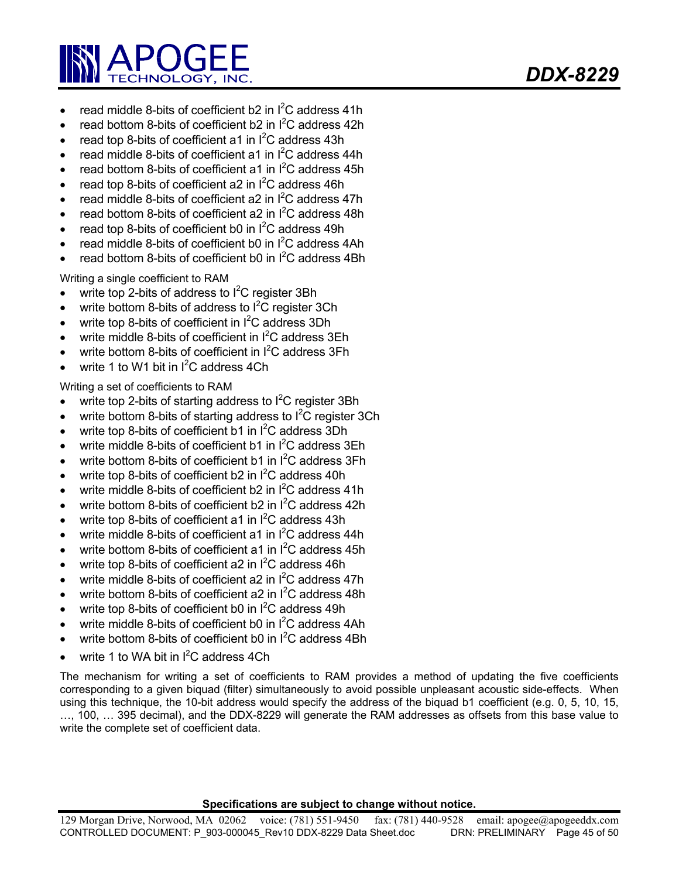- read middle 8-bits of coefficient b2 in I$^2$C address 41h
- read bottom 8-bits of coefficient b2 in I$^2$C address 42h
- read top 8-bits of coefficient a1 in I$^2$C address 43h
- read middle 8-bits of coefficient a1 in I$^2$C address 44h
- read bottom 8-bits of coefficient a1 in I$^2$C address 45h
- read top 8-bits of coefficient a2 in I$^2$C address 46h
- read middle 8-bits of coefficient a2 in I$^2$C address 47h
- read bottom 8-bits of coefficient a2 in I$^2$C address 48h
- read top 8-bits of coefficient b0 in I$^2$C address 49h
- read middle 8-bits of coefficient b0 in I$^2$C address 4Ah
- read bottom 8-bits of coefficient b0 in I$^2$C address 4Bh

Writing a single coefficient to RAM

- write top 2-bits of address to I$^2$C register 3Bh
- write bottom 8-bits of address to I$^2$C register 3Ch
- write top 8-bits of coefficient in I$^2$C address 3Dh
- write middle 8-bits of coefficient in I$^2$C address 3Eh
- write bottom 8-bits of coefficient in I$^2$C address 3Fh
- write 1 to W1 bit in I$^2$C address 4Ch

Writing a set of coefficients to RAM

- write top 2-bits of starting address to I$^2$C register 3Bh
- write bottom 8-bits of starting address to I$^2$C register 3Ch
- write top 8-bits of coefficient b1 in I$^2$C address 3Dh
- write middle 8-bits of coefficient b1 in I$^2$C address 3Eh
- write bottom 8-bits of coefficient b1 in I$^2$C address 3Fh
- write top 8-bits of coefficient b2 in I$^2$C address 40h
- write middle 8-bits of coefficient b2 in I$^2$C address 41h
- write bottom 8-bits of coefficient b2 in I$^2$C address 42h
- write top 8-bits of coefficient a1 in I$^2$C address 43h
- write middle 8-bits of coefficient a1 in I$^2$C address 44h
- write bottom 8-bits of coefficient a1 in I$^2$C address 45h
- write top 8-bits of coefficient a2 in I$^2$C address 46h
- write middle 8-bits of coefficient a2 in I$^2$C address 47h
- write bottom 8-bits of coefficient a2 in I$^2$C address 48h
- write top 8-bits of coefficient b0 in I$^2$C address 49h
- write middle 8-bits of coefficient b0 in I$^2$C address 4Ah
- write bottom 8-bits of coefficient b0 in I$^2$C address 4Bh
- write 1 to WA bit in I$^2$C address 4Ch

The mechanism for writing a set of coefficients to RAM provides a method of updating the five coefficients corresponding to a given biquad (filter) simultaneously to avoid possible unpleasant acoustic side-effects. When using this technique, the 10-bit address would specify the address of the biquad b1 coefficient (e.g. 0, 5, 10, 15, …, 100, … 395 decimal), and the DDX-8229 will generate the RAM addresses as offsets from this base value to write the complete set of coefficient data.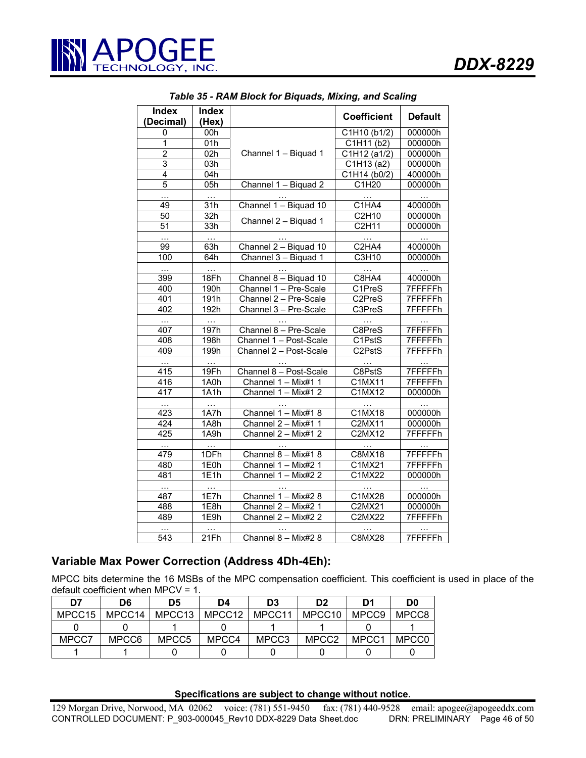*Table 35 - RAM Block for Biquads, Mixing, and Scaling*

| Index (Decimal) | Index (Hex) | | Coefficient | Default |
|---|---|---|---|---|
| 0 | 00h | Channel 1 – Biquad 1 | C1H10 (b1/2) | 000000h |
| 1 | 01h | | C1H11 (b2) | 000000h |
| 2 | 02h | | C1H12 (a1/2) | 000000h |
| 3 | 03h | | C1H13 (a2) | 000000h |
| 4 | 04h | | C1H14 (b0/2) | 400000h |
| 5 | 05h | Channel 1 – Biquad 2 | C1H20 | 000000h |
| … | … | … | … | … |
| 49 | 31h | Channel 1 – Biquad 10 | C1HA4 | 400000h |
| 50 | 32h | Channel 2 – Biquad 1 | C2H10 | 000000h |
| 51 | 33h | | C2H11 | 000000h |
| … | … | … | … | … |
| 99 | 63h | Channel 2 – Biquad 10 | C2HA4 | 400000h |
| 100 | 64h | Channel 3 – Biquad 1 | C3H10 | 000000h |
| … | … | … | … | … |
| 399 | 18Fh | Channel 8 – Biquad 10 | C8HA4 | 400000h |
| 400 | 190h | Channel 1 – Pre-Scale | C1PreS | 7FFFFFh |
| 401 | 191h | Channel 2 – Pre-Scale | C2PreS | 7FFFFFh |
| 402 | 192h | Channel 3 – Pre-Scale | C3PreS | 7FFFFFh |
| … | … | … | … | … |
| 407 | 197h | Channel 8 – Pre-Scale | C8PreS | 7FFFFFh |
| 408 | 198h | Channel 1 – Post-Scale | C1PstS | 7FFFFFh |
| 409 | 199h | Channel 2 – Post-Scale | C2PstS | 7FFFFFh |
| … | … | … | … | … |
| 415 | 19Fh | Channel 8 – Post-Scale | C8PstS | 7FFFFFh |
| 416 | 1A0h | Channel 1 – Mix#1 1 | C1MX11 | 7FFFFFh |
| 417 | 1A1h | Channel 1 – Mix#1 2 | C1MX12 | 000000h |
| … | … | … | … | … |
| 423 | 1A7h | Channel 1 – Mix#1 8 | C1MX18 | 000000h |
| 424 | 1A8h | Channel 2 – Mix#1 1 | C2MX11 | 000000h |
| 425 | 1A9h | Channel 2 – Mix#1 2 | C2MX12 | 7FFFFFh |
| … | … | … | … | … |
| 479 | 1DFh | Channel 8 – Mix#1 8 | C8MX18 | 7FFFFFh |
| 480 | 1E0h | Channel 1 – Mix#2 1 | C1MX21 | 7FFFFFh |
| 481 | 1E1h | Channel 1 – Mix#2 2 | C1MX22 | 000000h |
| … | … | … | … | … |
| 487 | 1E7h | Channel 1 – Mix#2 8 | C1MX28 | 000000h |
| 488 | 1E8h | Channel 2 – Mix#2 1 | C2MX21 | 000000h |
| 489 | 1E9h | Channel 2 – Mix#2 2 | C2MX22 | 7FFFFFh |
| … | … | … | … | … |
| 543 | 21Fh | Channel 8 – Mix#2 8 | C8MX28 | 7FFFFFh |

## Variable Max Power Correction (Address 4Dh-4Eh):

MPCC bits determine the 16 MSBs of the MPC compensation coefficient. This coefficient is used in place of the default coefficient when MPCV = 1.

| D7 | D6 | D5 | D4 | D3 | D2 | D1 | D0 |
|---|---|---|---|---|---|---|---|
| MPCC15 | MPCC14 | MPCC13 | MPCC12 | MPCC11 | MPCC10 | MPCC9 | MPCC8 |
| 0 | 0 | 1 | 0 | 1 | 1 | 0 | 1 |
| MPCC7 | MPCC6 | MPCC5 | MPCC4 | MPCC3 | MPCC2 | MPCC1 | MPCC0 |
| 1 | 1 | 0 | 0 | 0 | 0 | 0 | 0 |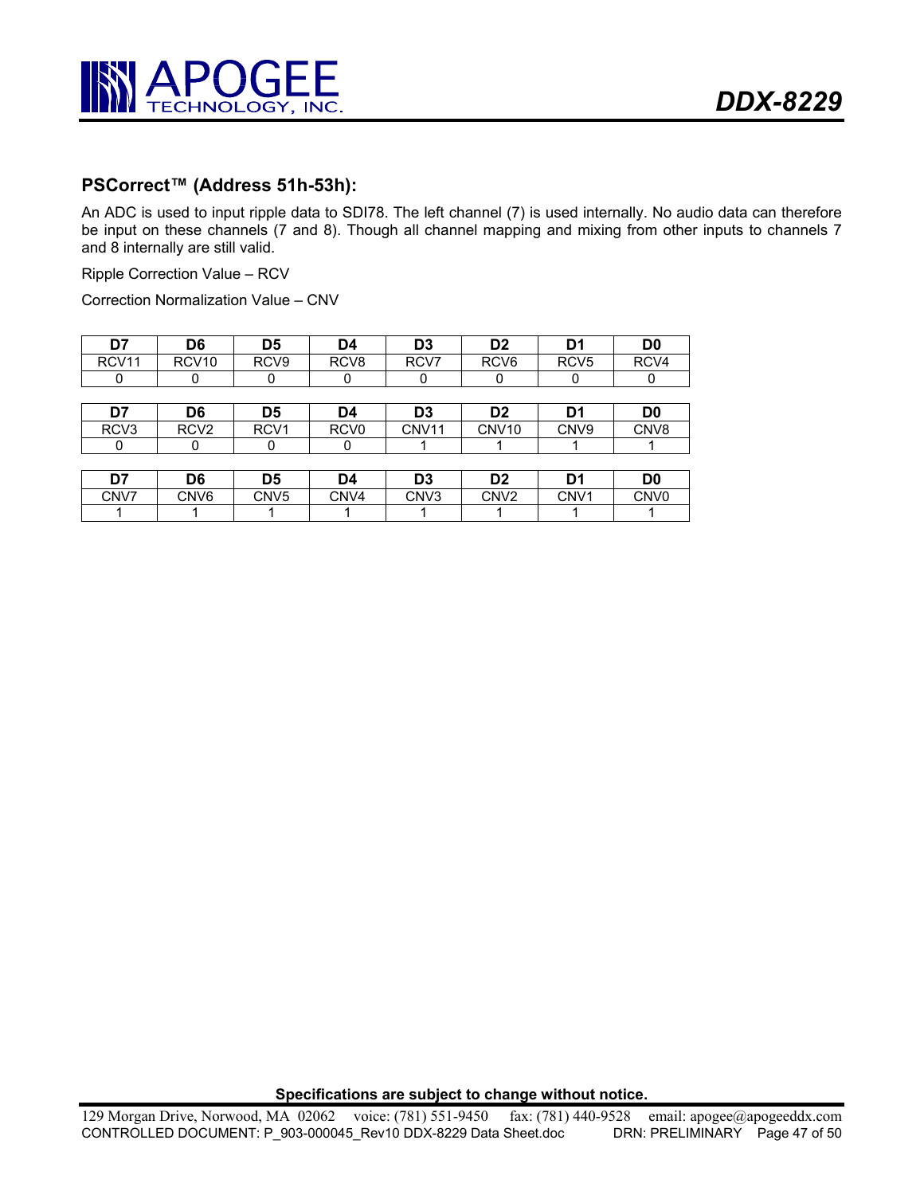## PSCorrect™ (Address 51h-53h):

An ADC is used to input ripple data to SDI78. The left channel (7) is used internally. No audio data can therefore be input on these channels (7 and 8). Though all channel mapping and mixing from other inputs to channels 7 and 8 internally are still valid.

Ripple Correction Value – RCV

Correction Normalization Value – CNV

| D7 | D6 | D5 | D4 | D3 | D2 | D1 | D0 |
|---|---|---|---|---|---|---|---|
| RCV11 | RCV10 | RCV9 | RCV8 | RCV7 | RCV6 | RCV5 | RCV4 |
| 0 | 0 | 0 | 0 | 0 | 0 | 0 | 0 |

| D7 | D6 | D5 | D4 | D3 | D2 | D1 | D0 |
|---|---|---|---|---|---|---|---|
| RCV3 | RCV2 | RCV1 | RCV0 | CNV11 | CNV10 | CNV9 | CNV8 |
| 0 | 0 | 0 | 0 | 1 | 1 | 1 | 1 |

| D7 | D6 | D5 | D4 | D3 | D2 | D1 | D0 |
|---|---|---|---|---|---|---|---|
| CNV7 | CNV6 | CNV5 | CNV4 | CNV3 | CNV2 | CNV1 | CNV0 |
| 1 | 1 | 1 | 1 | 1 | 1 | 1 | 1 |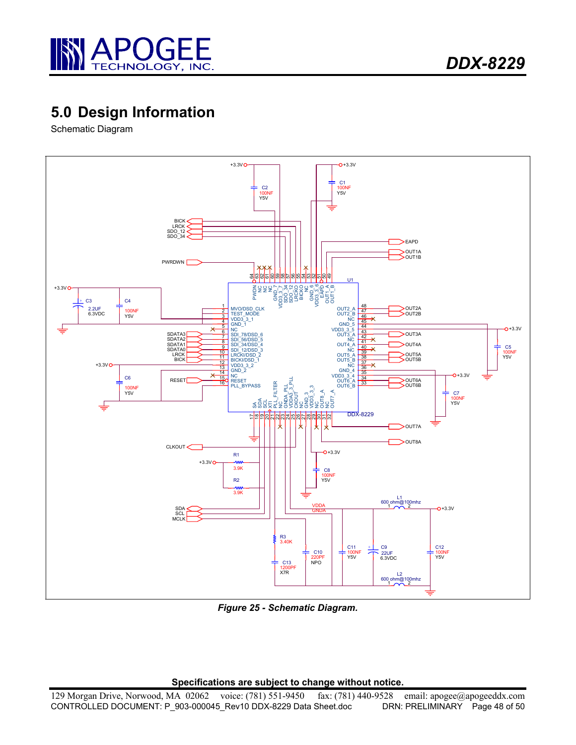# 5.0 Design Information

Schematic Diagram

*Figure 25 - Schematic Diagram.*

**Specifications are subject to change without notice.**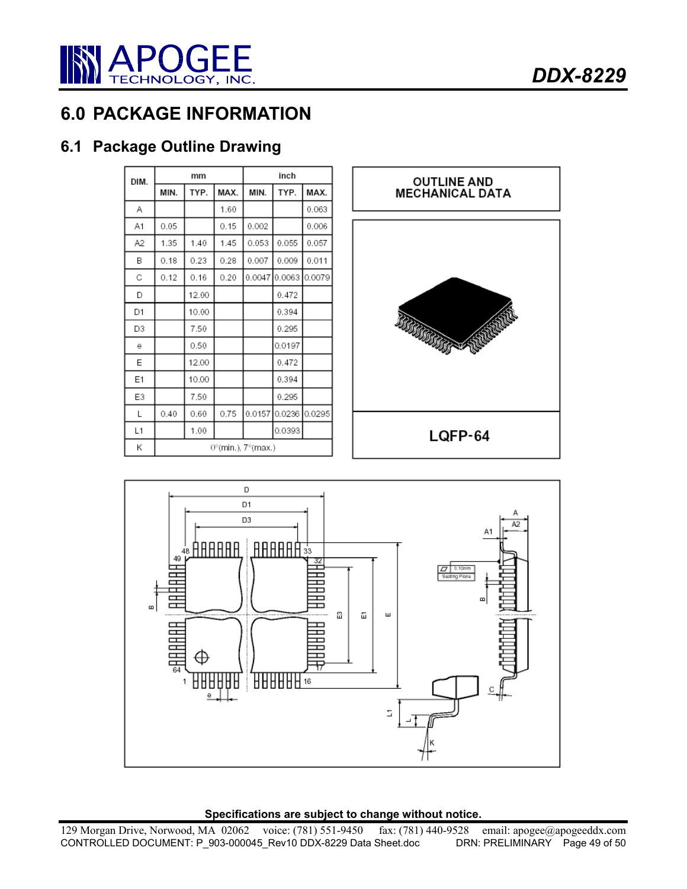# 6.0 PACKAGE INFORMATION

## 6.1 Package Outline Drawing

| DIM. | mm | | | inch | | |
|---|---|---|---|---|---|---|
| | MIN. | TYP. | MAX. | MIN. | TYP. | MAX. |
| A | | | 1.60 | | | 0.063 |
| A1 | 0.05 | | 0.15 | 0.002 | | 0.006 |
| A2 | 1.35 | 1.40 | 1.45 | 0.053 | 0.055 | 0.057 |
| B | 0.18 | 0.23 | 0.28 | 0.007 | 0.009 | 0.011 |
| C | 0.12 | 0.16 | 0.20 | 0.0047 | 0.0063 | 0.0079 |
| D | | 12.00 | | | 0.472 | |
| D1 | | 10.00 | | | 0.394 | |
| D3 | | 7.50 | | | 0.295 | |
| e | | 0.50 | | | 0.0197 | |
| E | | 12.00 | | | 0.472 | |
| E1 | | 10.00 | | | 0.394 | |
| E3 | | 7.50 | | | 0.295 | |
| L | 0.40 | 0.60 | 0.75 | 0.0157 | 0.0236 | 0.0295 |
| L1 | | 1.00 | | | 0.0393 | |
| K | 0°(min.), 7°(max.) | | | | | |

OUTLINE AND MECHANICAL DATA

LQFP-64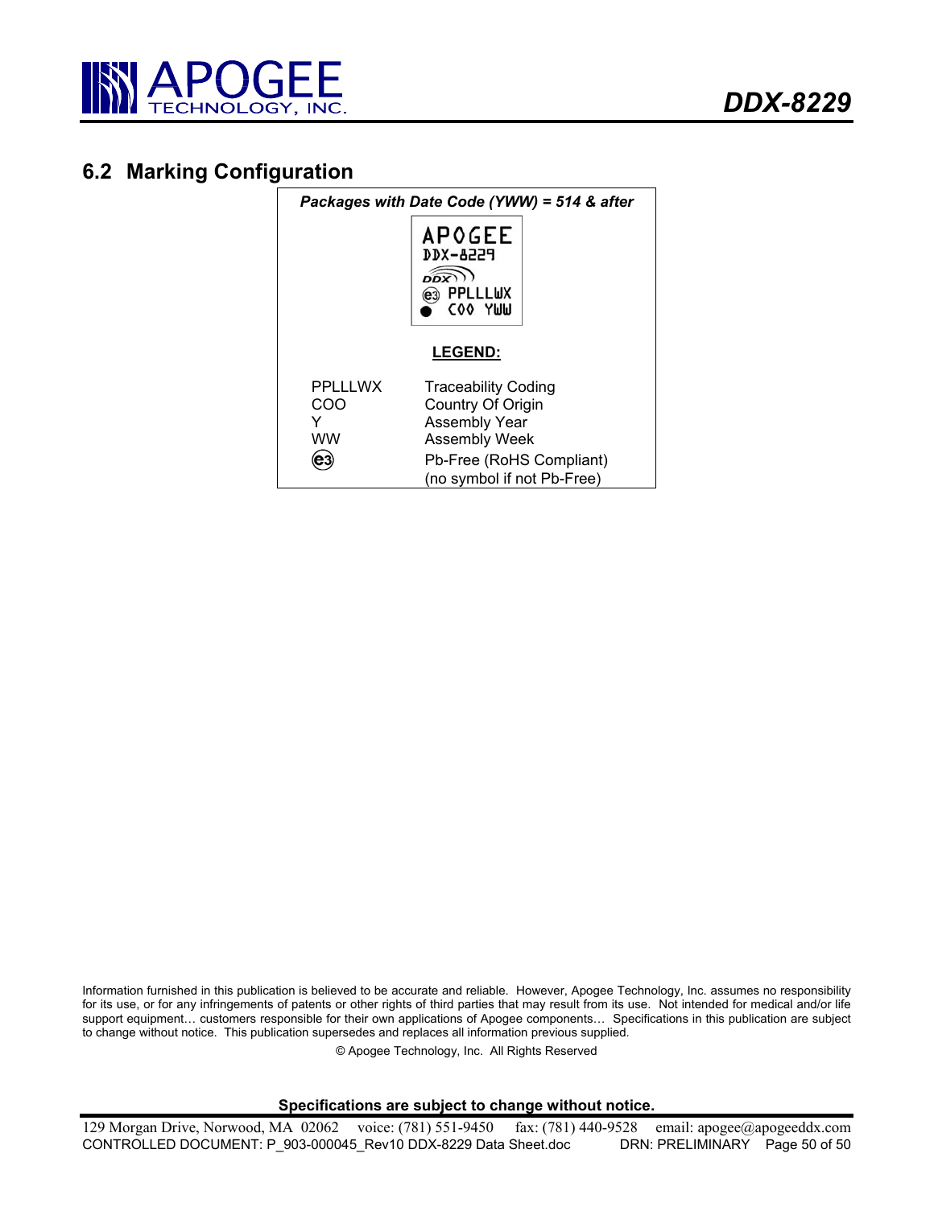## 6.2 Marking Configuration

*Packages with Date Code (YWW) = 514 & after*

APOGEE
DDX-8229
DDX
e3 PPLLLWX
● COO YWW

**LEGEND:**

| | |
|---|---|
| PPLLLWX | Traceability Coding |
| COO | Country Of Origin |
| Y | Assembly Year |
| WW | Assembly Week |
| e3 | Pb-Free (RoHS Compliant) (no symbol if not Pb-Free) |

Information furnished in this publication is believed to be accurate and reliable. However, Apogee Technology, Inc. assumes no responsibility for its use, or for any infringements of patents or other rights of third parties that may result from its use. Not intended for medical and/or life support equipment… customers responsible for their own applications of Apogee components… Specifications in this publication are subject to change without notice. This publication supersedes and replaces all information previous supplied.

© Apogee Technology, Inc. All Rights Reserved